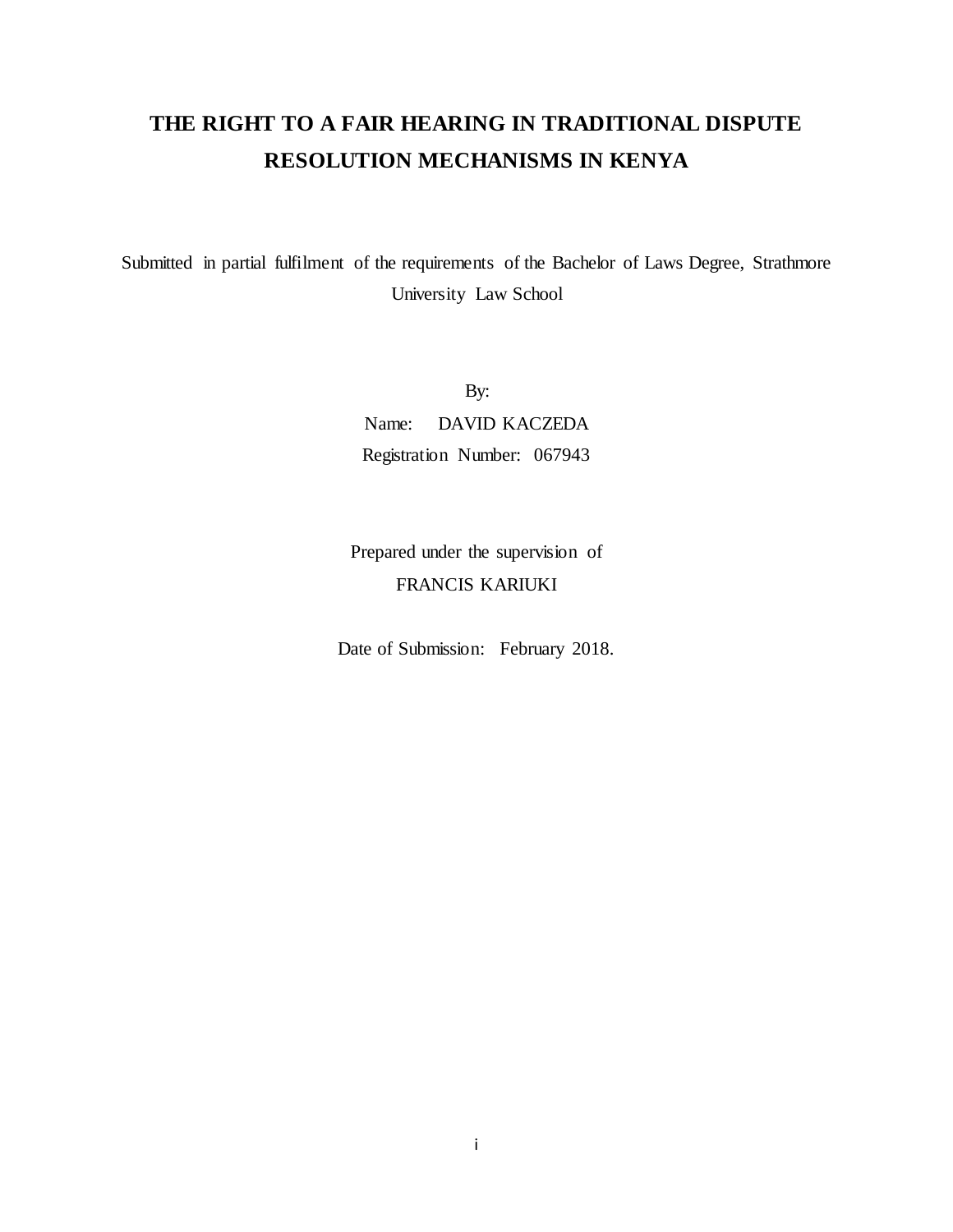# THE RIGHT TO A FAIR HEARING IN TRADITIONAL DISPUTE RESOLUTION MECHANISMS IN KENYA

Submitted in partial fulfilment of the requirements of the Bachelor of Laws Degree, Strathmore University Law School

By:

Name: DAVID KACZEDA

Registration Number: 067943

Prepared under the supervision of

FRANCIS KARIUKI

Date of Submission: February 2018.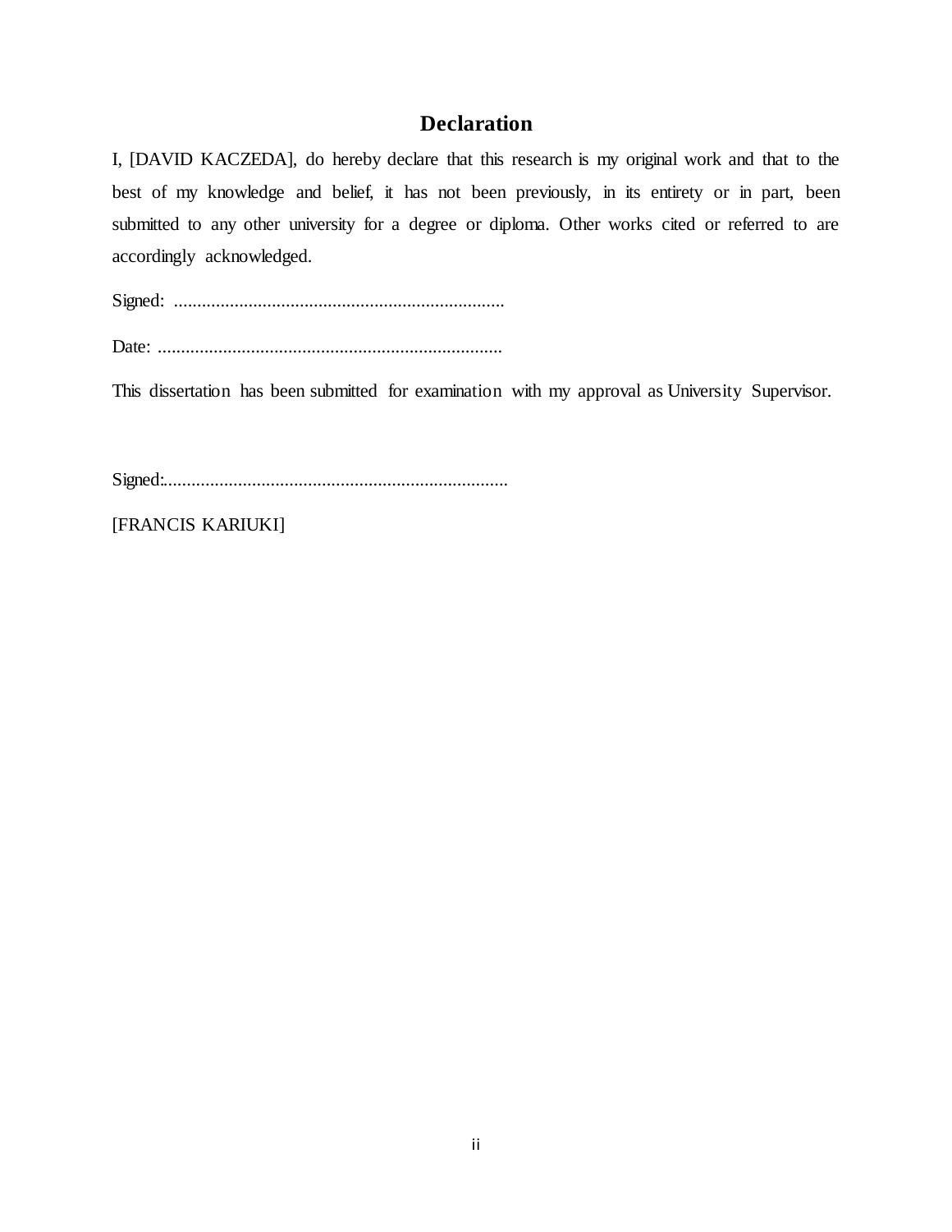# Declaration

I, [DAVID KACZEDA], do hereby declare that this research is my original work and that to the best of my knowledge and belief, it has not been previously, in its entirety or in part, been submitted to any other university for a degree or diploma. Other works cited or referred to are accordingly acknowledged.

Signed: .......................................................................

Date: ..........................................................................

This dissertation has been submitted for examination with my approval as University Supervisor.

Signed:..........................................................................

[FRANCIS KARIUKI]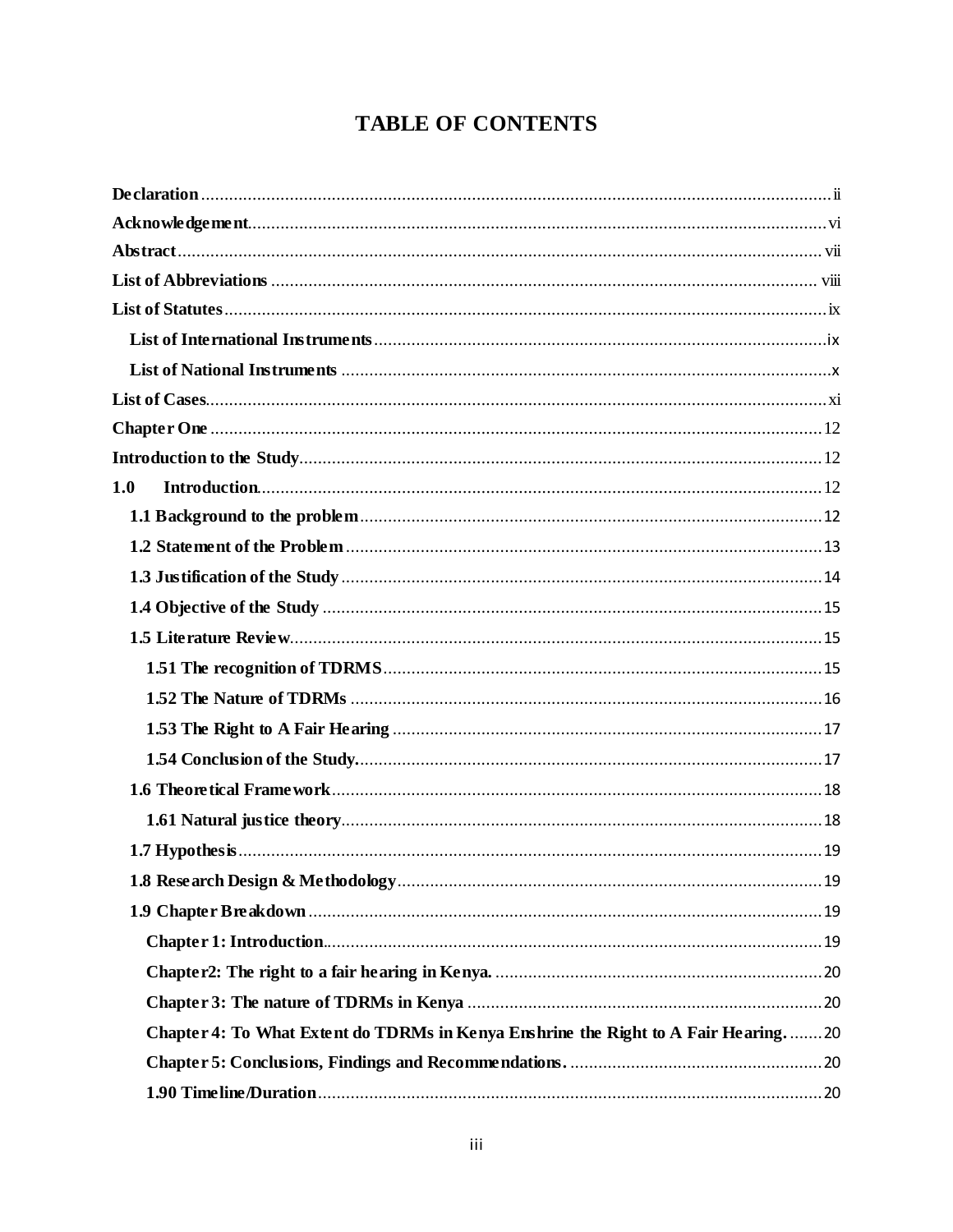# TABLE OF CONTENTS

**Declaration** ii

**Acknowledgement** vi

**Abstract** vii

**List of Abbreviations** viii

**List of Statutes** ix

- **List of International Instruments** ix
- **List of National Instruments** x

**List of Cases** xi

**Chapter One** 12

**Introduction to the Study** 12

**1.0 Introduction** 12

- **1.1 Background to the problem** 12
- **1.2 Statement of the Problem** 13
- **1.3 Justification of the Study** 14
- **1.4 Objective of the Study** 15
- **1.5 Literature Review** 15
  - **1.51 The recognition of TDRMS** 15
  - **1.52 The Nature of TDRMs** 16
  - **1.53 The Right to A Fair Hearing** 17
  - **1.54 Conclusion of the Study.** 17
- **1.6 Theoretical Framework** 18
  - **1.61 Natural justice theory** 18
- **1.7 Hypothesis** 19
- **1.8 Research Design & Methodology** 19
- **1.9 Chapter Breakdown** 19
  - **Chapter 1: Introduction.** 19
  - **Chapter2: The right to a fair hearing in Kenya.** 20
  - **Chapter 3: The nature of TDRMs in Kenya** 20
  - **Chapter 4: To What Extent do TDRMs in Kenya Enshrine the Right to A Fair Hearing.** 20
  - **Chapter 5: Conclusions, Findings and Recommendations.** 20
  - **1.90 Timeline/Duration** 20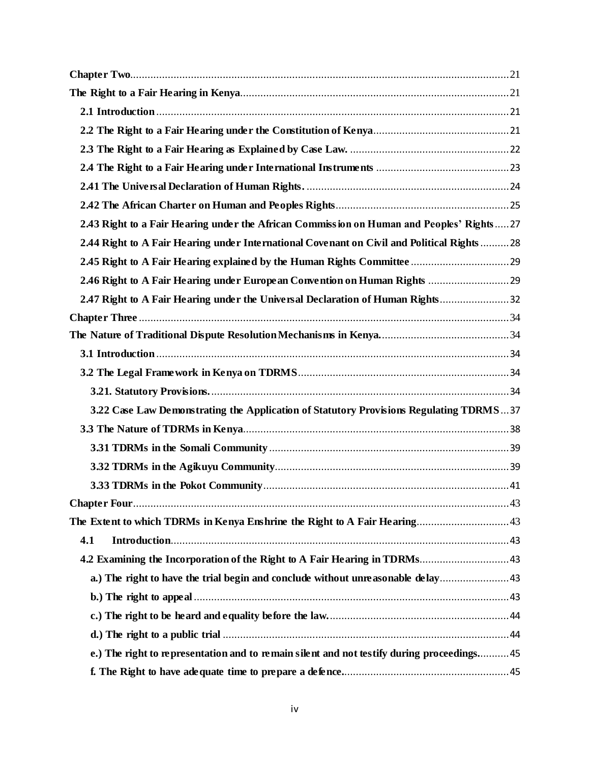**Chapter Two** ........ 21

**The Right to a Fair Hearing in Kenya** ........ 21

- **2.1 Introduction** ........ 21
- **2.2 The Right to a Fair Hearing under the Constitution of Kenya** ........ 21
- **2.3 The Right to a Fair Hearing as Explained by Case Law.** ........ 22
- **2.4 The Right to a Fair Hearing under International Instruments** ........ 23
- **2.41 The Universal Declaration of Human Rights.** ........ 24
- **2.42 The African Charter on Human and Peoples Rights** ........ 25
- **2.43 Right to a Fair Hearing under the African Commission on Human and Peoples' Rights** ........ 27
- **2.44 Right to A Fair Hearing under International Covenant on Civil and Political Rights** ........ 28
- **2.45 Right to A Fair Hearing explained by the Human Rights Committee** ........ 29
- **2.46 Right to A Fair Hearing under European Convention on Human Rights** ........ 29
- **2.47 Right to A Fair Hearing under the Universal Declaration of Human Rights** ........ 32

**Chapter Three** ........ 34

**The Nature of Traditional Dispute Resolution Mechanisms in Kenya.** ........ 34

- **3.1 Introduction** ........ 34
- **3.2 The Legal Framework in Kenya on TDRMS** ........ 34
  - **3.21. Statutory Provisions.** ........ 34
  - **3.22 Case Law Demonstrating the Application of Statutory Provisions Regulating TDRMS** ... 37
- **3.3 The Nature of TDRMs in Kenya** ........ 38
  - **3.31 TDRMs in the Somali Community** ........ 39
  - **3.32 TDRMs in the Agikuyu Community** ........ 39
  - **3.33 TDRMs in the Pokot Community** ........ 41

**Chapter Four** ........ 43

**The Extent to which TDRMs in Kenya Enshrine the Right to A Fair Hearing** ........ 43

- **4.1 Introduction** ........ 43
- **4.2 Examining the Incorporation of the Right to A Fair Hearing in TDRMs** ........ 43
  - **a.) The right to have the trial begin and conclude without unreasonable delay** ........ 43
  - **b.) The right to appeal** ........ 43
  - **c.) The right to be heard and equality before the law.** ........ 44
  - **d.) The right to a public trial** ........ 44
  - **e.) The right to representation and to remain silent and not testify during proceedings.** ........ 45
  - **f. The Right to have adequate time to prepare a defence.** ........ 45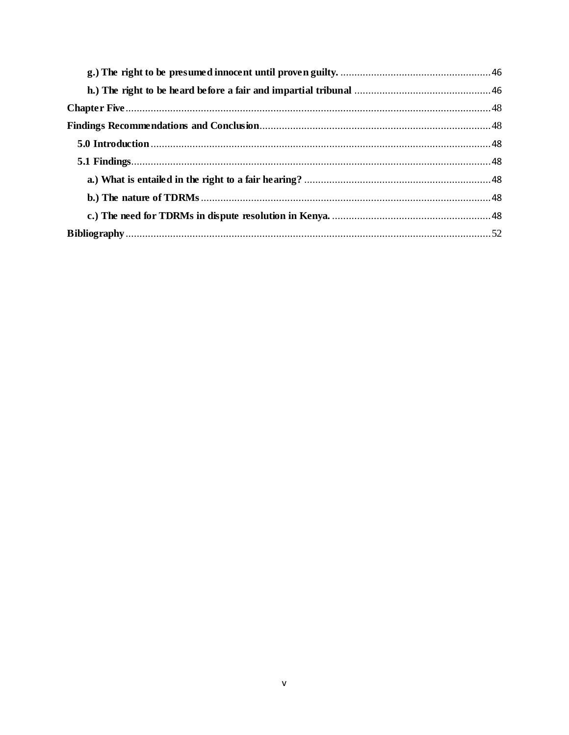**g.) The right to be presumed innocent until proven guilty.** ...................................................... 46

**h.) The right to be heard before a fair and impartial tribunal** ................................................. 46

**Chapter Five** .................................................................................................................................... 48

**Findings Recommendations and Conclusion** .................................................................................. 48

**5.0 Introduction** .......................................................................................................................... 48

**5.1 Findings** ................................................................................................................................. 48

**a.) What is entailed in the right to a fair hearing?** ................................................................... 48

**b.) The nature of TDRMs** ........................................................................................................ 48

**c.) The need for TDRMs in dispute resolution in Kenya.** ......................................................... 48

**Bibliography** .................................................................................................................................... 52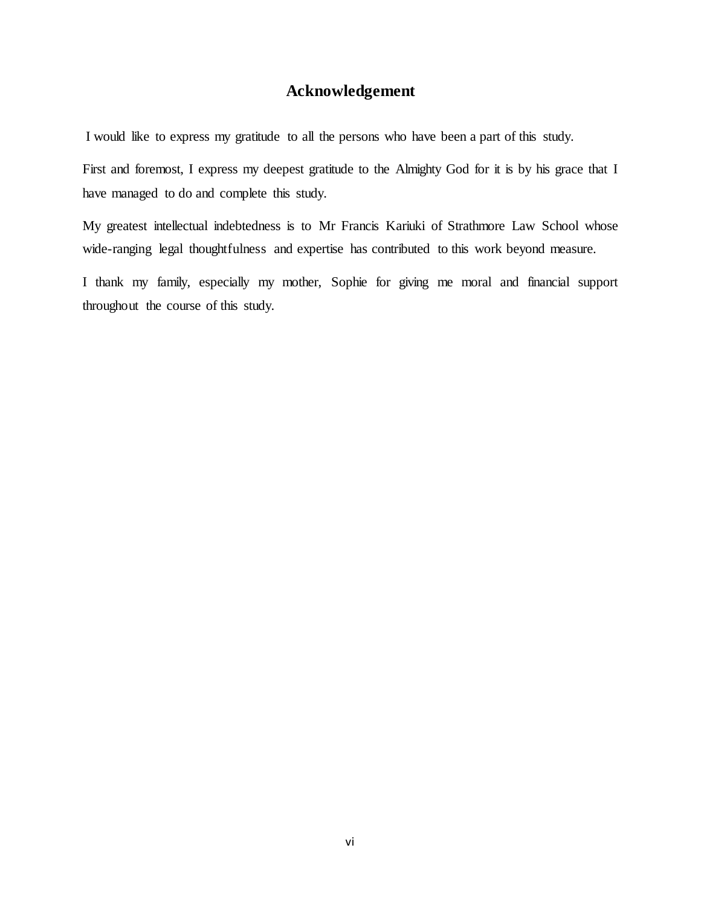# Acknowledgement

I would like to express my gratitude to all the persons who have been a part of this study.

First and foremost, I express my deepest gratitude to the Almighty God for it is by his grace that I have managed to do and complete this study.

My greatest intellectual indebtedness is to Mr Francis Kariuki of Strathmore Law School whose wide-ranging legal thoughtfulness and expertise has contributed to this work beyond measure.

I thank my family, especially my mother, Sophie for giving me moral and financial support throughout the course of this study.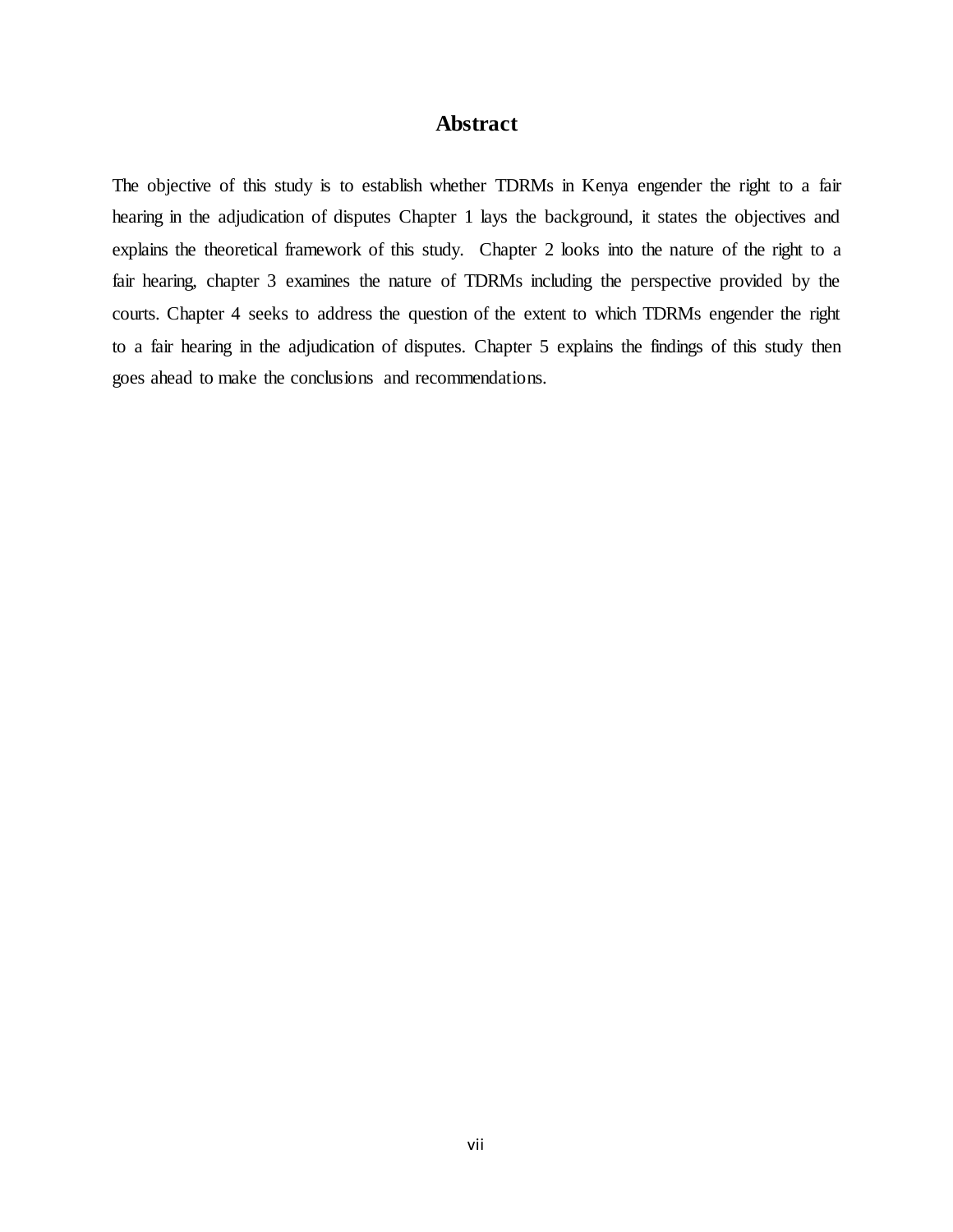# Abstract

The objective of this study is to establish whether TDRMs in Kenya engender the right to a fair hearing in the adjudication of disputes Chapter 1 lays the background, it states the objectives and explains the theoretical framework of this study. Chapter 2 looks into the nature of the right to a fair hearing, chapter 3 examines the nature of TDRMs including the perspective provided by the courts. Chapter 4 seeks to address the question of the extent to which TDRMs engender the right to a fair hearing in the adjudication of disputes. Chapter 5 explains the findings of this study then goes ahead to make the conclusions and recommendations.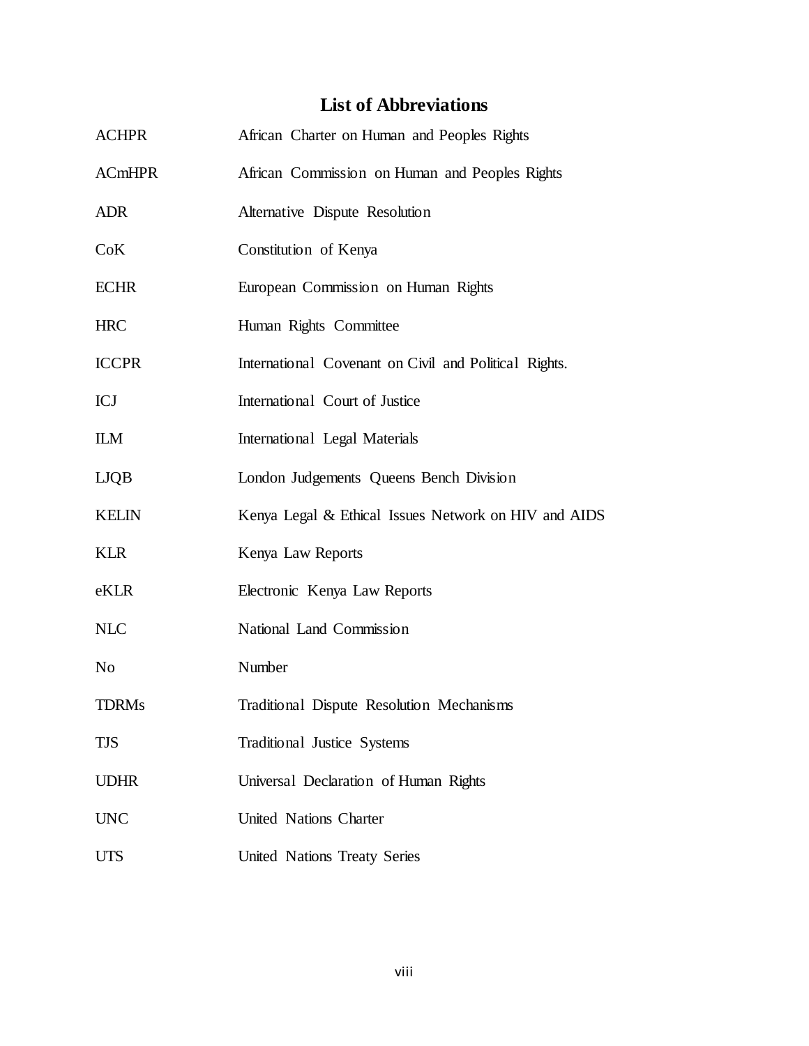# List of Abbreviations

| | |
|---|---|
| ACHPR | African Charter on Human and Peoples Rights |
| ACmHPR | African Commission on Human and Peoples Rights |
| ADR | Alternative Dispute Resolution |
| CoK | Constitution of Kenya |
| ECHR | European Commission on Human Rights |
| HRC | Human Rights Committee |
| ICCPR | International Covenant on Civil and Political Rights. |
| ICJ | International Court of Justice |
| ILM | International Legal Materials |
| LJQB | London Judgements Queens Bench Division |
| KELIN | Kenya Legal & Ethical Issues Network on HIV and AIDS |
| KLR | Kenya Law Reports |
| eKLR | Electronic Kenya Law Reports |
| NLC | National Land Commission |
| No | Number |
| TDRMs | Traditional Dispute Resolution Mechanisms |
| TJS | Traditional Justice Systems |
| UDHR | Universal Declaration of Human Rights |
| UNC | United Nations Charter |
| UTS | United Nations Treaty Series |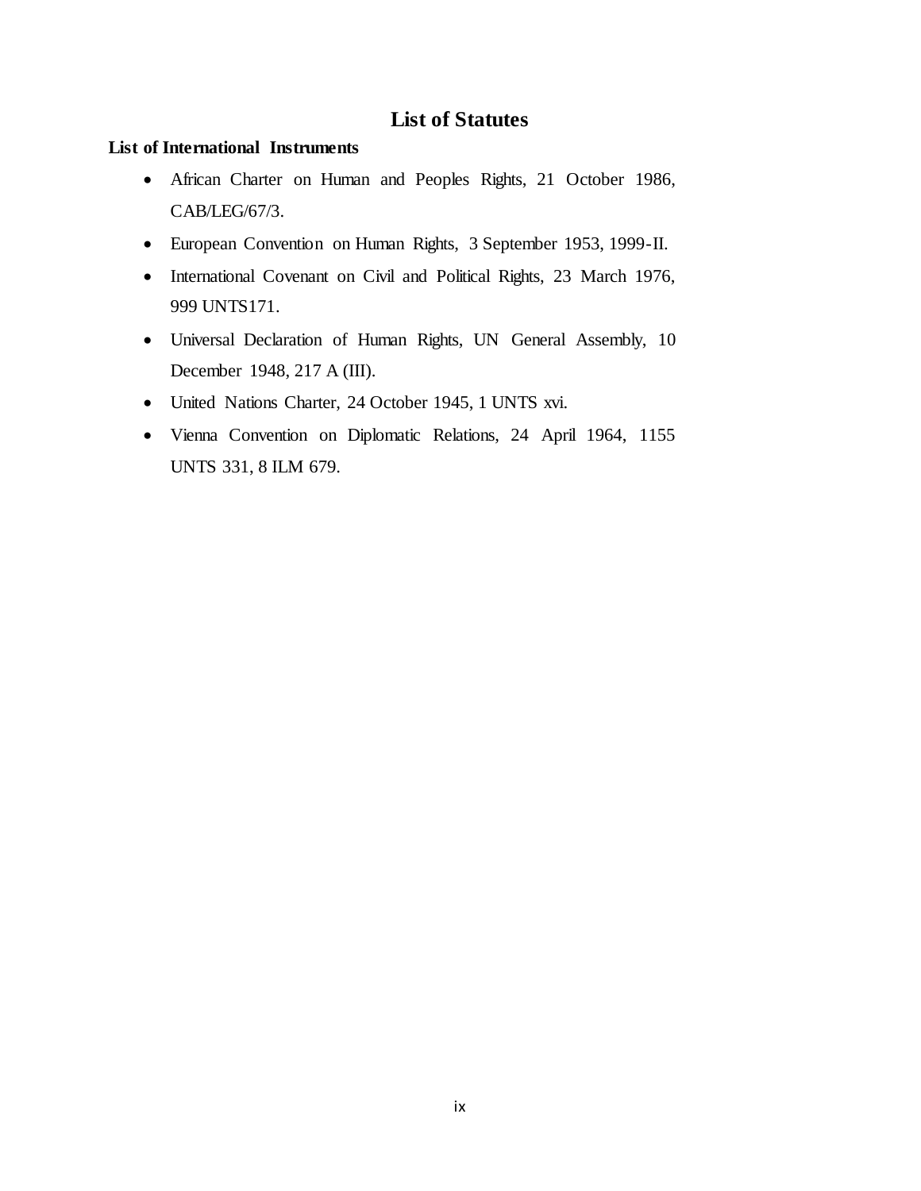# List of Statutes

**List of International Instruments**

- African Charter on Human and Peoples Rights, 21 October 1986, CAB/LEG/67/3.
- European Convention on Human Rights, 3 September 1953, 1999-II.
- International Covenant on Civil and Political Rights, 23 March 1976, 999 UNTS171.
- Universal Declaration of Human Rights, UN General Assembly, 10 December 1948, 217 A (III).
- United Nations Charter, 24 October 1945, 1 UNTS xvi.
- Vienna Convention on Diplomatic Relations, 24 April 1964, 1155 UNTS 331, 8 ILM 679.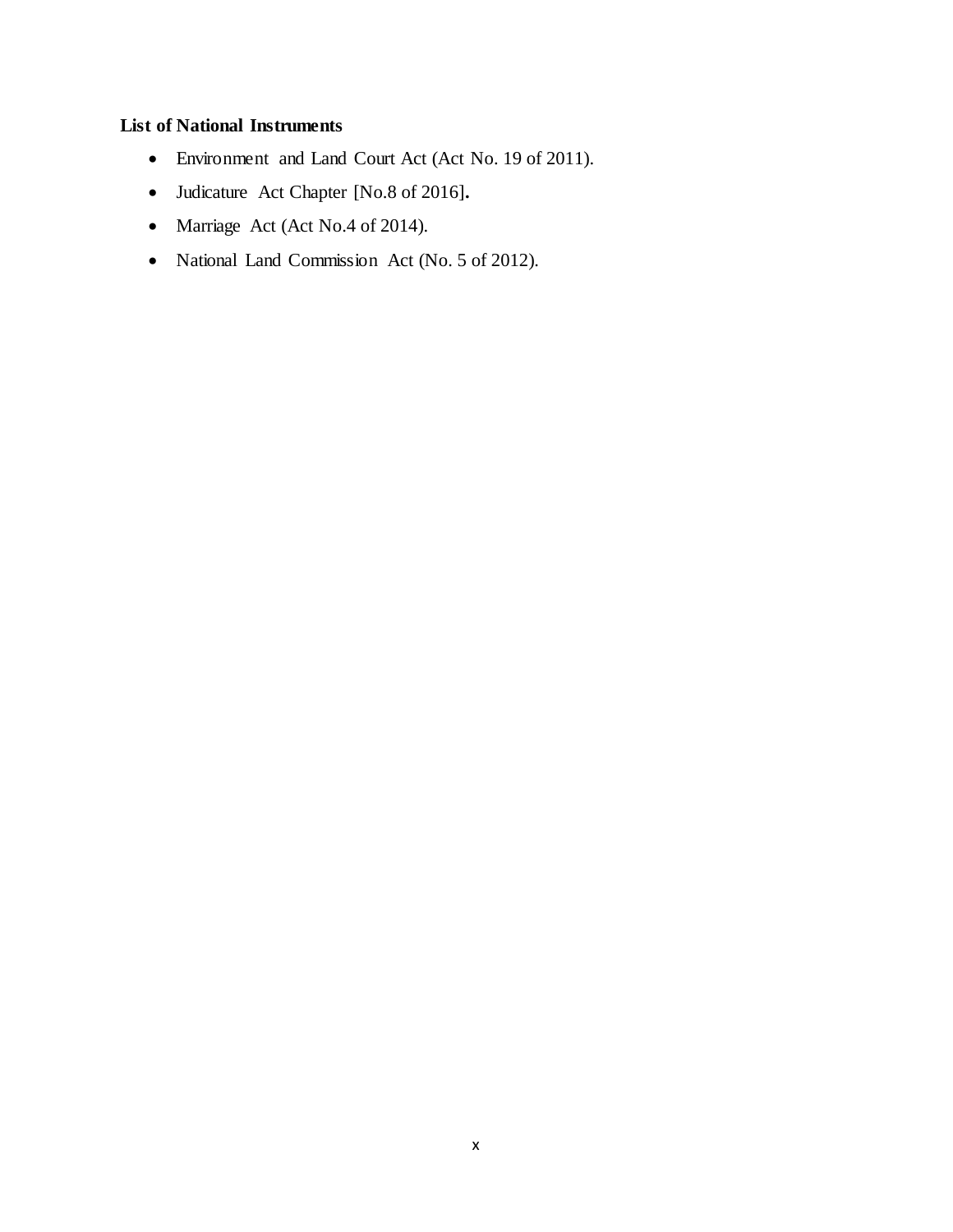**List of National Instruments**

- Environment and Land Court Act (Act No. 19 of 2011).
- Judicature Act Chapter [No.8 of 2016].
- Marriage Act (Act No.4 of 2014).
- National Land Commission Act (No. 5 of 2012).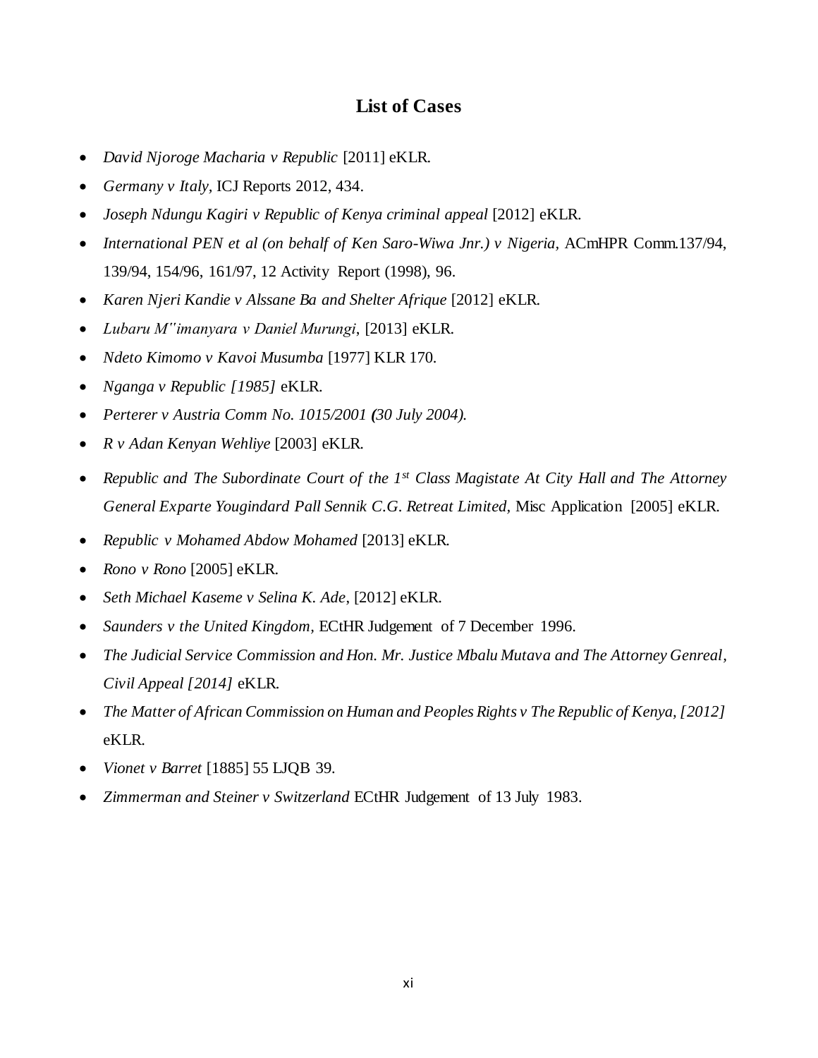## List of Cases

- *David Njoroge Macharia v Republic* [2011] eKLR.
- *Germany v Italy*, ICJ Reports 2012, 434.
- *Joseph Ndungu Kagiri v Republic of Kenya criminal appeal* [2012] eKLR.
- *International PEN et al (on behalf of Ken Saro-Wiwa Jnr.) v Nigeria*, ACmHPR Comm.137/94, 139/94, 154/96, 161/97, 12 Activity Report (1998), 96.
- *Karen Njeri Kandie v Alssane Ba and Shelter Afrique* [2012] eKLR.
- *Lubaru M''imanyara v Daniel Murungi*, [2013] eKLR.
- *Ndeto Kimomo v Kavoi Musumba* [1977] KLR 170.
- *Nganga v Republic [1985]* eKLR.
- *Perterer v Austria Comm No. 1015/2001 (30 July 2004).*
- *R v Adan Kenyan Wehliye* [2003] eKLR.
- *Republic and The Subordinate Court of the 1st Class Magistate At City Hall and The Attorney General Exparte Yougindard Pall Sennik C.G. Retreat Limited,* Misc Application [2005] eKLR.
- *Republic v Mohamed Abdow Mohamed* [2013] eKLR.
- *Rono v Rono* [2005] eKLR.
- *Seth Michael Kaseme v Selina K. Ade*, [2012] eKLR.
- *Saunders v the United Kingdom,* ECtHR Judgement of 7 December 1996.
- *The Judicial Service Commission and Hon. Mr. Justice Mbalu Mutava and The Attorney Genreal, Civil Appeal [2014]* eKLR.
- *The Matter of African Commission on Human and Peoples Rights v The Republic of Kenya, [2012]* eKLR.
- *Vionet v Barret* [1885] 55 LJQB 39.
- *Zimmerman and Steiner v Switzerland* ECtHR Judgement of 13 July 1983.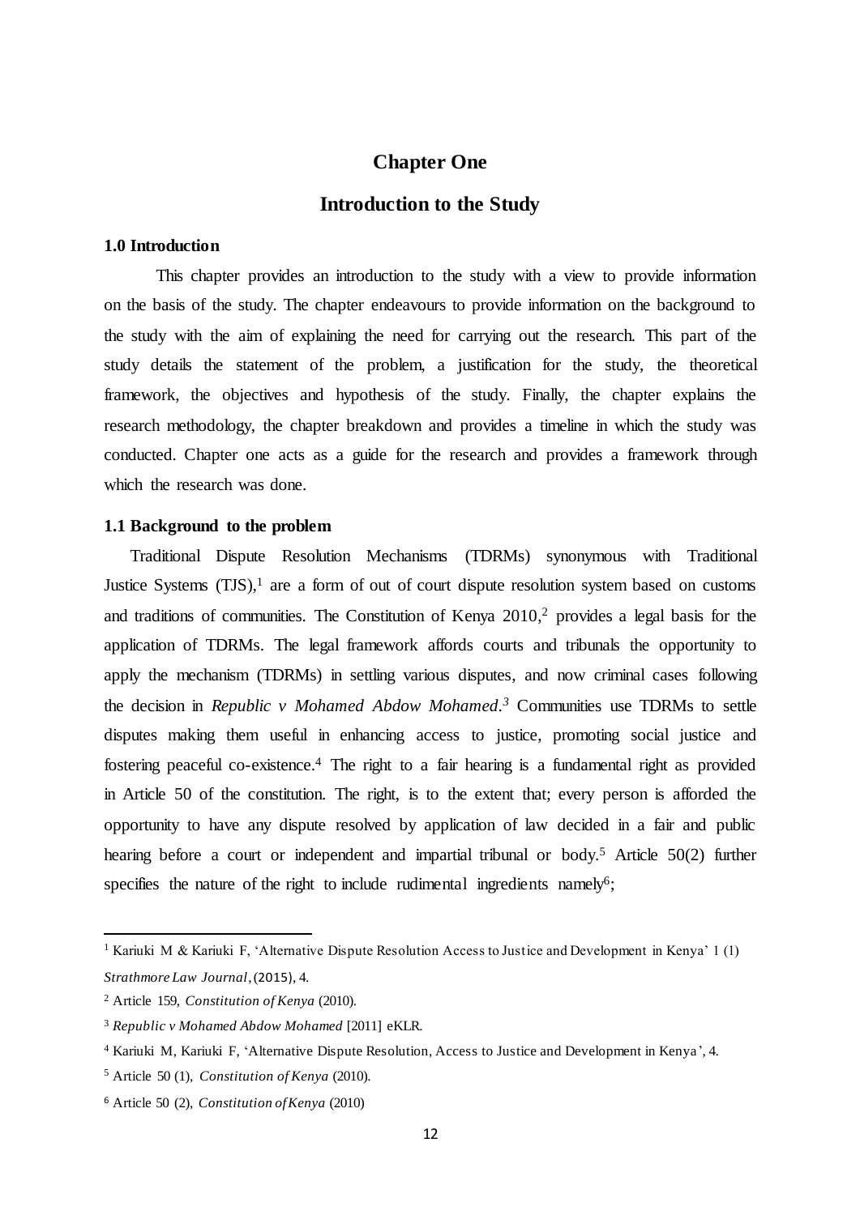# Chapter One

## Introduction to the Study

### 1.0 Introduction

This chapter provides an introduction to the study with a view to provide information on the basis of the study. The chapter endeavours to provide information on the background to the study with the aim of explaining the need for carrying out the research. This part of the study details the statement of the problem, a justification for the study, the theoretical framework, the objectives and hypothesis of the study. Finally, the chapter explains the research methodology, the chapter breakdown and provides a timeline in which the study was conducted. Chapter one acts as a guide for the research and provides a framework through which the research was done.

### 1.1 Background to the problem

Traditional Dispute Resolution Mechanisms (TDRMs) synonymous with Traditional Justice Systems (TJS),[1] are a form of out of court dispute resolution system based on customs and traditions of communities. The Constitution of Kenya 2010,[2] provides a legal basis for the application of TDRMs. The legal framework affords courts and tribunals the opportunity to apply the mechanism (TDRMs) in settling various disputes, and now criminal cases following the decision in *Republic v Mohamed Abdow Mohamed*.[3] Communities use TDRMs to settle disputes making them useful in enhancing access to justice, promoting social justice and fostering peaceful co-existence.[4] The right to a fair hearing is a fundamental right as provided in Article 50 of the constitution. The right, is to the extent that; every person is afforded the opportunity to have any dispute resolved by application of law decided in a fair and public hearing before a court or independent and impartial tribunal or body.[5] Article 50(2) further specifies the nature of the right to include rudimental ingredients namely[6];

---

[1] Kariuki M & Kariuki F, 'Alternative Dispute Resolution Access to Justice and Development in Kenya' 1 (1) *Strathmore Law Journal*, (2015), 4.

[2] Article 159, *Constitution of Kenya* (2010).

[3] *Republic v Mohamed Abdow Mohamed* [2011] eKLR.

[4] Kariuki M, Kariuki F, 'Alternative Dispute Resolution, Access to Justice and Development in Kenya', 4.

[5] Article 50 (1), *Constitution of Kenya* (2010).

[6] Article 50 (2), *Constitution of Kenya* (2010)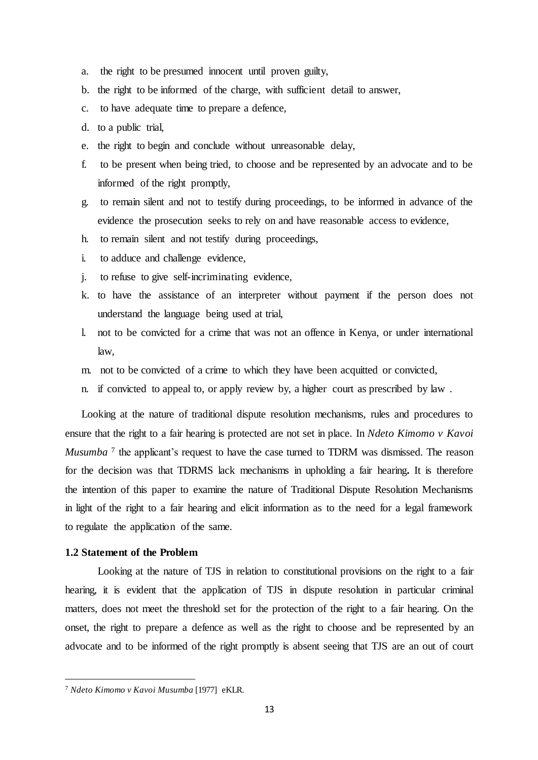a. the right to be presumed innocent until proven guilty,
b. the right to be informed of the charge, with sufficient detail to answer,
c. to have adequate time to prepare a defence,
d. to a public trial,
e. the right to begin and conclude without unreasonable delay,
f. to be present when being tried, to choose and be represented by an advocate and to be informed of the right promptly,
g. to remain silent and not to testify during proceedings, to be informed in advance of the evidence the prosecution seeks to rely on and have reasonable access to evidence,
h. to remain silent and not testify during proceedings,
i. to adduce and challenge evidence,
j. to refuse to give self-incriminating evidence,
k. to have the assistance of an interpreter without payment if the person does not understand the language being used at trial,
l. not to be convicted for a crime that was not an offence in Kenya, or under international law,
m. not to be convicted of a crime to which they have been acquitted or convicted,
n. if convicted to appeal to, or apply review by, a higher court as prescribed by law .

Looking at the nature of traditional dispute resolution mechanisms, rules and procedures to ensure that the right to a fair hearing is protected are not set in place. In *Ndeto Kimomo v Kavoi Musumba* [7] the applicant's request to have the case turned to TDRM was dismissed. The reason for the decision was that TDRMS lack mechanisms in upholding a fair hearing**.** It is therefore the intention of this paper to examine the nature of Traditional Dispute Resolution Mechanisms in light of the right to a fair hearing and elicit information as to the need for a legal framework to regulate the application of the same.

### 1.2 Statement of the Problem

Looking at the nature of TJS in relation to constitutional provisions on the right to a fair hearing, it is evident that the application of TJS in dispute resolution in particular criminal matters, does not meet the threshold set for the protection of the right to a fair hearing. On the onset, the right to prepare a defence as well as the right to choose and be represented by an advocate and to be informed of the right promptly is absent seeing that TJS are an out of court

---

[7] *Ndeto Kimomo v Kavoi Musumba* [1977] eKLR.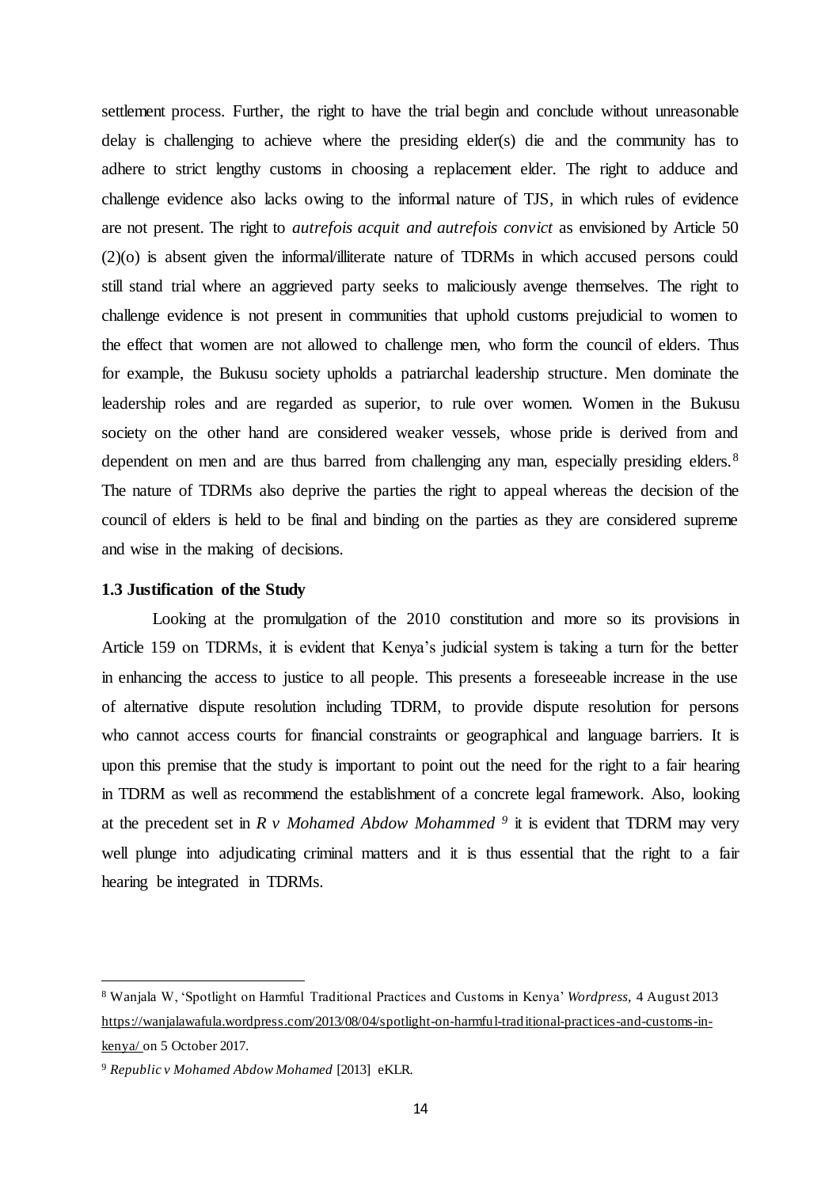settlement process. Further, the right to have the trial begin and conclude without unreasonable delay is challenging to achieve where the presiding elder(s) die and the community has to adhere to strict lengthy customs in choosing a replacement elder. The right to adduce and challenge evidence also lacks owing to the informal nature of TJS, in which rules of evidence are not present. The right to *autrefois acquit and autrefois convict* as envisioned by Article 50 (2)(o) is absent given the informal/illiterate nature of TDRMs in which accused persons could still stand trial where an aggrieved party seeks to maliciously avenge themselves. The right to challenge evidence is not present in communities that uphold customs prejudicial to women to the effect that women are not allowed to challenge men, who form the council of elders. Thus for example, the Bukusu society upholds a patriarchal leadership structure. Men dominate the leadership roles and are regarded as superior, to rule over women. Women in the Bukusu society on the other hand are considered weaker vessels, whose pride is derived from and dependent on men and are thus barred from challenging any man, especially presiding elders.[8] The nature of TDRMs also deprive the parties the right to appeal whereas the decision of the council of elders is held to be final and binding on the parties as they are considered supreme and wise in the making of decisions.

### 1.3 Justification of the Study

Looking at the promulgation of the 2010 constitution and more so its provisions in Article 159 on TDRMs, it is evident that Kenya's judicial system is taking a turn for the better in enhancing the access to justice to all people. This presents a foreseeable increase in the use of alternative dispute resolution including TDRM, to provide dispute resolution for persons who cannot access courts for financial constraints or geographical and language barriers. It is upon this premise that the study is important to point out the need for the right to a fair hearing in TDRM as well as recommend the establishment of a concrete legal framework. Also, looking at the precedent set in *R v Mohamed Abdow Mohammed* [9] it is evident that TDRM may very well plunge into adjudicating criminal matters and it is thus essential that the right to a fair hearing be integrated in TDRMs.

---

[8] Wanjala W, 'Spotlight on Harmful Traditional Practices and Customs in Kenya' *Wordpress*, 4 August 2013 https://wanjalawafula.wordpress.com/2013/08/04/spotlight-on-harmful-traditional-practices-and-customs-in-kenya/ on 5 October 2017.

[9] *Republic v Mohamed Abdow Mohamed* [2013] eKLR.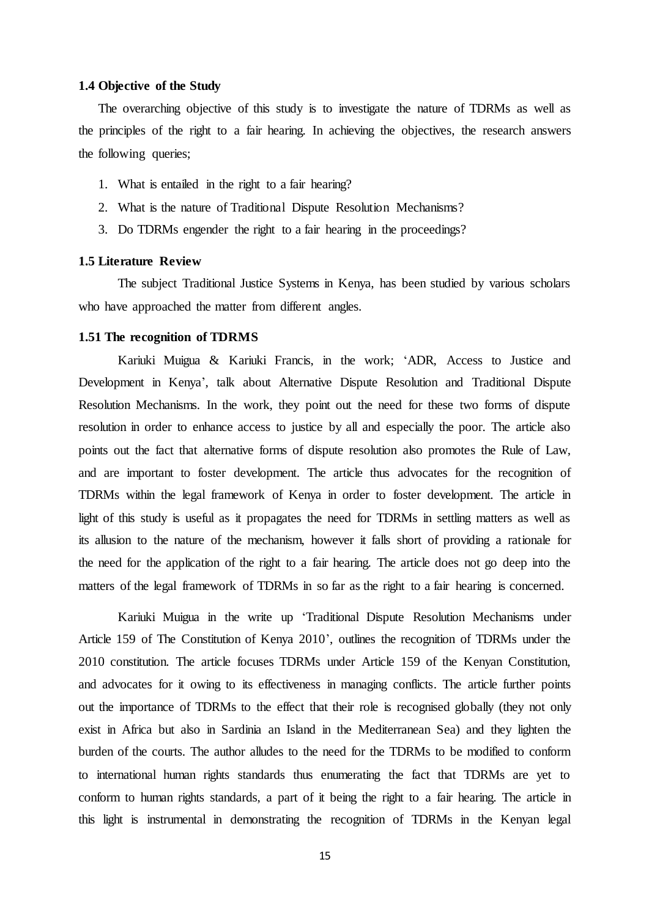### 1.4 Objective of the Study

The overarching objective of this study is to investigate the nature of TDRMs as well as the principles of the right to a fair hearing. In achieving the objectives, the research answers the following queries;

1. What is entailed in the right to a fair hearing?
2. What is the nature of Traditional Dispute Resolution Mechanisms?
3. Do TDRMs engender the right to a fair hearing in the proceedings?

### 1.5 Literature Review

The subject Traditional Justice Systems in Kenya, has been studied by various scholars who have approached the matter from different angles.

#### 1.51 The recognition of TDRMS

Kariuki Muigua & Kariuki Francis, in the work; 'ADR, Access to Justice and Development in Kenya', talk about Alternative Dispute Resolution and Traditional Dispute Resolution Mechanisms. In the work, they point out the need for these two forms of dispute resolution in order to enhance access to justice by all and especially the poor. The article also points out the fact that alternative forms of dispute resolution also promotes the Rule of Law, and are important to foster development. The article thus advocates for the recognition of TDRMs within the legal framework of Kenya in order to foster development. The article in light of this study is useful as it propagates the need for TDRMs in settling matters as well as its allusion to the nature of the mechanism, however it falls short of providing a rationale for the need for the application of the right to a fair hearing. The article does not go deep into the matters of the legal framework of TDRMs in so far as the right to a fair hearing is concerned.

Kariuki Muigua in the write up 'Traditional Dispute Resolution Mechanisms under Article 159 of The Constitution of Kenya 2010', outlines the recognition of TDRMs under the 2010 constitution. The article focuses TDRMs under Article 159 of the Kenyan Constitution, and advocates for it owing to its effectiveness in managing conflicts. The article further points out the importance of TDRMs to the effect that their role is recognised globally (they not only exist in Africa but also in Sardinia an Island in the Mediterranean Sea) and they lighten the burden of the courts. The author alludes to the need for the TDRMs to be modified to conform to international human rights standards thus enumerating the fact that TDRMs are yet to conform to human rights standards, a part of it being the right to a fair hearing. The article in this light is instrumental in demonstrating the recognition of TDRMs in the Kenyan legal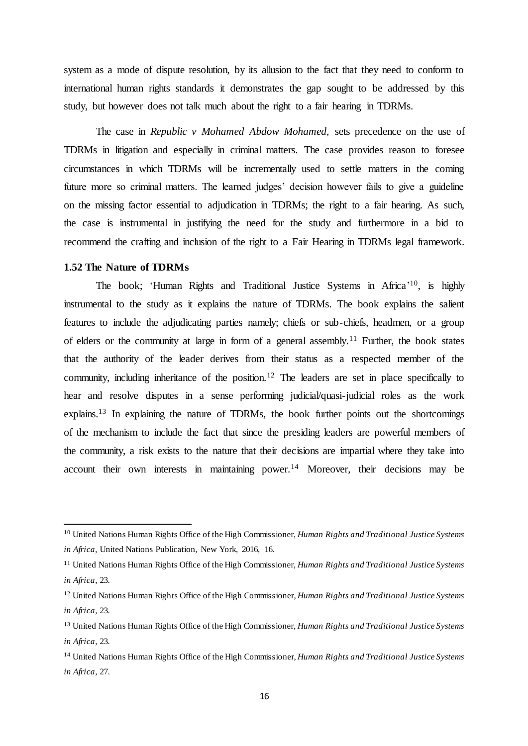system as a mode of dispute resolution, by its allusion to the fact that they need to conform to international human rights standards it demonstrates the gap sought to be addressed by this study, but however does not talk much about the right to a fair hearing in TDRMs.

The case in *Republic v Mohamed Abdow Mohamed,* sets precedence on the use of TDRMs in litigation and especially in criminal matters. The case provides reason to foresee circumstances in which TDRMs will be incrementally used to settle matters in the coming future more so criminal matters. The learned judges' decision however fails to give a guideline on the missing factor essential to adjudication in TDRMs; the right to a fair hearing. As such, the case is instrumental in justifying the need for the study and furthermore in a bid to recommend the crafting and inclusion of the right to a Fair Hearing in TDRMs legal framework.

### 1.52 The Nature of TDRMs

The book; 'Human Rights and Traditional Justice Systems in Africa'[10], is highly instrumental to the study as it explains the nature of TDRMs. The book explains the salient features to include the adjudicating parties namely; chiefs or sub-chiefs, headmen, or a group of elders or the community at large in form of a general assembly.[11] Further, the book states that the authority of the leader derives from their status as a respected member of the community, including inheritance of the position.[12] The leaders are set in place specifically to hear and resolve disputes in a sense performing judicial/quasi-judicial roles as the work explains.[13] In explaining the nature of TDRMs, the book further points out the shortcomings of the mechanism to include the fact that since the presiding leaders are powerful members of the community, a risk exists to the nature that their decisions are impartial where they take into account their own interests in maintaining power.[14] Moreover, their decisions may be

---

[10] United Nations Human Rights Office of the High Commissioner, *Human Rights and Traditional Justice Systems in Africa*, United Nations Publication, New York, 2016, 16.

[11] United Nations Human Rights Office of the High Commissioner, *Human Rights and Traditional Justice Systems in Africa*, 23.

[12] United Nations Human Rights Office of the High Commissioner, *Human Rights and Traditional Justice Systems in Africa*, 23.

[13] United Nations Human Rights Office of the High Commissioner, *Human Rights and Traditional Justice Systems in Africa*, 23.

[14] United Nations Human Rights Office of the High Commissioner, *Human Rights and Traditional Justice Systems in Africa*, 27.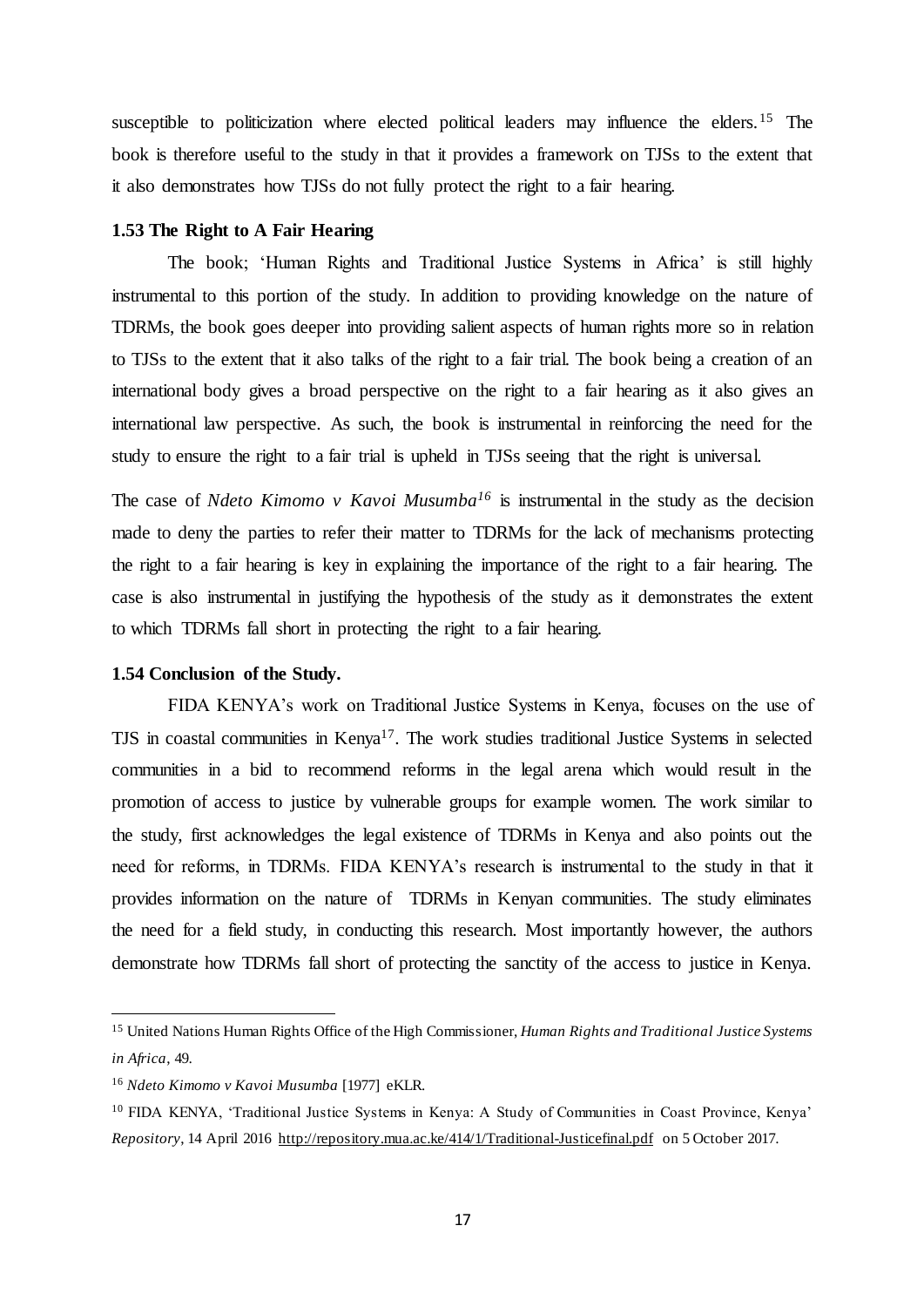susceptible to politicization where elected political leaders may influence the elders.[15] The book is therefore useful to the study in that it provides a framework on TJSs to the extent that it also demonstrates how TJSs do not fully protect the right to a fair hearing.

### 1.53 The Right to A Fair Hearing

The book; 'Human Rights and Traditional Justice Systems in Africa' is still highly instrumental to this portion of the study. In addition to providing knowledge on the nature of TDRMs, the book goes deeper into providing salient aspects of human rights more so in relation to TJSs to the extent that it also talks of the right to a fair trial. The book being a creation of an international body gives a broad perspective on the right to a fair hearing as it also gives an international law perspective. As such, the book is instrumental in reinforcing the need for the study to ensure the right to a fair trial is upheld in TJSs seeing that the right is universal.

The case of *Ndeto Kimomo v Kavoi Musumba*[16] is instrumental in the study as the decision made to deny the parties to refer their matter to TDRMs for the lack of mechanisms protecting the right to a fair hearing is key in explaining the importance of the right to a fair hearing. The case is also instrumental in justifying the hypothesis of the study as it demonstrates the extent to which TDRMs fall short in protecting the right to a fair hearing.

### 1.54 Conclusion of the Study.

FIDA KENYA's work on Traditional Justice Systems in Kenya, focuses on the use of TJS in coastal communities in Kenya[17]. The work studies traditional Justice Systems in selected communities in a bid to recommend reforms in the legal arena which would result in the promotion of access to justice by vulnerable groups for example women. The work similar to the study, first acknowledges the legal existence of TDRMs in Kenya and also points out the need for reforms, in TDRMs. FIDA KENYA's research is instrumental to the study in that it provides information on the nature of TDRMs in Kenyan communities. The study eliminates the need for a field study, in conducting this research. Most importantly however, the authors demonstrate how TDRMs fall short of protecting the sanctity of the access to justice in Kenya.

---

[15] United Nations Human Rights Office of the High Commissioner, *Human Rights and Traditional Justice Systems in Africa*, 49.

[16] *Ndeto Kimomo v Kavoi Musumba* [1977] eKLR.

[10] FIDA KENYA, 'Traditional Justice Systems in Kenya: A Study of Communities in Coast Province, Kenya' *Repository*, 14 April 2016 http://repository.mua.ac.ke/414/1/Traditional-Justicefinal.pdf on 5 October 2017.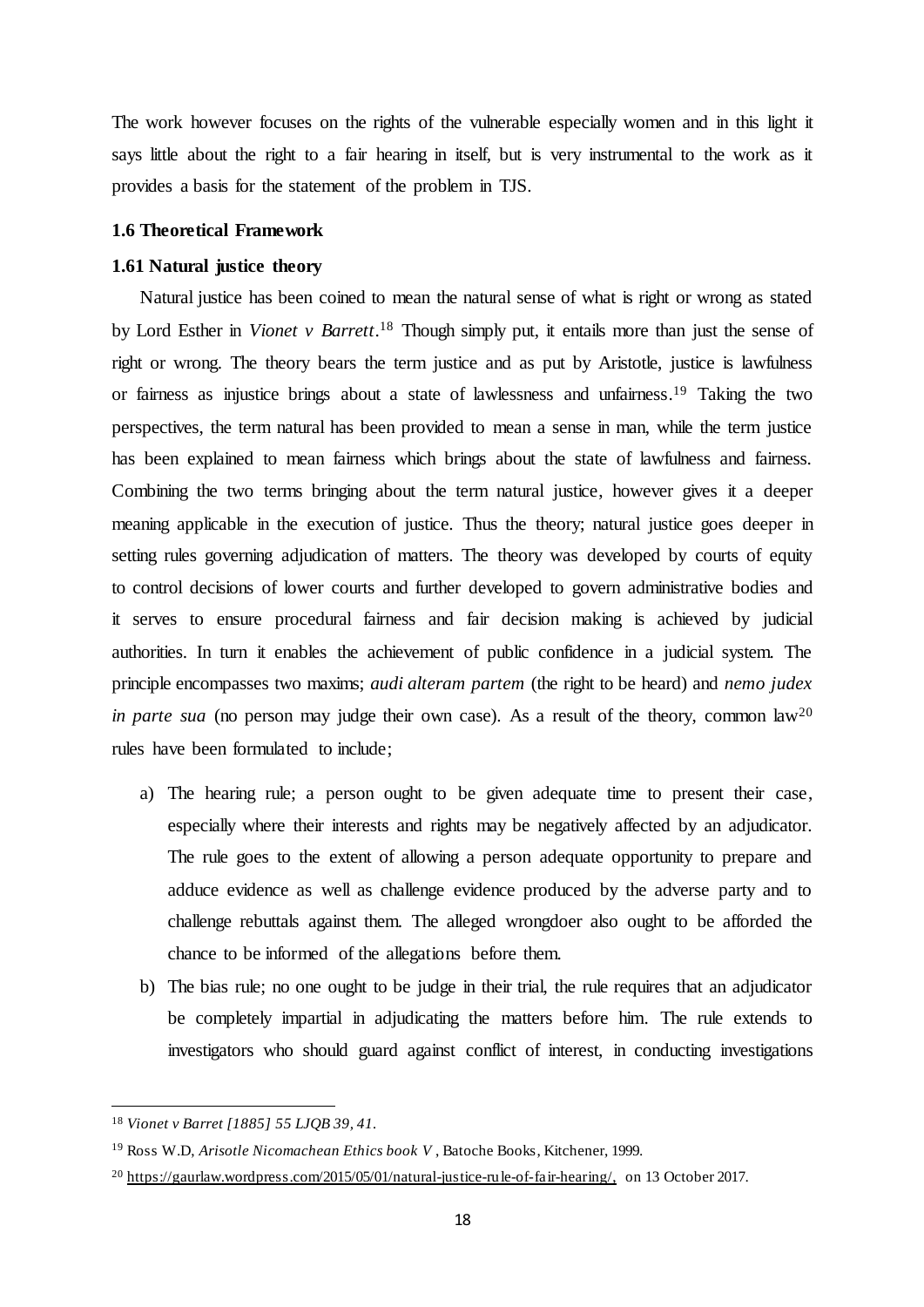The work however focuses on the rights of the vulnerable especially women and in this light it says little about the right to a fair hearing in itself, but is very instrumental to the work as it provides a basis for the statement of the problem in TJS.

### 1.6 Theoretical Framework

#### 1.61 Natural justice theory

Natural justice has been coined to mean the natural sense of what is right or wrong as stated by Lord Esther in *Vionet v Barrett*.[18] Though simply put, it entails more than just the sense of right or wrong. The theory bears the term justice and as put by Aristotle, justice is lawfulness or fairness as injustice brings about a state of lawlessness and unfairness.[19] Taking the two perspectives, the term natural has been provided to mean a sense in man, while the term justice has been explained to mean fairness which brings about the state of lawfulness and fairness. Combining the two terms bringing about the term natural justice, however gives it a deeper meaning applicable in the execution of justice. Thus the theory; natural justice goes deeper in setting rules governing adjudication of matters. The theory was developed by courts of equity to control decisions of lower courts and further developed to govern administrative bodies and it serves to ensure procedural fairness and fair decision making is achieved by judicial authorities. In turn it enables the achievement of public confidence in a judicial system. The principle encompasses two maxims; *audi alteram partem* (the right to be heard) and *nemo judex in parte sua* (no person may judge their own case). As a result of the theory, common law[20] rules have been formulated to include;

a) The hearing rule; a person ought to be given adequate time to present their case, especially where their interests and rights may be negatively affected by an adjudicator. The rule goes to the extent of allowing a person adequate opportunity to prepare and adduce evidence as well as challenge evidence produced by the adverse party and to challenge rebuttals against them. The alleged wrongdoer also ought to be afforded the chance to be informed of the allegations before them.

b) The bias rule; no one ought to be judge in their trial, the rule requires that an adjudicator be completely impartial in adjudicating the matters before him. The rule extends to investigators who should guard against conflict of interest, in conducting investigations

---

[18] *Vionet v Barret [1885] 55 LJQB 39, 41.*

[19] Ross W.D, *Arisotle Nicomachean Ethics book V* , Batoche Books, Kitchener, 1999.

[20] https://gaurlaw.wordpress.com/2015/05/01/natural-justice-rule-of-fair-hearing/, on 13 October 2017.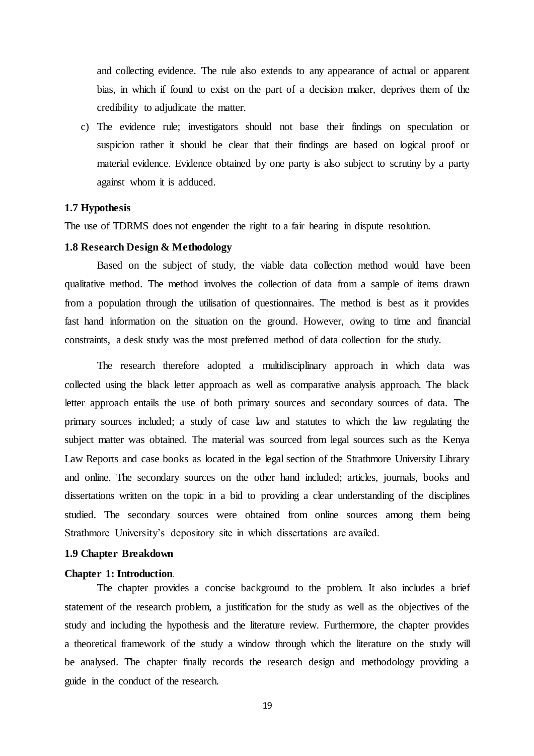and collecting evidence. The rule also extends to any appearance of actual or apparent bias, in which if found to exist on the part of a decision maker, deprives them of the credibility to adjudicate the matter.

c) The evidence rule; investigators should not base their findings on speculation or suspicion rather it should be clear that their findings are based on logical proof or material evidence. Evidence obtained by one party is also subject to scrutiny by a party against whom it is adduced.

### 1.7 Hypothesis

The use of TDRMS does not engender the right to a fair hearing in dispute resolution.

### 1.8 Research Design & Methodology

Based on the subject of study, the viable data collection method would have been qualitative method. The method involves the collection of data from a sample of items drawn from a population through the utilisation of questionnaires. The method is best as it provides fast hand information on the situation on the ground. However, owing to time and financial constraints, a desk study was the most preferred method of data collection for the study.

The research therefore adopted a multidisciplinary approach in which data was collected using the black letter approach as well as comparative analysis approach. The black letter approach entails the use of both primary sources and secondary sources of data. The primary sources included; a study of case law and statutes to which the law regulating the subject matter was obtained. The material was sourced from legal sources such as the Kenya Law Reports and case books as located in the legal section of the Strathmore University Library and online. The secondary sources on the other hand included; articles, journals, books and dissertations written on the topic in a bid to providing a clear understanding of the disciplines studied. The secondary sources were obtained from online sources among them being Strathmore University's depository site in which dissertations are availed.

### 1.9 Chapter Breakdown

**Chapter 1: Introduction**.

The chapter provides a concise background to the problem. It also includes a brief statement of the research problem, a justification for the study as well as the objectives of the study and including the hypothesis and the literature review. Furthermore, the chapter provides a theoretical framework of the study a window through which the literature on the study will be analysed. The chapter finally records the research design and methodology providing a guide in the conduct of the research.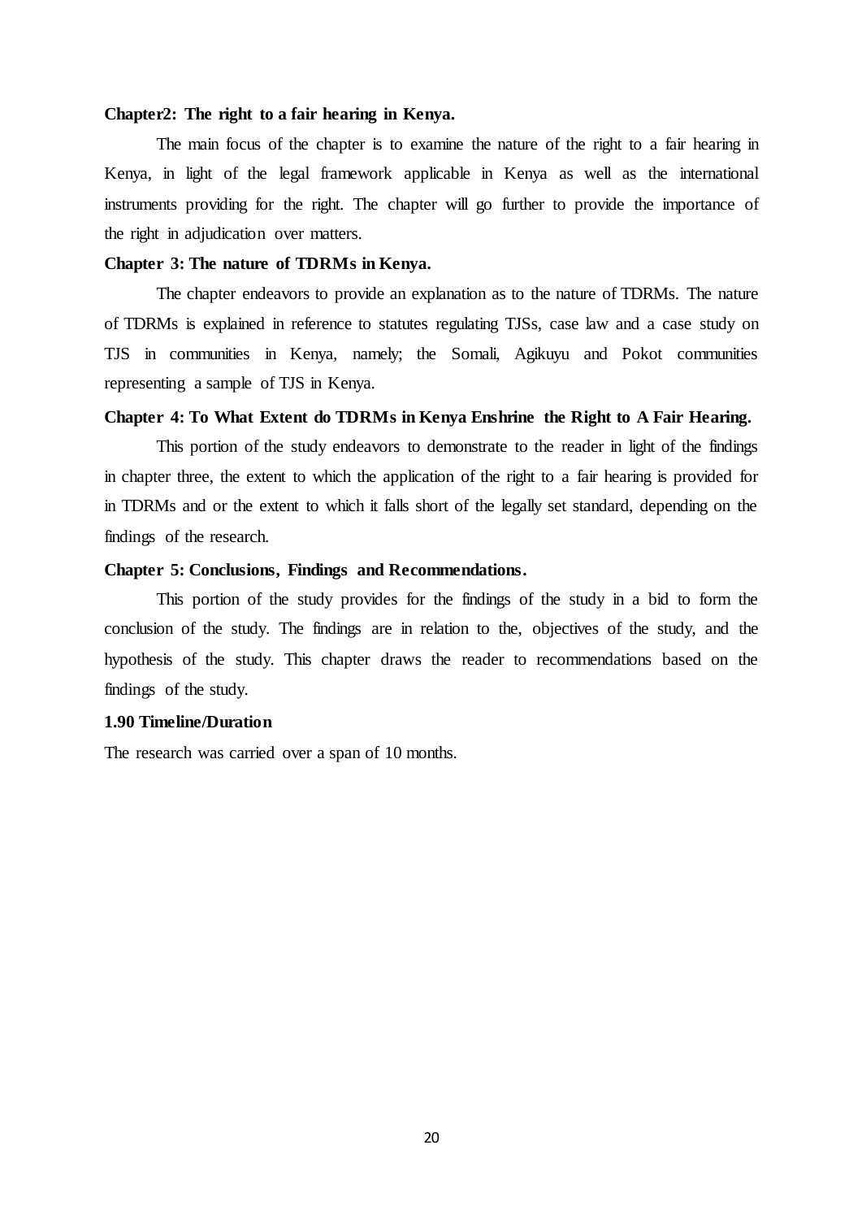**Chapter2: The right to a fair hearing in Kenya.**

The main focus of the chapter is to examine the nature of the right to a fair hearing in Kenya, in light of the legal framework applicable in Kenya as well as the international instruments providing for the right. The chapter will go further to provide the importance of the right in adjudication over matters.

**Chapter 3: The nature of TDRMs in Kenya.**

The chapter endeavors to provide an explanation as to the nature of TDRMs. The nature of TDRMs is explained in reference to statutes regulating TJSs, case law and a case study on TJS in communities in Kenya, namely; the Somali, Agikuyu and Pokot communities representing a sample of TJS in Kenya.

**Chapter 4: To What Extent do TDRMs in Kenya Enshrine the Right to A Fair Hearing.**

This portion of the study endeavors to demonstrate to the reader in light of the findings in chapter three, the extent to which the application of the right to a fair hearing is provided for in TDRMs and or the extent to which it falls short of the legally set standard, depending on the findings of the research.

**Chapter 5: Conclusions, Findings and Recommendations.**

This portion of the study provides for the findings of the study in a bid to form the conclusion of the study. The findings are in relation to the, objectives of the study, and the hypothesis of the study. This chapter draws the reader to recommendations based on the findings of the study.

**1.90 Timeline/Duration**

The research was carried over a span of 10 months.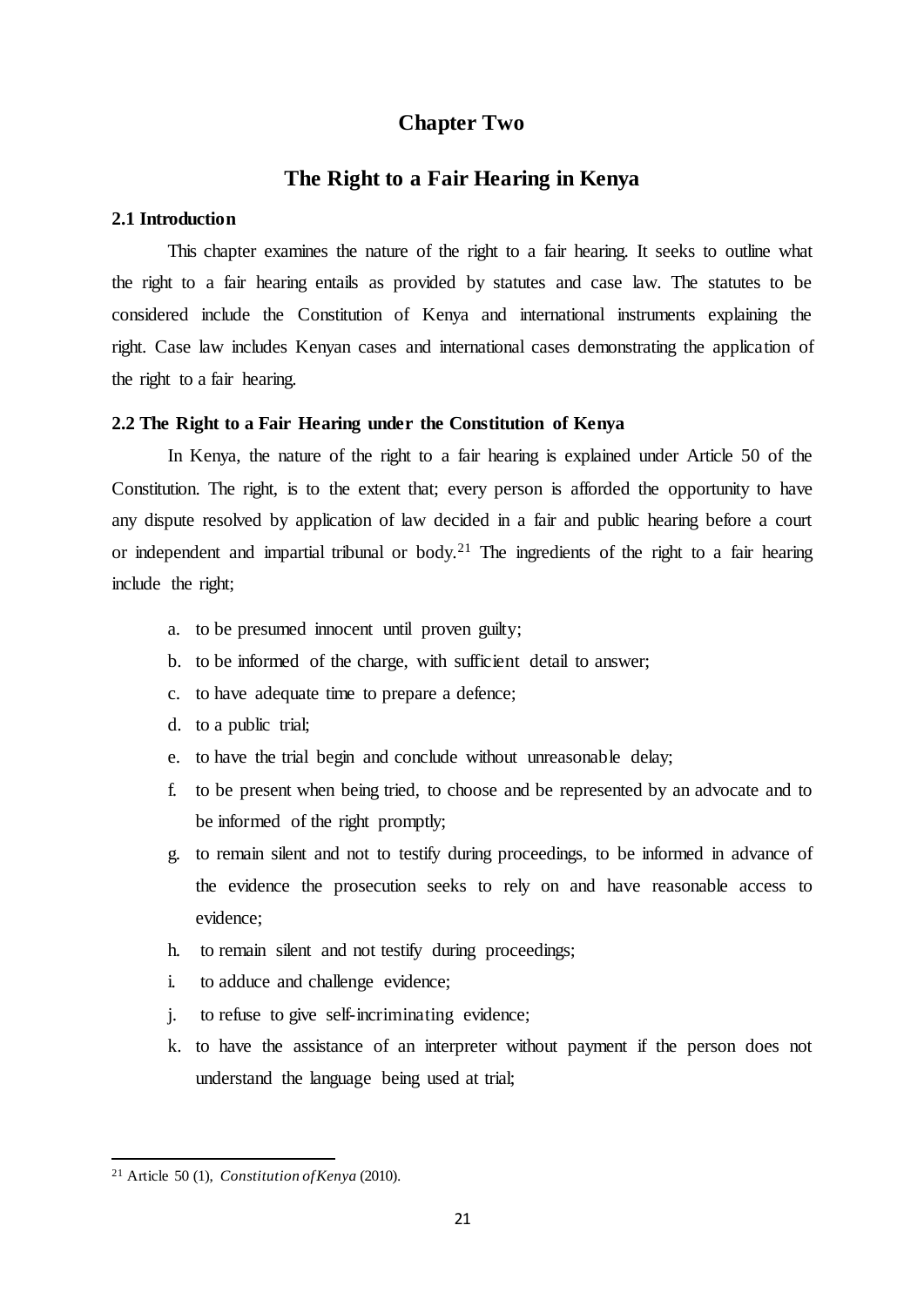# Chapter Two

## The Right to a Fair Hearing in Kenya

### 2.1 Introduction

This chapter examines the nature of the right to a fair hearing. It seeks to outline what the right to a fair hearing entails as provided by statutes and case law. The statutes to be considered include the Constitution of Kenya and international instruments explaining the right. Case law includes Kenyan cases and international cases demonstrating the application of the right to a fair hearing.

### 2.2 The Right to a Fair Hearing under the Constitution of Kenya

In Kenya, the nature of the right to a fair hearing is explained under Article 50 of the Constitution. The right, is to the extent that; every person is afforded the opportunity to have any dispute resolved by application of law decided in a fair and public hearing before a court or independent and impartial tribunal or body.[21] The ingredients of the right to a fair hearing include the right;

a. to be presumed innocent until proven guilty;
b. to be informed of the charge, with sufficient detail to answer;
c. to have adequate time to prepare a defence;
d. to a public trial;
e. to have the trial begin and conclude without unreasonable delay;
f. to be present when being tried, to choose and be represented by an advocate and to be informed of the right promptly;
g. to remain silent and not to testify during proceedings, to be informed in advance of the evidence the prosecution seeks to rely on and have reasonable access to evidence;
h. to remain silent and not testify during proceedings;
i. to adduce and challenge evidence;
j. to refuse to give self-incriminating evidence;
k. to have the assistance of an interpreter without payment if the person does not understand the language being used at trial;

---

[21] Article 50 (1), *Constitution of Kenya* (2010).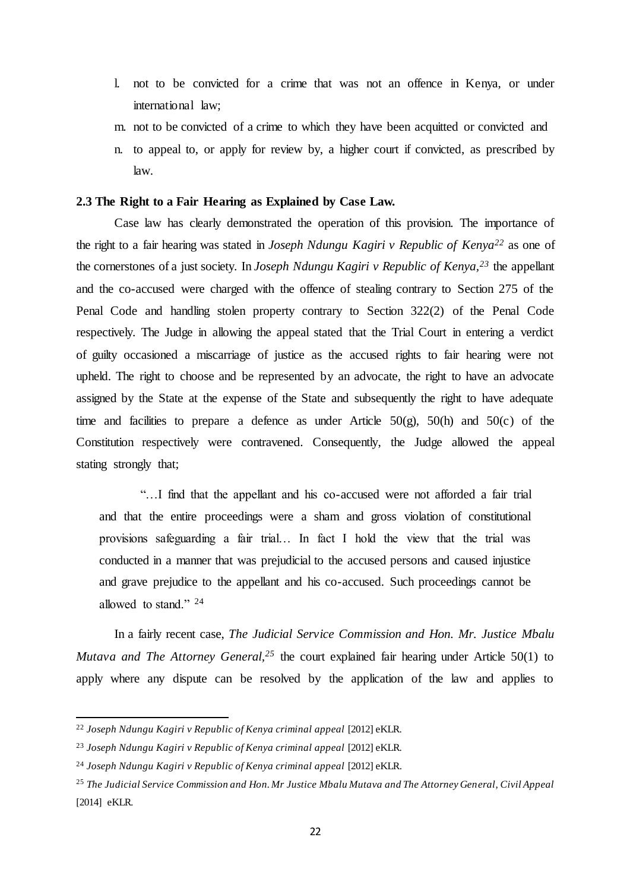l. not to be convicted for a crime that was not an offence in Kenya, or under international law;
m. not to be convicted of a crime to which they have been acquitted or convicted and
n. to appeal to, or apply for review by, a higher court if convicted, as prescribed by law.

### 2.3 The Right to a Fair Hearing as Explained by Case Law.

Case law has clearly demonstrated the operation of this provision. The importance of the right to a fair hearing was stated in *Joseph Ndungu Kagiri v Republic of Kenya*[22] as one of the cornerstones of a just society. In *Joseph Ndungu Kagiri v Republic of Kenya*,[23] the appellant and the co-accused were charged with the offence of stealing contrary to Section 275 of the Penal Code and handling stolen property contrary to Section 322(2) of the Penal Code respectively. The Judge in allowing the appeal stated that the Trial Court in entering a verdict of guilty occasioned a miscarriage of justice as the accused rights to fair hearing were not upheld. The right to choose and be represented by an advocate, the right to have an advocate assigned by the State at the expense of the State and subsequently the right to have adequate time and facilities to prepare a defence as under Article 50(g), 50(h) and 50(c) of the Constitution respectively were contravened. Consequently, the Judge allowed the appeal stating strongly that;

> "…I find that the appellant and his co-accused were not afforded a fair trial and that the entire proceedings were a sham and gross violation of constitutional provisions safeguarding a fair trial… In fact I hold the view that the trial was conducted in a manner that was prejudicial to the accused persons and caused injustice and grave prejudice to the appellant and his co-accused. Such proceedings cannot be allowed to stand." [24]

In a fairly recent case, *The Judicial Service Commission and Hon. Mr. Justice Mbalu Mutava and The Attorney General*,[25] the court explained fair hearing under Article 50(1) to apply where any dispute can be resolved by the application of the law and applies to

---

[22] *Joseph Ndungu Kagiri v Republic of Kenya criminal appeal* [2012] eKLR.

[23] *Joseph Ndungu Kagiri v Republic of Kenya criminal appeal* [2012] eKLR.

[24] *Joseph Ndungu Kagiri v Republic of Kenya criminal appeal* [2012] eKLR.

[25] *The Judicial Service Commission and Hon. Mr Justice Mbalu Mutava and The Attorney General, Civil Appeal* [2014] eKLR.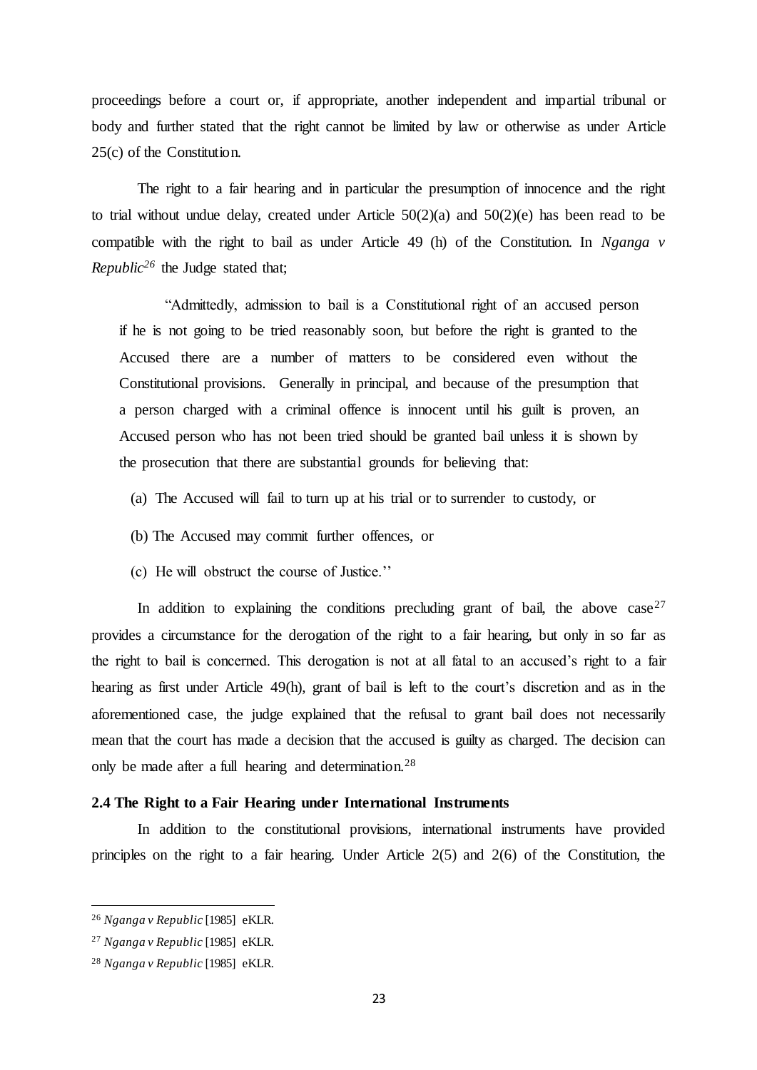proceedings before a court or, if appropriate, another independent and impartial tribunal or body and further stated that the right cannot be limited by law or otherwise as under Article 25(c) of the Constitution.

The right to a fair hearing and in particular the presumption of innocence and the right to trial without undue delay, created under Article 50(2)(a) and 50(2)(e) has been read to be compatible with the right to bail as under Article 49 (h) of the Constitution. In *Nganga v Republic*[26] the Judge stated that;

> "Admittedly, admission to bail is a Constitutional right of an accused person if he is not going to be tried reasonably soon, but before the right is granted to the Accused there are a number of matters to be considered even without the Constitutional provisions. Generally in principal, and because of the presumption that a person charged with a criminal offence is innocent until his guilt is proven, an Accused person who has not been tried should be granted bail unless it is shown by the prosecution that there are substantial grounds for believing that:
>
> (a) The Accused will fail to turn up at his trial or to surrender to custody, or
>
> (b) The Accused may commit further offences, or
>
> (c) He will obstruct the course of Justice.''

In addition to explaining the conditions precluding grant of bail, the above case[27] provides a circumstance for the derogation of the right to a fair hearing, but only in so far as the right to bail is concerned. This derogation is not at all fatal to an accused's right to a fair hearing as first under Article 49(h), grant of bail is left to the court's discretion and as in the aforementioned case, the judge explained that the refusal to grant bail does not necessarily mean that the court has made a decision that the accused is guilty as charged. The decision can only be made after a full hearing and determination.[28]

### 2.4 The Right to a Fair Hearing under International Instruments

In addition to the constitutional provisions, international instruments have provided principles on the right to a fair hearing. Under Article 2(5) and 2(6) of the Constitution, the

---

[26] *Nganga v Republic* [1985] eKLR.

[27] *Nganga v Republic* [1985] eKLR.

[28] *Nganga v Republic* [1985] eKLR.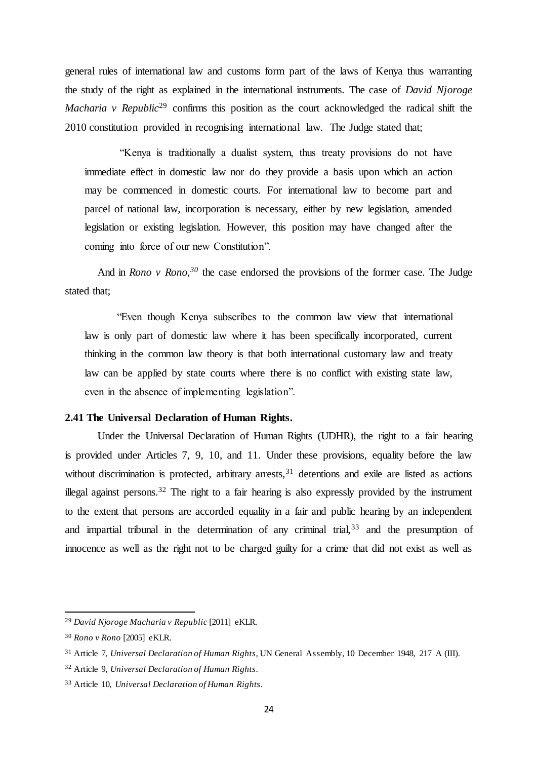general rules of international law and customs form part of the laws of Kenya thus warranting the study of the right as explained in the international instruments. The case of *David Njoroge Macharia v Republic*[29] confirms this position as the court acknowledged the radical shift the 2010 constitution provided in recognising international law. The Judge stated that;

> "Kenya is traditionally a dualist system, thus treaty provisions do not have immediate effect in domestic law nor do they provide a basis upon which an action may be commenced in domestic courts. For international law to become part and parcel of national law, incorporation is necessary, either by new legislation, amended legislation or existing legislation. However, this position may have changed after the coming into force of our new Constitution".

And in *Rono v Rono,*[30] the case endorsed the provisions of the former case. The Judge stated that;

> "Even though Kenya subscribes to the common law view that international law is only part of domestic law where it has been specifically incorporated, current thinking in the common law theory is that both international customary law and treaty law can be applied by state courts where there is no conflict with existing state law, even in the absence of implementing legislation".

### 2.41 The Universal Declaration of Human Rights.

Under the Universal Declaration of Human Rights (UDHR), the right to a fair hearing is provided under Articles 7, 9, 10, and 11. Under these provisions, equality before the law without discrimination is protected, arbitrary arrests,[31] detentions and exile are listed as actions illegal against persons.[32] The right to a fair hearing is also expressly provided by the instrument to the extent that persons are accorded equality in a fair and public hearing by an independent and impartial tribunal in the determination of any criminal trial,[33] and the presumption of innocence as well as the right not to be charged guilty for a crime that did not exist as well as

---

[29] *David Njoroge Macharia v Republic* [2011] eKLR.

[30] *Rono v Rono* [2005] eKLR.

[31] Article 7, *Universal Declaration of Human Rights*, UN General Assembly, 10 December 1948, 217 A (III).

[32] Article 9, *Universal Declaration of Human Rights*.

[33] Article 10, *Universal Declaration of Human Rights*.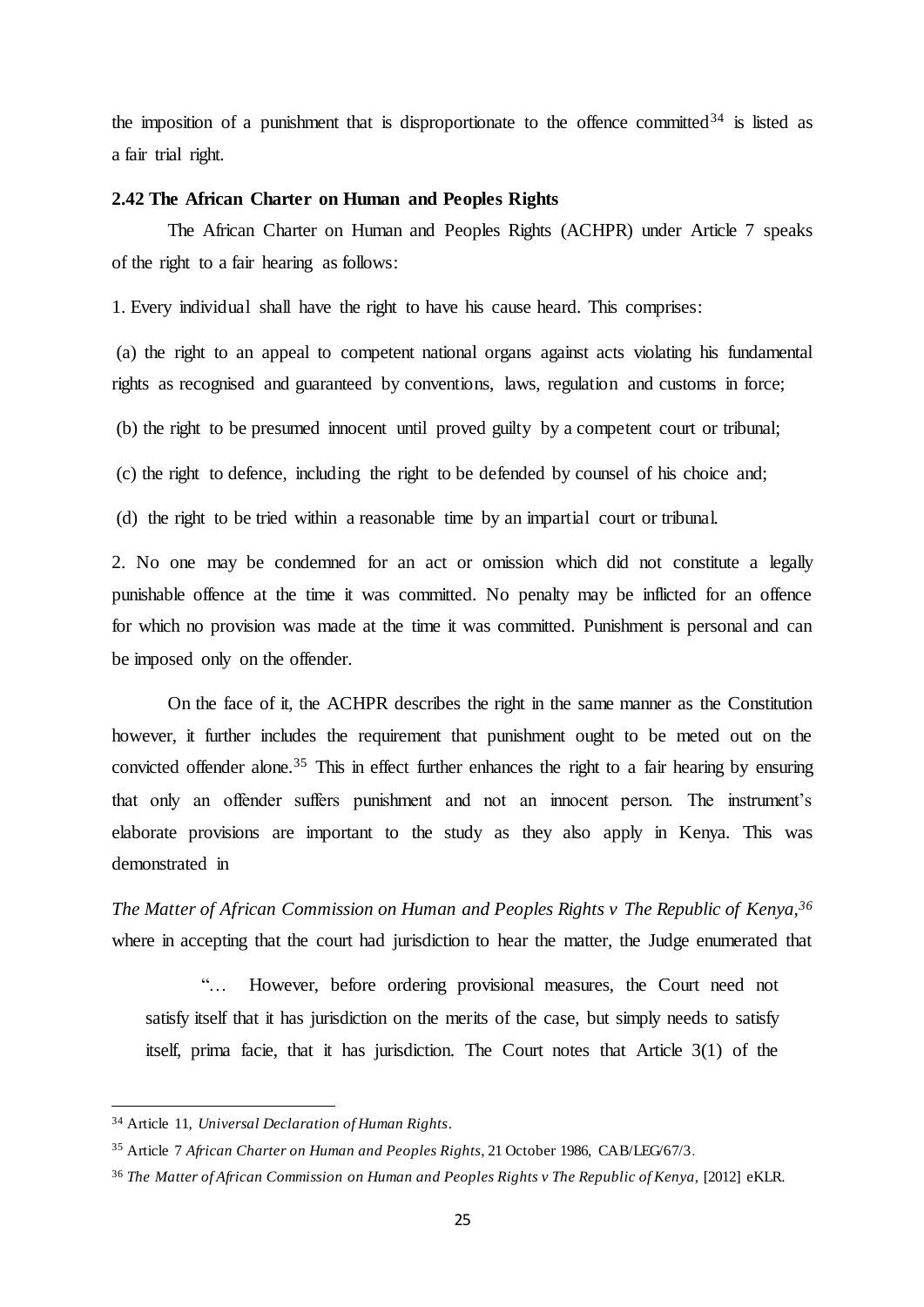the imposition of a punishment that is disproportionate to the offence committed[34] is listed as a fair trial right.

### 2.42 The African Charter on Human and Peoples Rights

The African Charter on Human and Peoples Rights (ACHPR) under Article 7 speaks of the right to a fair hearing as follows:

1. Every individual shall have the right to have his cause heard. This comprises:

(a) the right to an appeal to competent national organs against acts violating his fundamental rights as recognised and guaranteed by conventions, laws, regulation and customs in force;

(b) the right to be presumed innocent until proved guilty by a competent court or tribunal;

(c) the right to defence, including the right to be defended by counsel of his choice and;

(d) the right to be tried within a reasonable time by an impartial court or tribunal.

2. No one may be condemned for an act or omission which did not constitute a legally punishable offence at the time it was committed. No penalty may be inflicted for an offence for which no provision was made at the time it was committed. Punishment is personal and can be imposed only on the offender.

On the face of it, the ACHPR describes the right in the same manner as the Constitution however, it further includes the requirement that punishment ought to be meted out on the convicted offender alone.[35] This in effect further enhances the right to a fair hearing by ensuring that only an offender suffers punishment and not an innocent person. The instrument's elaborate provisions are important to the study as they also apply in Kenya. This was demonstrated in

*The Matter of African Commission on Human and Peoples Rights v The Republic of Kenya,*[36] where in accepting that the court had jurisdiction to hear the matter, the Judge enumerated that

> "… However, before ordering provisional measures, the Court need not satisfy itself that it has jurisdiction on the merits of the case, but simply needs to satisfy itself, prima facie, that it has jurisdiction. The Court notes that Article 3(1) of the

---

[34] Article 11, *Universal Declaration of Human Rights*.

[35] Article 7 *African Charter on Human and Peoples Rights*, 21 October 1986, CAB/LEG/67/3.

[36] *The Matter of African Commission on Human and Peoples Rights v The Republic of Kenya*, [2012] eKLR.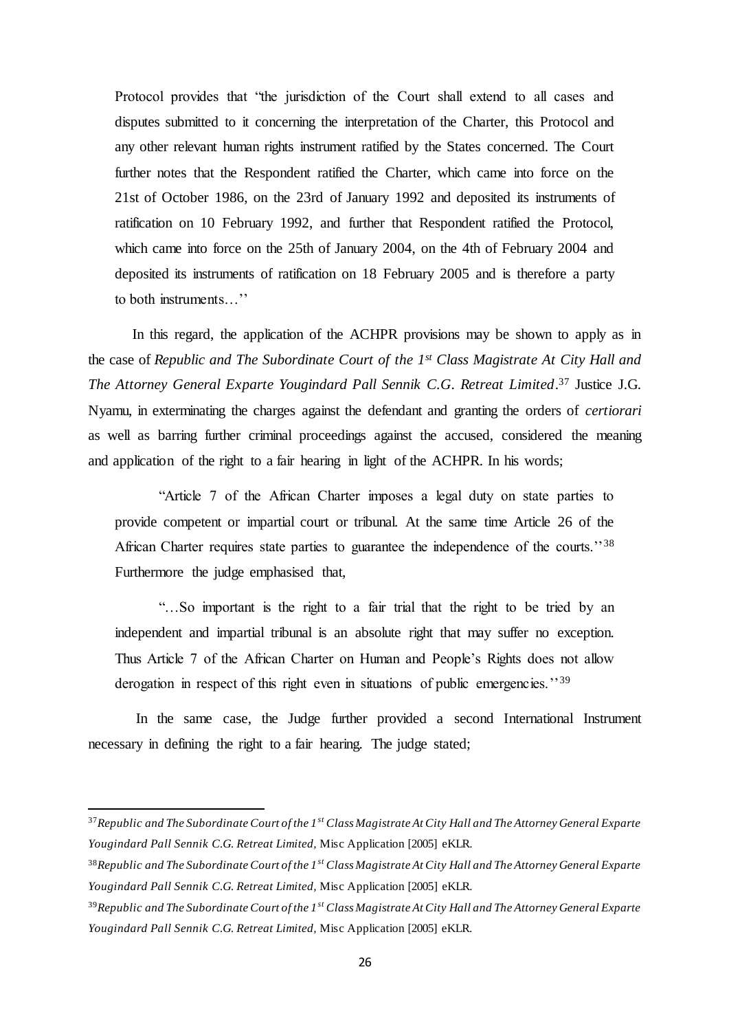Protocol provides that "the jurisdiction of the Court shall extend to all cases and disputes submitted to it concerning the interpretation of the Charter, this Protocol and any other relevant human rights instrument ratified by the States concerned. The Court further notes that the Respondent ratified the Charter, which came into force on the 21st of October 1986, on the 23rd of January 1992 and deposited its instruments of ratification on 10 February 1992, and further that Respondent ratified the Protocol, which came into force on the 25th of January 2004, on the 4th of February 2004 and deposited its instruments of ratification on 18 February 2005 and is therefore a party to both instruments…''

In this regard, the application of the ACHPR provisions may be shown to apply as in the case of *Republic and The Subordinate Court of the 1st Class Magistrate At City Hall and The Attorney General Exparte Yougindard Pall Sennik C.G. Retreat Limited*.[37] Justice J.G. Nyamu, in exterminating the charges against the defendant and granting the orders of *certiorari* as well as barring further criminal proceedings against the accused, considered the meaning and application of the right to a fair hearing in light of the ACHPR. In his words;

"Article 7 of the African Charter imposes a legal duty on state parties to provide competent or impartial court or tribunal. At the same time Article 26 of the African Charter requires state parties to guarantee the independence of the courts.''[38] Furthermore the judge emphasised that,

"…So important is the right to a fair trial that the right to be tried by an independent and impartial tribunal is an absolute right that may suffer no exception. Thus Article 7 of the African Charter on Human and People's Rights does not allow derogation in respect of this right even in situations of public emergencies.''[39]

In the same case, the Judge further provided a second International Instrument necessary in defining the right to a fair hearing. The judge stated;

---

[37] *Republic and The Subordinate Court of the 1st Class Magistrate At City Hall and The Attorney General Exparte Yougindard Pall Sennik C.G. Retreat Limited,* Misc Application [2005] eKLR.

[38] *Republic and The Subordinate Court of the 1st Class Magistrate At City Hall and The Attorney General Exparte Yougindard Pall Sennik C.G. Retreat Limited,* Misc Application [2005] eKLR.

[39] *Republic and The Subordinate Court of the 1st Class Magistrate At City Hall and The Attorney General Exparte Yougindard Pall Sennik C.G. Retreat Limited,* Misc Application [2005] eKLR.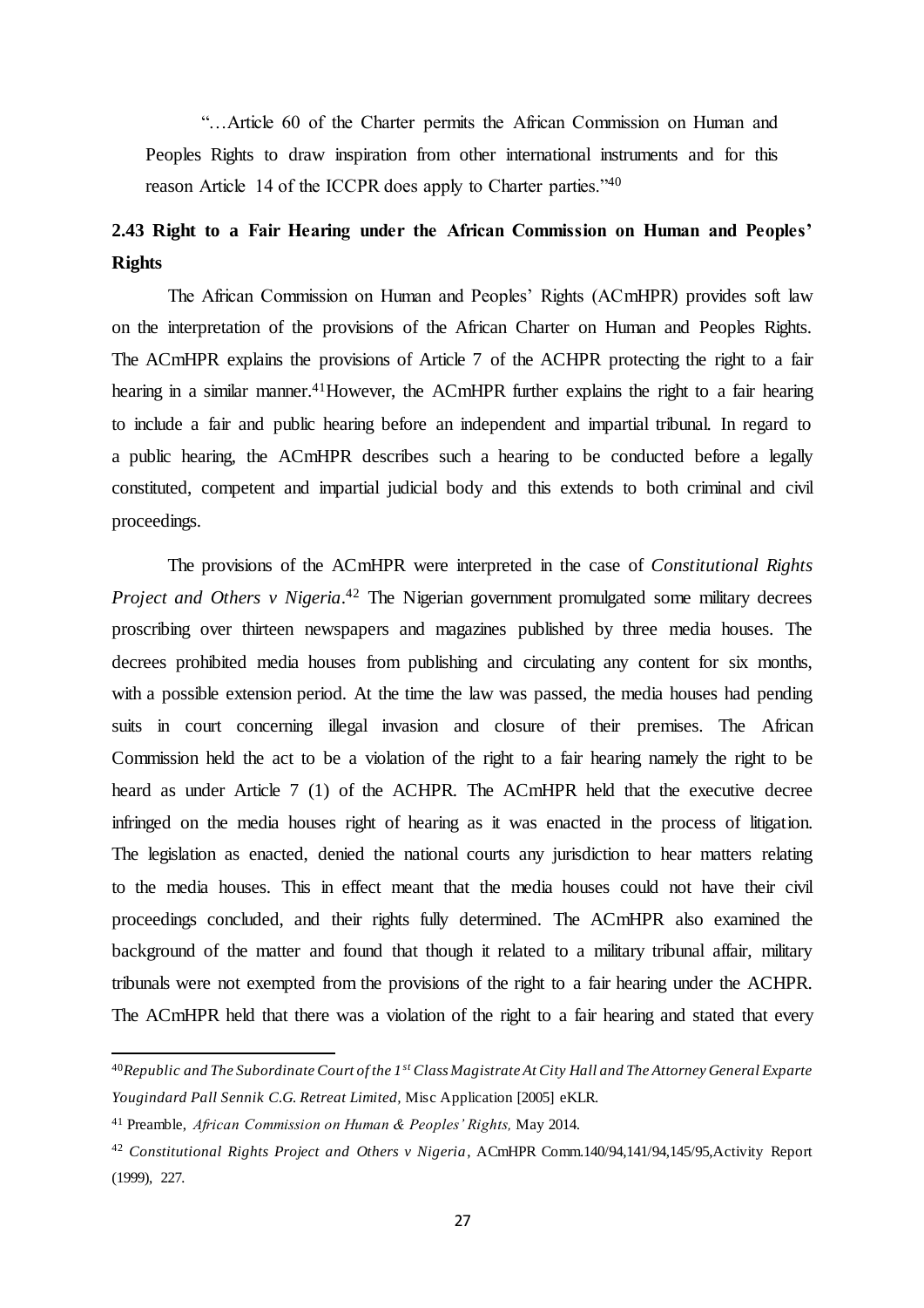"…Article 60 of the Charter permits the African Commission on Human and Peoples Rights to draw inspiration from other international instruments and for this reason Article 14 of the ICCPR does apply to Charter parties."[40]

## 2.43 Right to a Fair Hearing under the African Commission on Human and Peoples' Rights

The African Commission on Human and Peoples' Rights (ACmHPR) provides soft law on the interpretation of the provisions of the African Charter on Human and Peoples Rights. The ACmHPR explains the provisions of Article 7 of the ACHPR protecting the right to a fair hearing in a similar manner.[41]However, the ACmHPR further explains the right to a fair hearing to include a fair and public hearing before an independent and impartial tribunal. In regard to a public hearing, the ACmHPR describes such a hearing to be conducted before a legally constituted, competent and impartial judicial body and this extends to both criminal and civil proceedings.

The provisions of the ACmHPR were interpreted in the case of *Constitutional Rights Project and Others v Nigeria*.[42] The Nigerian government promulgated some military decrees proscribing over thirteen newspapers and magazines published by three media houses. The decrees prohibited media houses from publishing and circulating any content for six months, with a possible extension period. At the time the law was passed, the media houses had pending suits in court concerning illegal invasion and closure of their premises. The African Commission held the act to be a violation of the right to a fair hearing namely the right to be heard as under Article 7 (1) of the ACHPR. The ACmHPR held that the executive decree infringed on the media houses right of hearing as it was enacted in the process of litigation. The legislation as enacted, denied the national courts any jurisdiction to hear matters relating to the media houses. This in effect meant that the media houses could not have their civil proceedings concluded, and their rights fully determined. The ACmHPR also examined the background of the matter and found that though it related to a military tribunal affair, military tribunals were not exempted from the provisions of the right to a fair hearing under the ACHPR. The ACmHPR held that there was a violation of the right to a fair hearing and stated that every

---

[40] *Republic and The Subordinate Court of the 1st Class Magistrate At City Hall and The Attorney General Exparte Yougindard Pall Sennik C.G. Retreat Limited,* Misc Application [2005] eKLR.

[41] Preamble, *African Commission on Human & Peoples' Rights,* May 2014.

[42] *Constitutional Rights Project and Others v Nigeria*, ACmHPR Comm.140/94,141/94,145/95,Activity Report (1999), 227.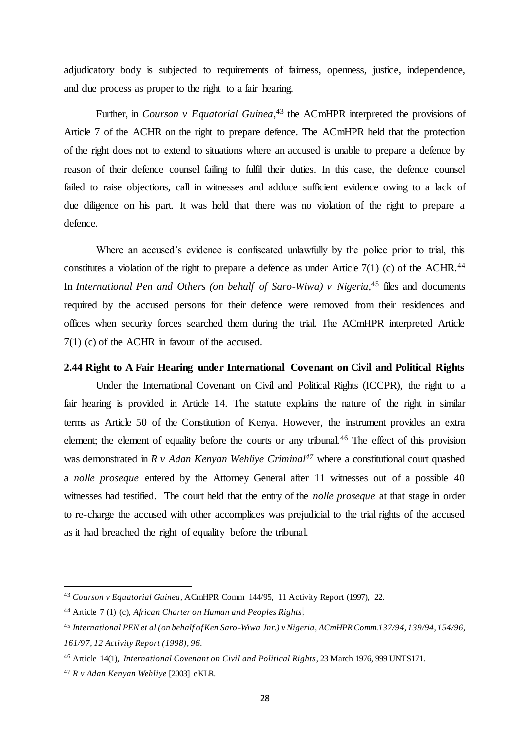adjudicatory body is subjected to requirements of fairness, openness, justice, independence, and due process as proper to the right to a fair hearing.

Further, in *Courson v Equatorial Guinea*,[43] the ACmHPR interpreted the provisions of Article 7 of the ACHR on the right to prepare defence. The ACmHPR held that the protection of the right does not to extend to situations where an accused is unable to prepare a defence by reason of their defence counsel failing to fulfil their duties. In this case, the defence counsel failed to raise objections, call in witnesses and adduce sufficient evidence owing to a lack of due diligence on his part. It was held that there was no violation of the right to prepare a defence.

Where an accused's evidence is confiscated unlawfully by the police prior to trial, this constitutes a violation of the right to prepare a defence as under Article 7(1) (c) of the ACHR.[44] In *International Pen and Others (on behalf of Saro-Wiwa) v Nigeria*,[45] files and documents required by the accused persons for their defence were removed from their residences and offices when security forces searched them during the trial. The ACmHPR interpreted Article 7(1) (c) of the ACHR in favour of the accused.

### 2.44 Right to A Fair Hearing under International Covenant on Civil and Political Rights

Under the International Covenant on Civil and Political Rights (ICCPR), the right to a fair hearing is provided in Article 14. The statute explains the nature of the right in similar terms as Article 50 of the Constitution of Kenya. However, the instrument provides an extra element; the element of equality before the courts or any tribunal.[46] The effect of this provision was demonstrated in *R v Adan Kenyan Wehliye Criminal*[47] where a constitutional court quashed a *nolle proseque* entered by the Attorney General after 11 witnesses out of a possible 40 witnesses had testified. The court held that the entry of the *nolle proseque* at that stage in order to re-charge the accused with other accomplices was prejudicial to the trial rights of the accused as it had breached the right of equality before the tribunal.

---

[43] *Courson v Equatorial Guinea*, ACmHPR Comm 144/95, 11 Activity Report (1997), 22.

[44] Article 7 (1) (c), *African Charter on Human and Peoples Rights*.

[45] *International PEN et al (on behalf of Ken Saro-Wiwa Jnr.) v Nigeria, ACmHPR Comm.137/94, 139/94, 154/96, 161/97, 12 Activity Report (1998), 96.*

[46] Article 14(1), *International Covenant on Civil and Political Rights*, 23 March 1976, 999 UNTS171.

[47] *R v Adan Kenyan Wehliye* [2003] eKLR.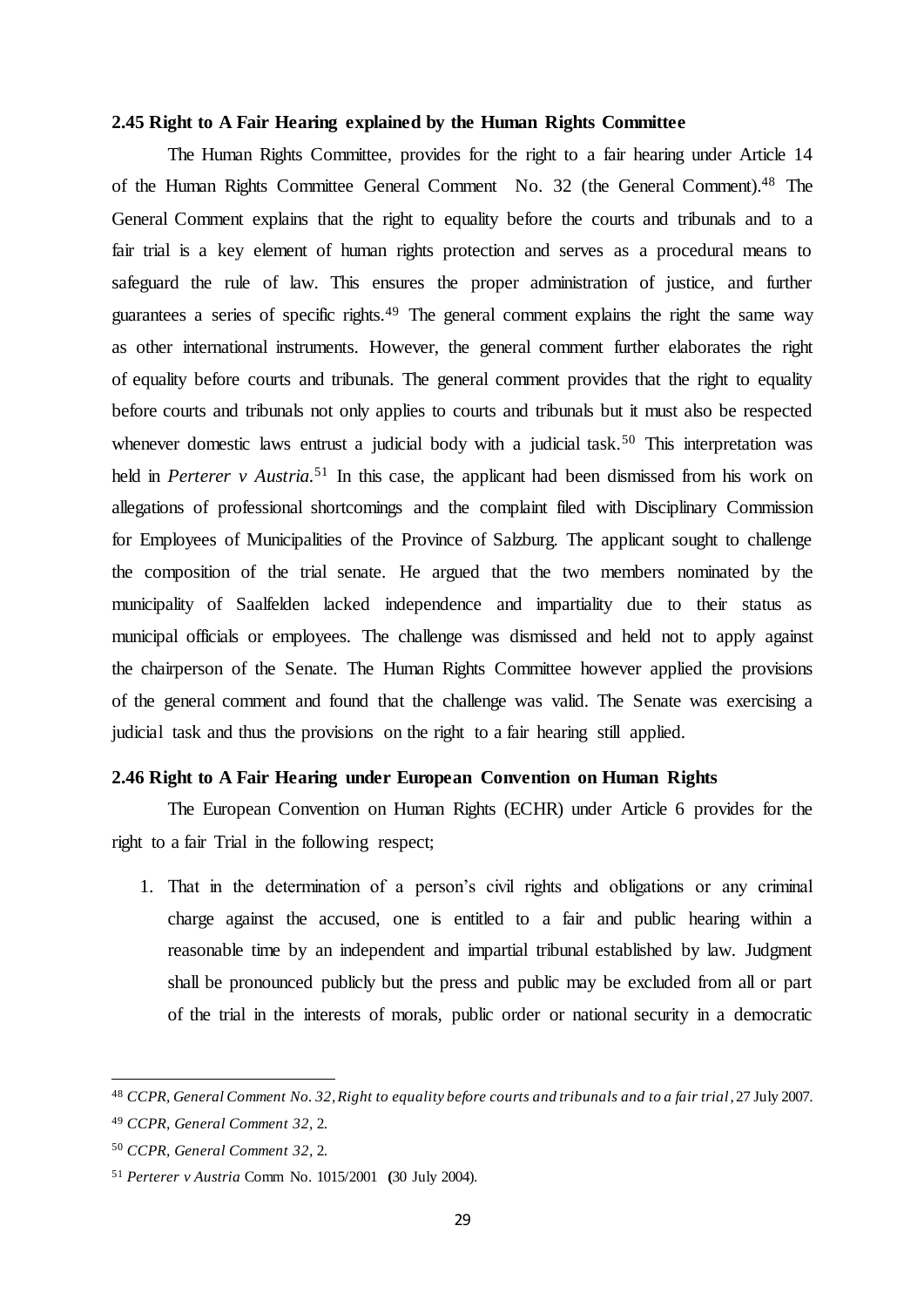### 2.45 Right to A Fair Hearing explained by the Human Rights Committee

The Human Rights Committee, provides for the right to a fair hearing under Article 14 of the Human Rights Committee General Comment No. 32 (the General Comment).[48] The General Comment explains that the right to equality before the courts and tribunals and to a fair trial is a key element of human rights protection and serves as a procedural means to safeguard the rule of law. This ensures the proper administration of justice, and further guarantees a series of specific rights.[49] The general comment explains the right the same way as other international instruments. However, the general comment further elaborates the right of equality before courts and tribunals. The general comment provides that the right to equality before courts and tribunals not only applies to courts and tribunals but it must also be respected whenever domestic laws entrust a judicial body with a judicial task.[50] This interpretation was held in *Perterer v Austria.*[51] In this case, the applicant had been dismissed from his work on allegations of professional shortcomings and the complaint filed with Disciplinary Commission for Employees of Municipalities of the Province of Salzburg. The applicant sought to challenge the composition of the trial senate. He argued that the two members nominated by the municipality of Saalfelden lacked independence and impartiality due to their status as municipal officials or employees. The challenge was dismissed and held not to apply against the chairperson of the Senate. The Human Rights Committee however applied the provisions of the general comment and found that the challenge was valid. The Senate was exercising a judicial task and thus the provisions on the right to a fair hearing still applied.

### 2.46 Right to A Fair Hearing under European Convention on Human Rights

The European Convention on Human Rights (ECHR) under Article 6 provides for the right to a fair Trial in the following respect;

1. That in the determination of a person's civil rights and obligations or any criminal charge against the accused, one is entitled to a fair and public hearing within a reasonable time by an independent and impartial tribunal established by law. Judgment shall be pronounced publicly but the press and public may be excluded from all or part of the trial in the interests of morals, public order or national security in a democratic

---

[48] *CCPR, General Comment No. 32, Right to equality before courts and tribunals and to a fair trial*, 27 July 2007.

[49] *CCPR, General Comment 32,* 2.

[50] *CCPR, General Comment 32,* 2.

[51] *Perterer v Austria* Comm No. 1015/2001 (30 July 2004).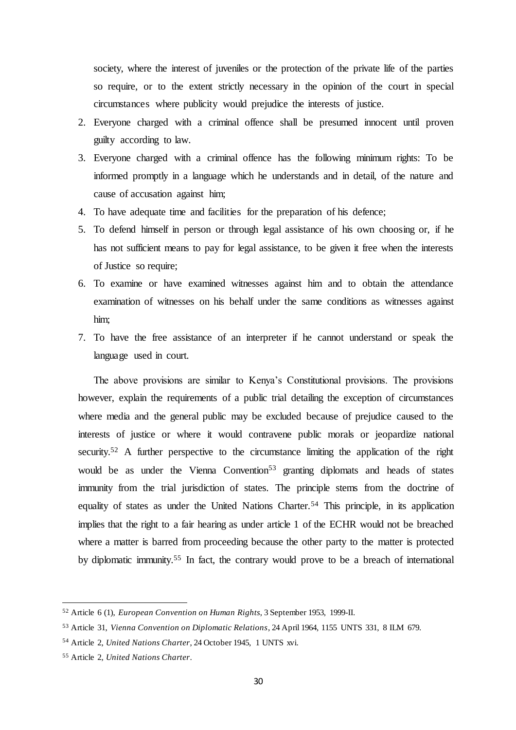society, where the interest of juveniles or the protection of the private life of the parties so require, or to the extent strictly necessary in the opinion of the court in special circumstances where publicity would prejudice the interests of justice.

2. Everyone charged with a criminal offence shall be presumed innocent until proven guilty according to law.
3. Everyone charged with a criminal offence has the following minimum rights: To be informed promptly in a language which he understands and in detail, of the nature and cause of accusation against him;
4. To have adequate time and facilities for the preparation of his defence;
5. To defend himself in person or through legal assistance of his own choosing or, if he has not sufficient means to pay for legal assistance, to be given it free when the interests of Justice so require;
6. To examine or have examined witnesses against him and to obtain the attendance examination of witnesses on his behalf under the same conditions as witnesses against him;
7. To have the free assistance of an interpreter if he cannot understand or speak the language used in court.

The above provisions are similar to Kenya's Constitutional provisions. The provisions however, explain the requirements of a public trial detailing the exception of circumstances where media and the general public may be excluded because of prejudice caused to the interests of justice or where it would contravene public morals or jeopardize national security.[52] A further perspective to the circumstance limiting the application of the right would be as under the Vienna Convention[53] granting diplomats and heads of states immunity from the trial jurisdiction of states. The principle stems from the doctrine of equality of states as under the United Nations Charter.[54] This principle, in its application implies that the right to a fair hearing as under article 1 of the ECHR would not be breached where a matter is barred from proceeding because the other party to the matter is protected by diplomatic immunity.[55] In fact, the contrary would prove to be a breach of international

---

[52] Article 6 (1), *European Convention on Human Rights*, 3 September 1953, 1999-II.

[53] Article 31, *Vienna Convention on Diplomatic Relations*, 24 April 1964, 1155 UNTS 331, 8 ILM 679.

[54] Article 2, *United Nations Charter*, 24 October 1945, 1 UNTS xvi.

[55] Article 2, *United Nations Charter*.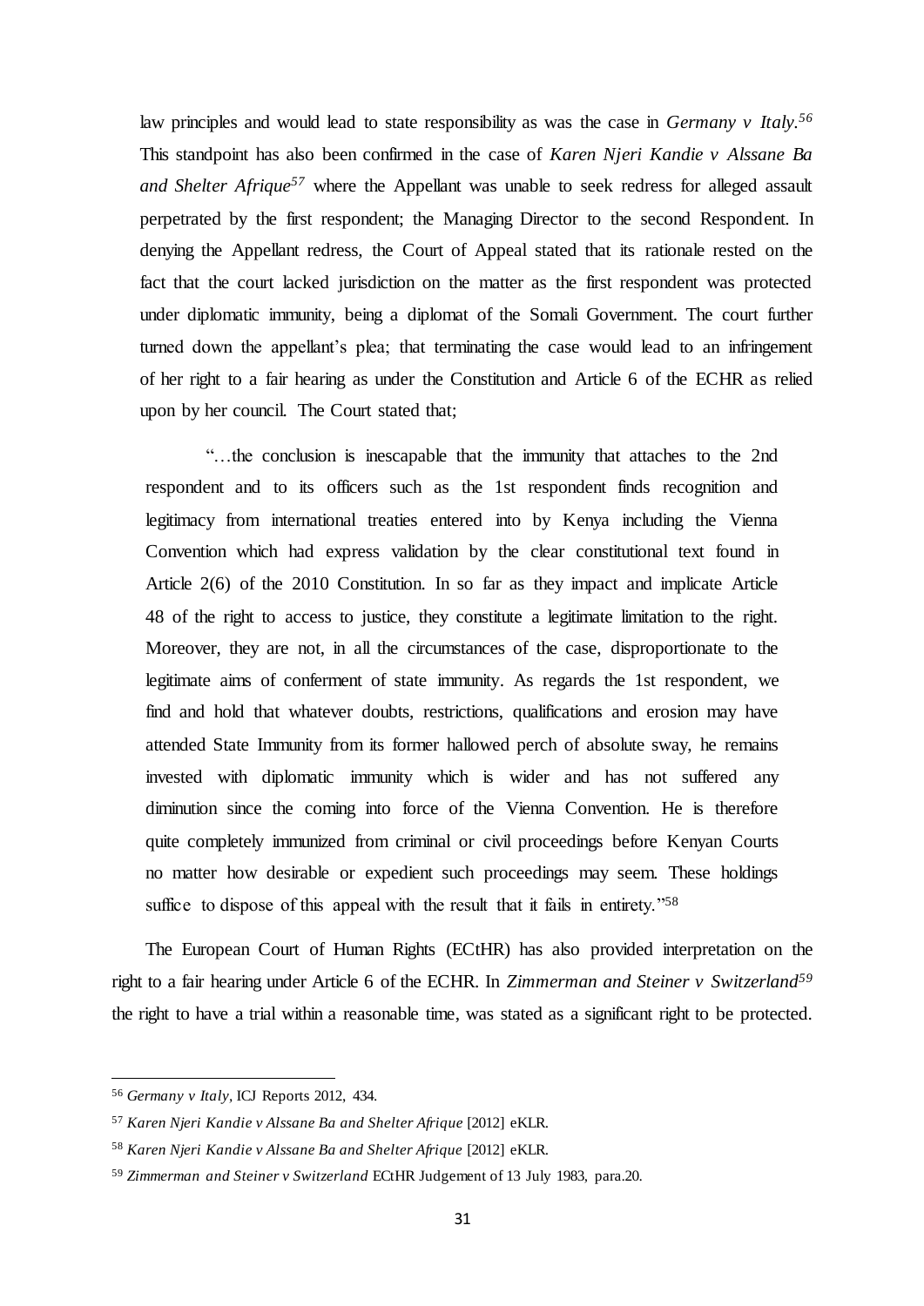law principles and would lead to state responsibility as was the case in *Germany v Italy.*[56] This standpoint has also been confirmed in the case of *Karen Njeri Kandie v Alssane Ba and Shelter Afrique*[57] where the Appellant was unable to seek redress for alleged assault perpetrated by the first respondent; the Managing Director to the second Respondent. In denying the Appellant redress, the Court of Appeal stated that its rationale rested on the fact that the court lacked jurisdiction on the matter as the first respondent was protected under diplomatic immunity, being a diplomat of the Somali Government. The court further turned down the appellant's plea; that terminating the case would lead to an infringement of her right to a fair hearing as under the Constitution and Article 6 of the ECHR as relied upon by her council. The Court stated that;

> "…the conclusion is inescapable that the immunity that attaches to the 2nd respondent and to its officers such as the 1st respondent finds recognition and legitimacy from international treaties entered into by Kenya including the Vienna Convention which had express validation by the clear constitutional text found in Article 2(6) of the 2010 Constitution. In so far as they impact and implicate Article 48 of the right to access to justice, they constitute a legitimate limitation to the right. Moreover, they are not, in all the circumstances of the case, disproportionate to the legitimate aims of conferment of state immunity. As regards the 1st respondent, we find and hold that whatever doubts, restrictions, qualifications and erosion may have attended State Immunity from its former hallowed perch of absolute sway, he remains invested with diplomatic immunity which is wider and has not suffered any diminution since the coming into force of the Vienna Convention. He is therefore quite completely immunized from criminal or civil proceedings before Kenyan Courts no matter how desirable or expedient such proceedings may seem. These holdings suffice to dispose of this appeal with the result that it fails in entirety."[58]

The European Court of Human Rights (ECtHR) has also provided interpretation on the right to a fair hearing under Article 6 of the ECHR. In *Zimmerman and Steiner v Switzerland*[59] the right to have a trial within a reasonable time, was stated as a significant right to be protected.

---

[56] *Germany v Italy*, ICJ Reports 2012, 434.

[57] *Karen Njeri Kandie v Alssane Ba and Shelter Afrique* [2012] eKLR.

[58] *Karen Njeri Kandie v Alssane Ba and Shelter Afrique* [2012] eKLR.

[59] *Zimmerman and Steiner v Switzerland* ECtHR Judgement of 13 July 1983, para.20.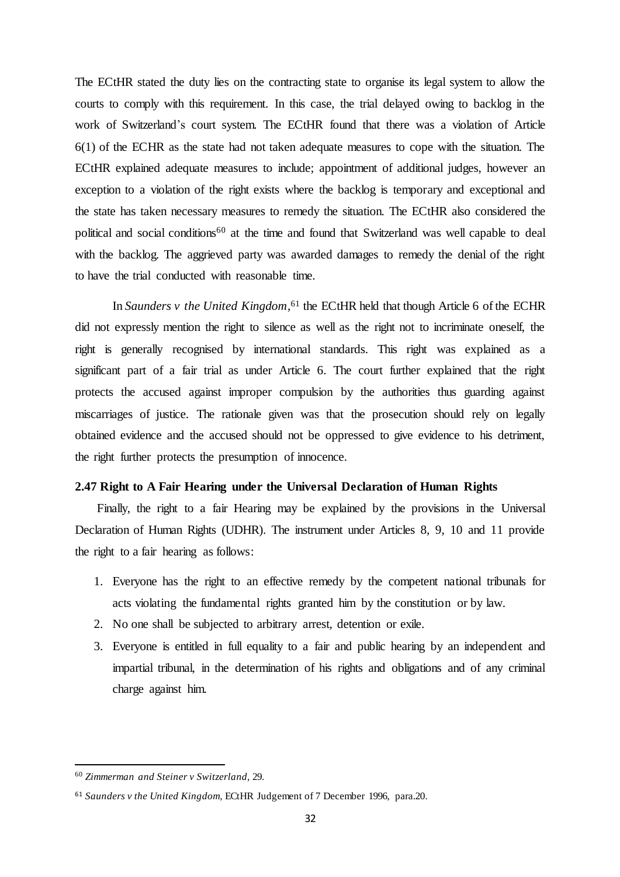The ECtHR stated the duty lies on the contracting state to organise its legal system to allow the courts to comply with this requirement. In this case, the trial delayed owing to backlog in the work of Switzerland's court system. The ECtHR found that there was a violation of Article 6(1) of the ECHR as the state had not taken adequate measures to cope with the situation. The ECtHR explained adequate measures to include; appointment of additional judges, however an exception to a violation of the right exists where the backlog is temporary and exceptional and the state has taken necessary measures to remedy the situation. The ECtHR also considered the political and social conditions[60] at the time and found that Switzerland was well capable to deal with the backlog. The aggrieved party was awarded damages to remedy the denial of the right to have the trial conducted with reasonable time.

In *Saunders v the United Kingdom*,[61] the ECtHR held that though Article 6 of the ECHR did not expressly mention the right to silence as well as the right not to incriminate oneself, the right is generally recognised by international standards. This right was explained as a significant part of a fair trial as under Article 6. The court further explained that the right protects the accused against improper compulsion by the authorities thus guarding against miscarriages of justice. The rationale given was that the prosecution should rely on legally obtained evidence and the accused should not be oppressed to give evidence to his detriment, the right further protects the presumption of innocence.

### 2.47 Right to A Fair Hearing under the Universal Declaration of Human Rights

Finally, the right to a fair Hearing may be explained by the provisions in the Universal Declaration of Human Rights (UDHR). The instrument under Articles 8, 9, 10 and 11 provide the right to a fair hearing as follows:

1. Everyone has the right to an effective remedy by the competent national tribunals for acts violating the fundamental rights granted him by the constitution or by law.
2. No one shall be subjected to arbitrary arrest, detention or exile.
3. Everyone is entitled in full equality to a fair and public hearing by an independent and impartial tribunal, in the determination of his rights and obligations and of any criminal charge against him.

---

[60] *Zimmerman and Steiner v Switzerland*, 29.

[61] *Saunders v the United Kingdom*, ECtHR Judgement of 7 December 1996, para.20.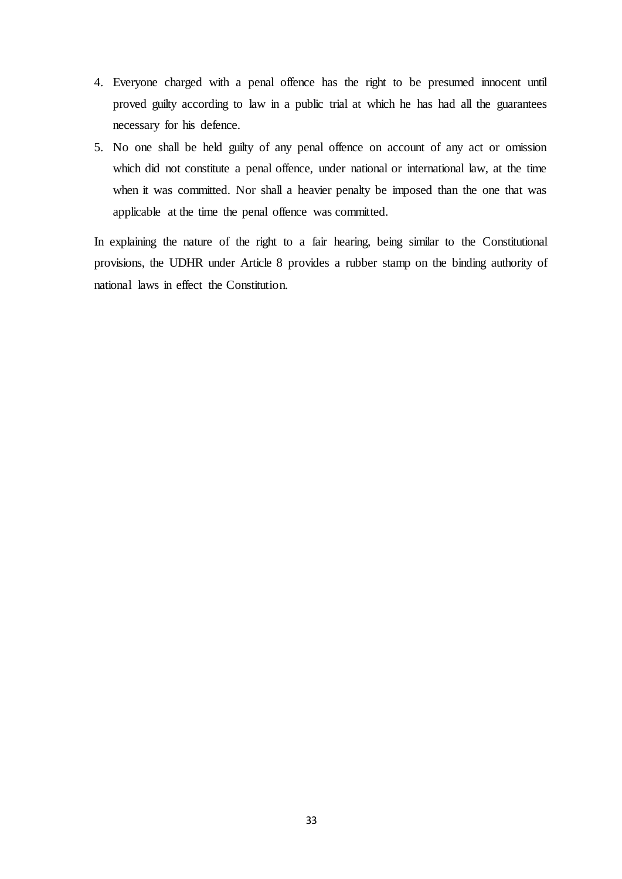4. Everyone charged with a penal offence has the right to be presumed innocent until proved guilty according to law in a public trial at which he has had all the guarantees necessary for his defence.
5. No one shall be held guilty of any penal offence on account of any act or omission which did not constitute a penal offence, under national or international law, at the time when it was committed. Nor shall a heavier penalty be imposed than the one that was applicable at the time the penal offence was committed.

In explaining the nature of the right to a fair hearing, being similar to the Constitutional provisions, the UDHR under Article 8 provides a rubber stamp on the binding authority of national laws in effect the Constitution.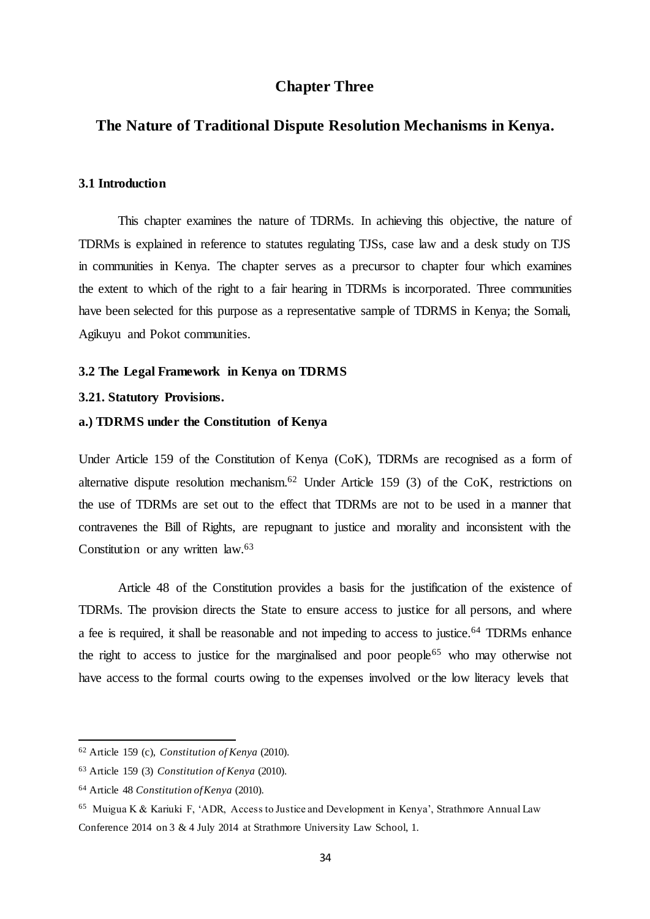# Chapter Three

## The Nature of Traditional Dispute Resolution Mechanisms in Kenya.

### 3.1 Introduction

This chapter examines the nature of TDRMs. In achieving this objective, the nature of TDRMs is explained in reference to statutes regulating TJSs, case law and a desk study on TJS in communities in Kenya. The chapter serves as a precursor to chapter four which examines the extent to which of the right to a fair hearing in TDRMs is incorporated. Three communities have been selected for this purpose as a representative sample of TDRMS in Kenya; the Somali, Agikuyu and Pokot communities.

### 3.2 The Legal Framework in Kenya on TDRMS

### 3.21. Statutory Provisions.

#### a.) TDRMS under the Constitution of Kenya

Under Article 159 of the Constitution of Kenya (CoK), TDRMs are recognised as a form of alternative dispute resolution mechanism.[62] Under Article 159 (3) of the CoK, restrictions on the use of TDRMs are set out to the effect that TDRMs are not to be used in a manner that contravenes the Bill of Rights, are repugnant to justice and morality and inconsistent with the Constitution or any written law.[63]

Article 48 of the Constitution provides a basis for the justification of the existence of TDRMs. The provision directs the State to ensure access to justice for all persons, and where a fee is required, it shall be reasonable and not impeding to access to justice.[64] TDRMs enhance the right to access to justice for the marginalised and poor people[65] who may otherwise not have access to the formal courts owing to the expenses involved or the low literacy levels that

---

[62] Article 159 (c), *Constitution of Kenya* (2010).

[63] Article 159 (3) *Constitution of Kenya* (2010).

[64] Article 48 *Constitution of Kenya* (2010).

[65] Muigua K & Kariuki F, 'ADR, Access to Justice and Development in Kenya', Strathmore Annual Law Conference 2014 on 3 & 4 July 2014 at Strathmore University Law School, 1.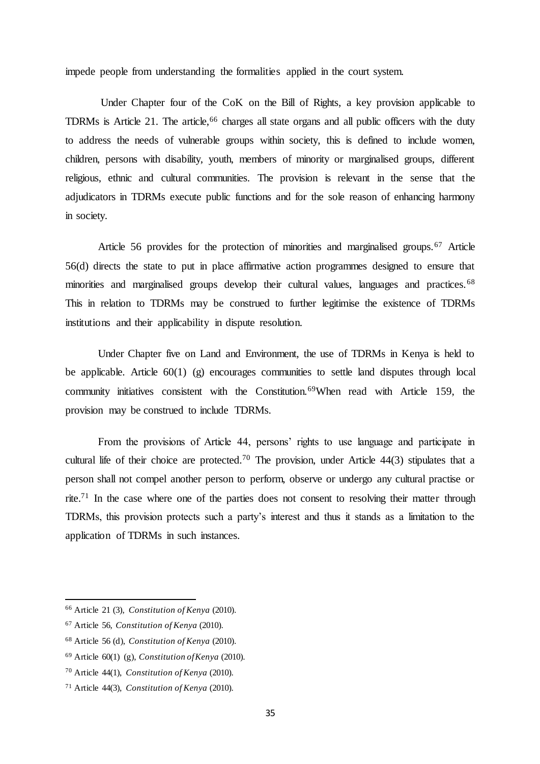impede people from understanding the formalities applied in the court system.

Under Chapter four of the CoK on the Bill of Rights, a key provision applicable to TDRMs is Article 21. The article,[66] charges all state organs and all public officers with the duty to address the needs of vulnerable groups within society, this is defined to include women, children, persons with disability, youth, members of minority or marginalised groups, different religious, ethnic and cultural communities. The provision is relevant in the sense that the adjudicators in TDRMs execute public functions and for the sole reason of enhancing harmony in society.

Article 56 provides for the protection of minorities and marginalised groups.[67] Article 56(d) directs the state to put in place affirmative action programmes designed to ensure that minorities and marginalised groups develop their cultural values, languages and practices.[68] This in relation to TDRMs may be construed to further legitimise the existence of TDRMs institutions and their applicability in dispute resolution.

Under Chapter five on Land and Environment, the use of TDRMs in Kenya is held to be applicable. Article 60(1) (g) encourages communities to settle land disputes through local community initiatives consistent with the Constitution.[69]When read with Article 159, the provision may be construed to include TDRMs.

From the provisions of Article 44, persons' rights to use language and participate in cultural life of their choice are protected.[70] The provision, under Article 44(3) stipulates that a person shall not compel another person to perform, observe or undergo any cultural practise or rite.[71] In the case where one of the parties does not consent to resolving their matter through TDRMs, this provision protects such a party's interest and thus it stands as a limitation to the application of TDRMs in such instances.

---

[66] Article 21 (3), *Constitution of Kenya* (2010).

[67] Article 56, *Constitution of Kenya* (2010).

[68] Article 56 (d), *Constitution of Kenya* (2010).

[69] Article 60(1) (g), *Constitution ofKenya* (2010).

[70] Article 44(1), *Constitution of Kenya* (2010).

[71] Article 44(3), *Constitution of Kenya* (2010).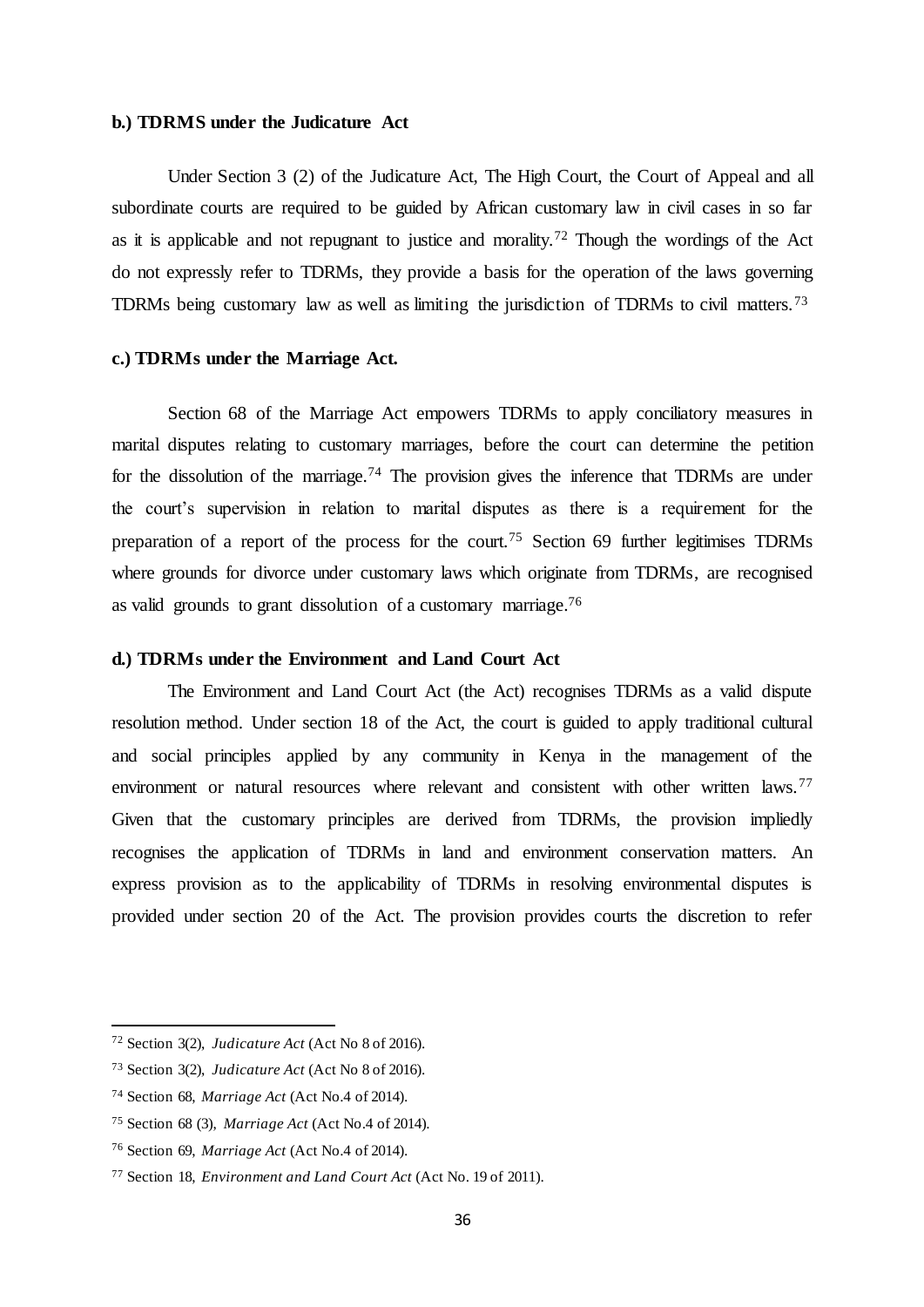**b.) TDRMS under the Judicature Act**

Under Section 3 (2) of the Judicature Act, The High Court, the Court of Appeal and all subordinate courts are required to be guided by African customary law in civil cases in so far as it is applicable and not repugnant to justice and morality.[72] Though the wordings of the Act do not expressly refer to TDRMs, they provide a basis for the operation of the laws governing TDRMs being customary law as well as limiting the jurisdiction of TDRMs to civil matters.[73]

**c.) TDRMs under the Marriage Act.**

Section 68 of the Marriage Act empowers TDRMs to apply conciliatory measures in marital disputes relating to customary marriages, before the court can determine the petition for the dissolution of the marriage.[74] The provision gives the inference that TDRMs are under the court's supervision in relation to marital disputes as there is a requirement for the preparation of a report of the process for the court.[75] Section 69 further legitimises TDRMs where grounds for divorce under customary laws which originate from TDRMs, are recognised as valid grounds to grant dissolution of a customary marriage.[76]

**d.) TDRMs under the Environment and Land Court Act**

The Environment and Land Court Act (the Act) recognises TDRMs as a valid dispute resolution method. Under section 18 of the Act, the court is guided to apply traditional cultural and social principles applied by any community in Kenya in the management of the environment or natural resources where relevant and consistent with other written laws.[77] Given that the customary principles are derived from TDRMs, the provision impliedly recognises the application of TDRMs in land and environment conservation matters. An express provision as to the applicability of TDRMs in resolving environmental disputes is provided under section 20 of the Act. The provision provides courts the discretion to refer

---

[72] Section 3(2), *Judicature Act* (Act No 8 of 2016).

[73] Section 3(2), *Judicature Act* (Act No 8 of 2016).

[74] Section 68, *Marriage Act* (Act No.4 of 2014).

[75] Section 68 (3), *Marriage Act* (Act No.4 of 2014).

[76] Section 69, *Marriage Act* (Act No.4 of 2014).

[77] Section 18, *Environment and Land Court Act* (Act No. 19 of 2011).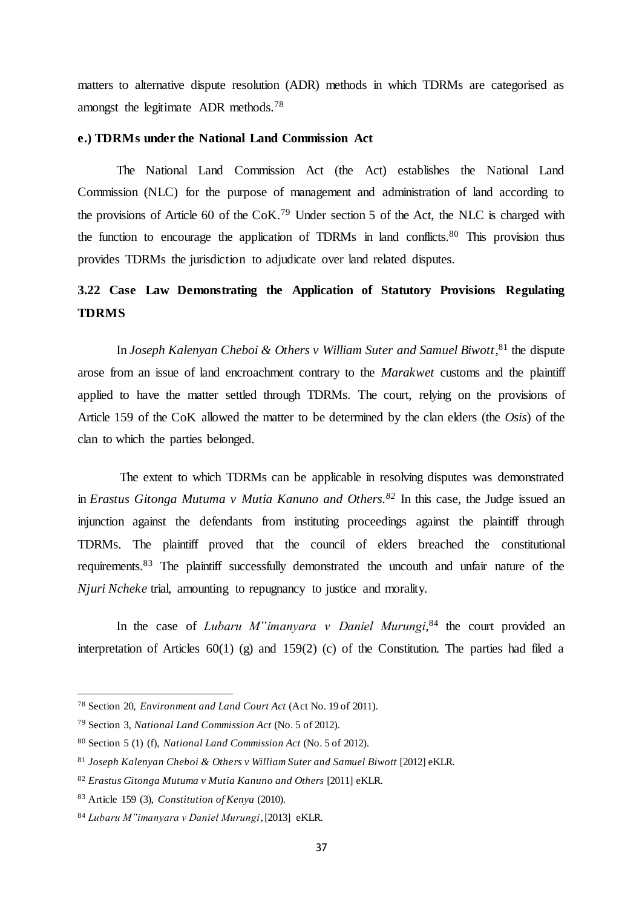matters to alternative dispute resolution (ADR) methods in which TDRMs are categorised as amongst the legitimate ADR methods.[78]

**e.) TDRMs under the National Land Commission Act**

The National Land Commission Act (the Act) establishes the National Land Commission (NLC) for the purpose of management and administration of land according to the provisions of Article 60 of the CoK.[79] Under section 5 of the Act, the NLC is charged with the function to encourage the application of TDRMs in land conflicts.[80] This provision thus provides TDRMs the jurisdiction to adjudicate over land related disputes.

## 3.22 Case Law Demonstrating the Application of Statutory Provisions Regulating TDRMS

In *Joseph Kalenyan Cheboi & Others v William Suter and Samuel Biwott*,[81] the dispute arose from an issue of land encroachment contrary to the *Marakwet* customs and the plaintiff applied to have the matter settled through TDRMs. The court, relying on the provisions of Article 159 of the CoK allowed the matter to be determined by the clan elders (the *Osis*) of the clan to which the parties belonged.

The extent to which TDRMs can be applicable in resolving disputes was demonstrated in *Erastus Gitonga Mutuma v Mutia Kanuno and Others.*[82] In this case, the Judge issued an injunction against the defendants from instituting proceedings against the plaintiff through TDRMs. The plaintiff proved that the council of elders breached the constitutional requirements.[83] The plaintiff successfully demonstrated the uncouth and unfair nature of the *Njuri Ncheke* trial, amounting to repugnancy to justice and morality.

In the case of *Lubaru M''imanyara v Daniel Murungi*,[84] the court provided an interpretation of Articles 60(1) (g) and 159(2) (c) of the Constitution. The parties had filed a

---

[78] Section 20, *Environment and Land Court Act* (Act No. 19 of 2011).

[79] Section 3, *National Land Commission Act* (No. 5 of 2012).

[80] Section 5 (1) (f), *National Land Commission Act* (No. 5 of 2012).

[81] *Joseph Kalenyan Cheboi & Others v William Suter and Samuel Biwott* [2012] eKLR.

[82] *Erastus Gitonga Mutuma v Mutia Kanuno and Others* [2011] eKLR.

[83] Article 159 (3), *Constitution of Kenya* (2010).

[84] *Lubaru M''imanyara v Daniel Murungi*, [2013] eKLR.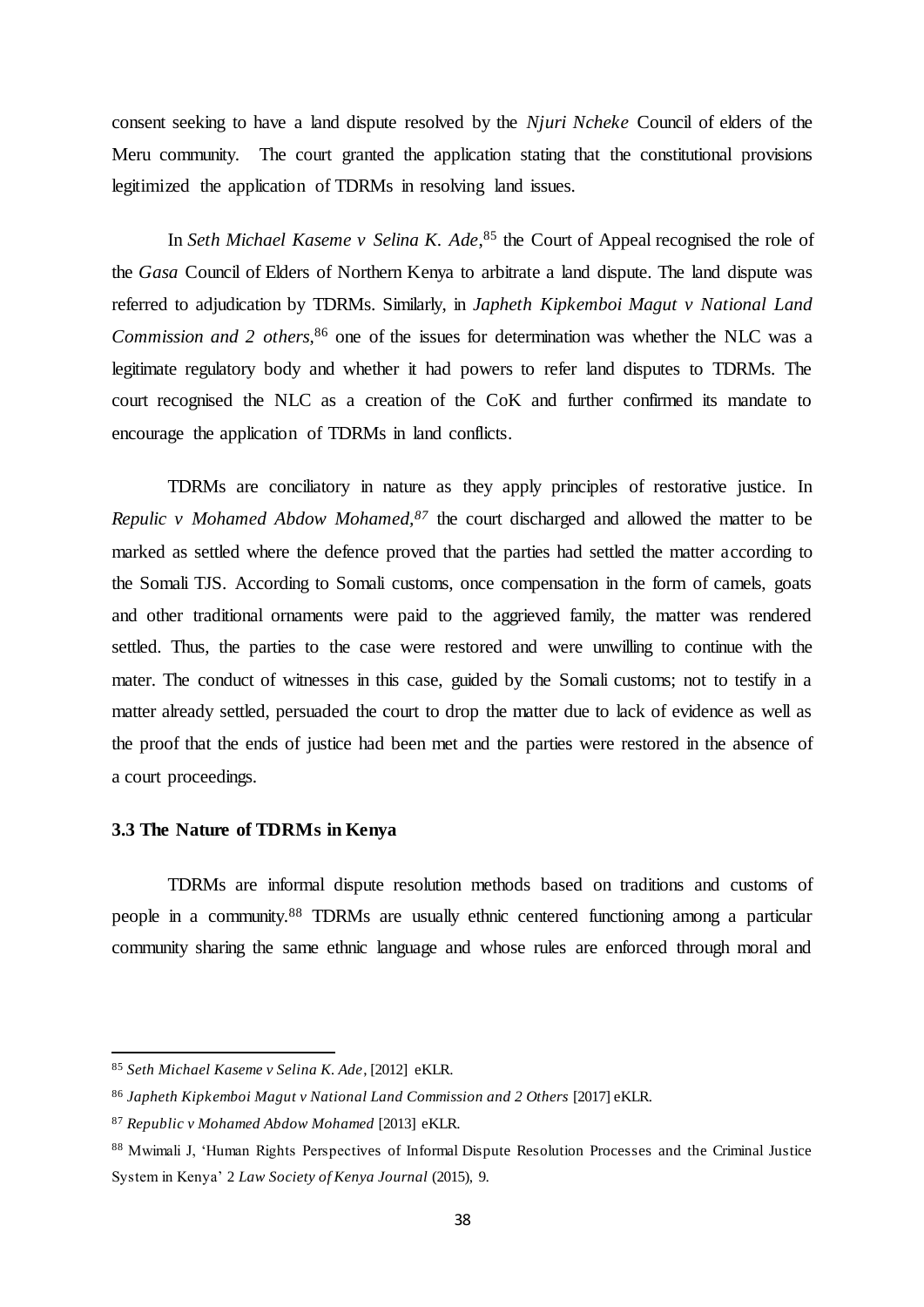consent seeking to have a land dispute resolved by the *Njuri Ncheke* Council of elders of the Meru community. The court granted the application stating that the constitutional provisions legitimized the application of TDRMs in resolving land issues.

In *Seth Michael Kaseme v Selina K. Ade*,[85] the Court of Appeal recognised the role of the *Gasa* Council of Elders of Northern Kenya to arbitrate a land dispute. The land dispute was referred to adjudication by TDRMs. Similarly, in *Japheth Kipkemboi Magut v National Land Commission and 2 others*,[86] one of the issues for determination was whether the NLC was a legitimate regulatory body and whether it had powers to refer land disputes to TDRMs. The court recognised the NLC as a creation of the CoK and further confirmed its mandate to encourage the application of TDRMs in land conflicts.

TDRMs are conciliatory in nature as they apply principles of restorative justice. In *Repulic v Mohamed Abdow Mohamed,*[87] the court discharged and allowed the matter to be marked as settled where the defence proved that the parties had settled the matter according to the Somali TJS. According to Somali customs, once compensation in the form of camels, goats and other traditional ornaments were paid to the aggrieved family, the matter was rendered settled. Thus, the parties to the case were restored and were unwilling to continue with the mater. The conduct of witnesses in this case, guided by the Somali customs; not to testify in a matter already settled, persuaded the court to drop the matter due to lack of evidence as well as the proof that the ends of justice had been met and the parties were restored in the absence of a court proceedings.

### 3.3 The Nature of TDRMs in Kenya

TDRMs are informal dispute resolution methods based on traditions and customs of people in a community.[88] TDRMs are usually ethnic centered functioning among a particular community sharing the same ethnic language and whose rules are enforced through moral and

---

[85] *Seth Michael Kaseme v Selina K. Ade*, [2012] eKLR.

[86] *Japheth Kipkemboi Magut v National Land Commission and 2 Others* [2017] eKLR.

[87] *Republic v Mohamed Abdow Mohamed* [2013] eKLR.

[88] Mwimali J, 'Human Rights Perspectives of Informal Dispute Resolution Processes and the Criminal Justice System in Kenya' 2 *Law Society of Kenya Journal* (2015), 9.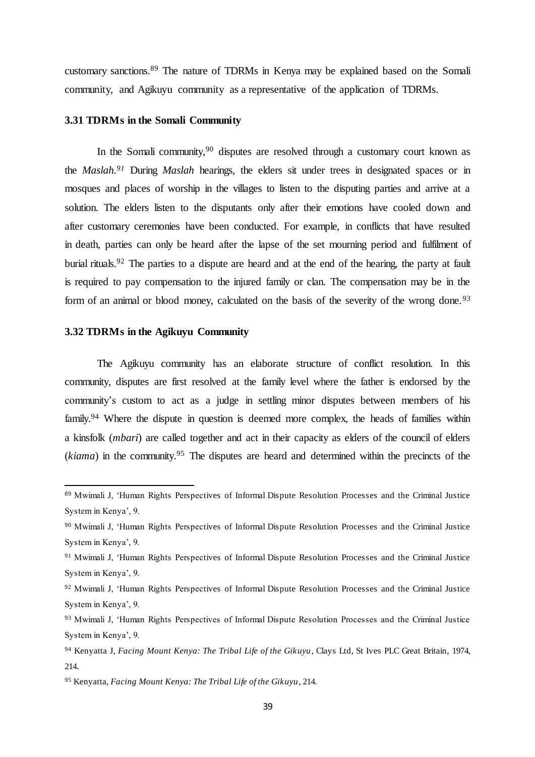customary sanctions.[89] The nature of TDRMs in Kenya may be explained based on the Somali community, and Agikuyu community as a representative of the application of TDRMs.

### 3.31 TDRMs in the Somali Community

In the Somali community,[90] disputes are resolved through a customary court known as the *Maslah.*[91] During *Maslah* hearings, the elders sit under trees in designated spaces or in mosques and places of worship in the villages to listen to the disputing parties and arrive at a solution. The elders listen to the disputants only after their emotions have cooled down and after customary ceremonies have been conducted. For example, in conflicts that have resulted in death, parties can only be heard after the lapse of the set mourning period and fulfilment of burial rituals.[92] The parties to a dispute are heard and at the end of the hearing, the party at fault is required to pay compensation to the injured family or clan. The compensation may be in the form of an animal or blood money, calculated on the basis of the severity of the wrong done.[93]

### 3.32 TDRMs in the Agikuyu Community

The Agikuyu community has an elaborate structure of conflict resolution. In this community, disputes are first resolved at the family level where the father is endorsed by the community's custom to act as a judge in settling minor disputes between members of his family.[94] Where the dispute in question is deemed more complex, the heads of families within a kinsfolk (*mbari*) are called together and act in their capacity as elders of the council of elders (*kiama*) in the community.[95] The disputes are heard and determined within the precincts of the

---

[89] Mwimali J, 'Human Rights Perspectives of Informal Dispute Resolution Processes and the Criminal Justice System in Kenya', 9.

[90] Mwimali J, 'Human Rights Perspectives of Informal Dispute Resolution Processes and the Criminal Justice System in Kenya', 9.

[91] Mwimali J, 'Human Rights Perspectives of Informal Dispute Resolution Processes and the Criminal Justice System in Kenya', 9.

[92] Mwimali J, 'Human Rights Perspectives of Informal Dispute Resolution Processes and the Criminal Justice System in Kenya', 9.

[93] Mwimali J, 'Human Rights Perspectives of Informal Dispute Resolution Processes and the Criminal Justice System in Kenya', 9.

[94] Kenyatta J, *Facing Mount Kenya: The Tribal Life of the Gikuyu*, Clays Ltd, St Ives PLC Great Britain, 1974, 214.

[95] Kenyatta, *Facing Mount Kenya: The Tribal Life of the Gikuyu*, 214.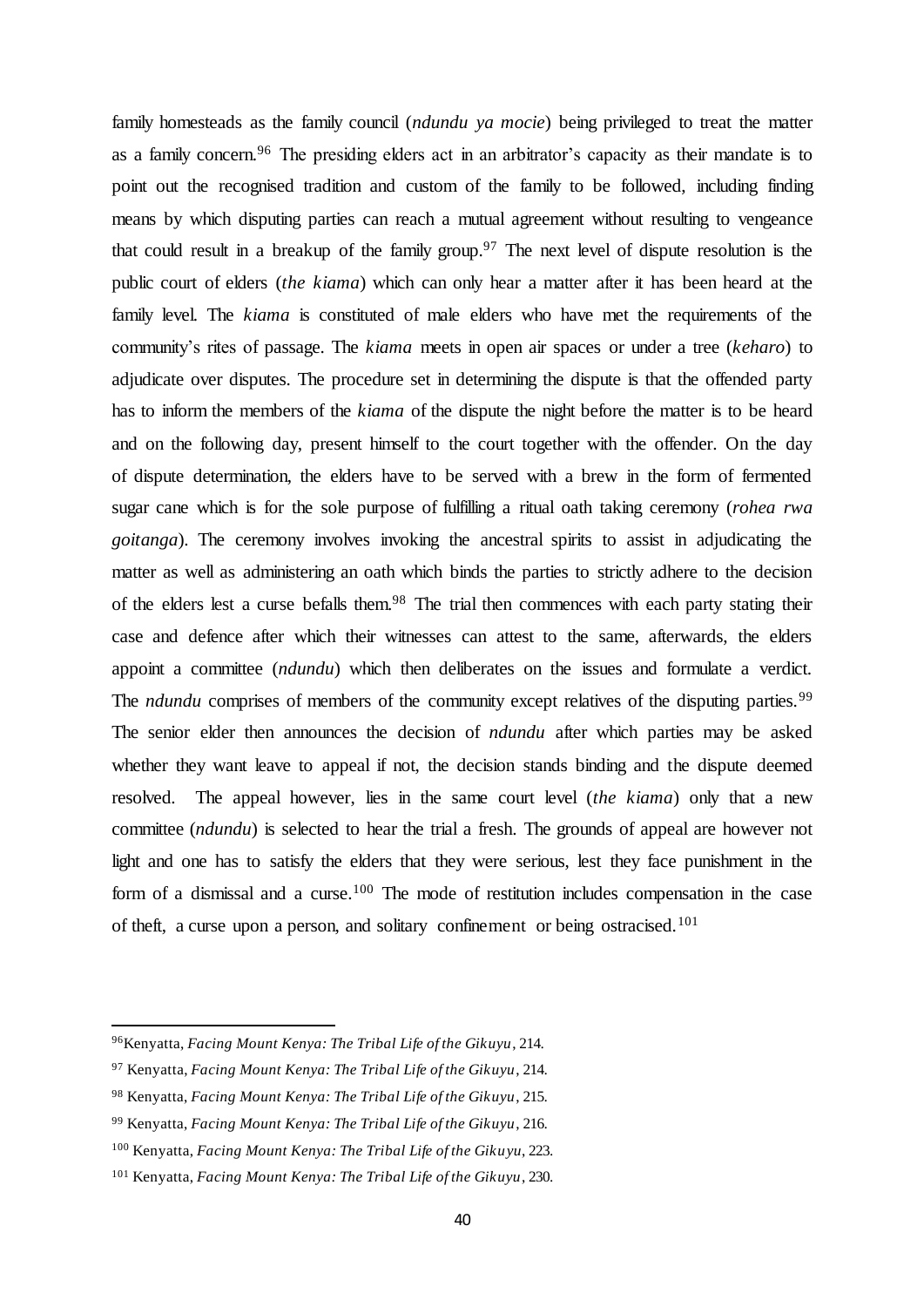family homesteads as the family council (*ndundu ya mocie*) being privileged to treat the matter as a family concern.[96] The presiding elders act in an arbitrator's capacity as their mandate is to point out the recognised tradition and custom of the family to be followed, including finding means by which disputing parties can reach a mutual agreement without resulting to vengeance that could result in a breakup of the family group.[97] The next level of dispute resolution is the public court of elders (*the kiama*) which can only hear a matter after it has been heard at the family level. The *kiama* is constituted of male elders who have met the requirements of the community's rites of passage. The *kiama* meets in open air spaces or under a tree (*keharo*) to adjudicate over disputes. The procedure set in determining the dispute is that the offended party has to inform the members of the *kiama* of the dispute the night before the matter is to be heard and on the following day, present himself to the court together with the offender. On the day of dispute determination, the elders have to be served with a brew in the form of fermented sugar cane which is for the sole purpose of fulfilling a ritual oath taking ceremony (*rohea rwa goitanga*). The ceremony involves invoking the ancestral spirits to assist in adjudicating the matter as well as administering an oath which binds the parties to strictly adhere to the decision of the elders lest a curse befalls them.[98] The trial then commences with each party stating their case and defence after which their witnesses can attest to the same, afterwards, the elders appoint a committee (*ndundu*) which then deliberates on the issues and formulate a verdict. The *ndundu* comprises of members of the community except relatives of the disputing parties.[99] The senior elder then announces the decision of *ndundu* after which parties may be asked whether they want leave to appeal if not, the decision stands binding and the dispute deemed resolved. The appeal however, lies in the same court level (*the kiama*) only that a new committee (*ndundu*) is selected to hear the trial a fresh. The grounds of appeal are however not light and one has to satisfy the elders that they were serious, lest they face punishment in the form of a dismissal and a curse.[100] The mode of restitution includes compensation in the case of theft, a curse upon a person, and solitary confinement or being ostracised.[101]

---

[96] Kenyatta, *Facing Mount Kenya: The Tribal Life of the Gikuyu*, 214.

[97] Kenyatta, *Facing Mount Kenya: The Tribal Life of the Gikuyu*, 214.

[98] Kenyatta, *Facing Mount Kenya: The Tribal Life of the Gikuyu*, 215.

[99] Kenyatta, *Facing Mount Kenya: The Tribal Life of the Gikuyu*, 216.

[100] Kenyatta, *Facing Mount Kenya: The Tribal Life of the Gikuyu*, 223.

[101] Kenyatta, *Facing Mount Kenya: The Tribal Life of the Gikuyu*, 230.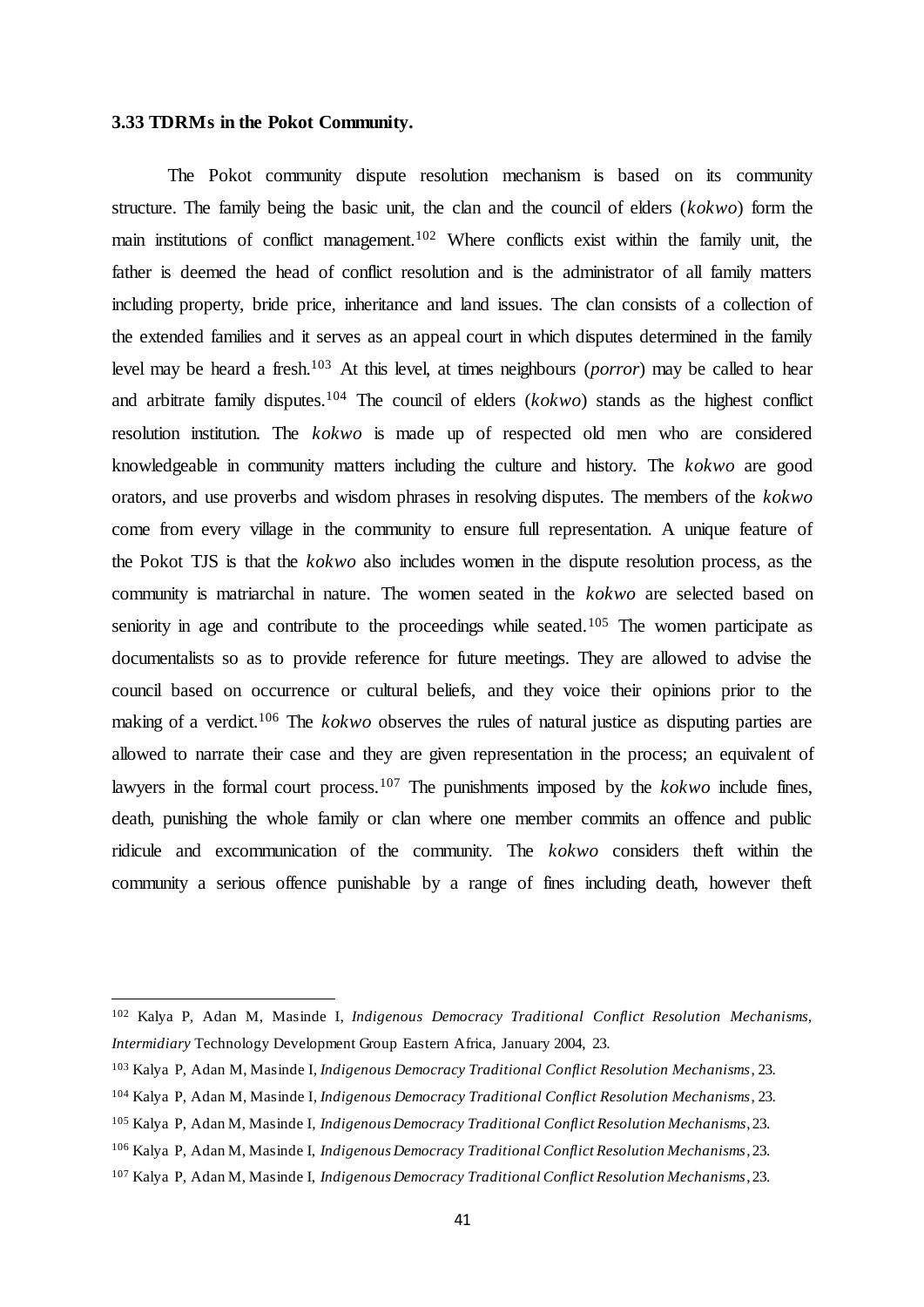**3.33 TDRMs in the Pokot Community.**

The Pokot community dispute resolution mechanism is based on its community structure. The family being the basic unit, the clan and the council of elders (*kokwo*) form the main institutions of conflict management.[102] Where conflicts exist within the family unit, the father is deemed the head of conflict resolution and is the administrator of all family matters including property, bride price, inheritance and land issues. The clan consists of a collection of the extended families and it serves as an appeal court in which disputes determined in the family level may be heard a fresh.[103] At this level, at times neighbours (*porror*) may be called to hear and arbitrate family disputes.[104] The council of elders (*kokwo*) stands as the highest conflict resolution institution. The *kokwo* is made up of respected old men who are considered knowledgeable in community matters including the culture and history. The *kokwo* are good orators, and use proverbs and wisdom phrases in resolving disputes. The members of the *kokwo* come from every village in the community to ensure full representation. A unique feature of the Pokot TJS is that the *kokwo* also includes women in the dispute resolution process, as the community is matriarchal in nature. The women seated in the *kokwo* are selected based on seniority in age and contribute to the proceedings while seated.[105] The women participate as documentalists so as to provide reference for future meetings. They are allowed to advise the council based on occurrence or cultural beliefs, and they voice their opinions prior to the making of a verdict.[106] The *kokwo* observes the rules of natural justice as disputing parties are allowed to narrate their case and they are given representation in the process; an equivalent of lawyers in the formal court process.[107] The punishments imposed by the *kokwo* include fines, death, punishing the whole family or clan where one member commits an offence and public ridicule and excommunication of the community. The *kokwo* considers theft within the community a serious offence punishable by a range of fines including death, however theft

---

[102] Kalya P, Adan M, Masinde I, *Indigenous Democracy Traditional Conflict Resolution Mechanisms, Intermidiary* Technology Development Group Eastern Africa, January 2004, 23.

[103] Kalya P, Adan M, Masinde I, *Indigenous Democracy Traditional Conflict Resolution Mechanisms*, 23.

[104] Kalya P, Adan M, Masinde I, *Indigenous Democracy Traditional Conflict Resolution Mechanisms*, 23.

[105] Kalya P, Adan M, Masinde I, *Indigenous Democracy Traditional Conflict Resolution Mechanisms*, 23.

[106] Kalya P, Adan M, Masinde I, *Indigenous Democracy Traditional Conflict Resolution Mechanisms*, 23.

[107] Kalya P, Adan M, Masinde I, *Indigenous Democracy Traditional Conflict Resolution Mechanisms*, 23.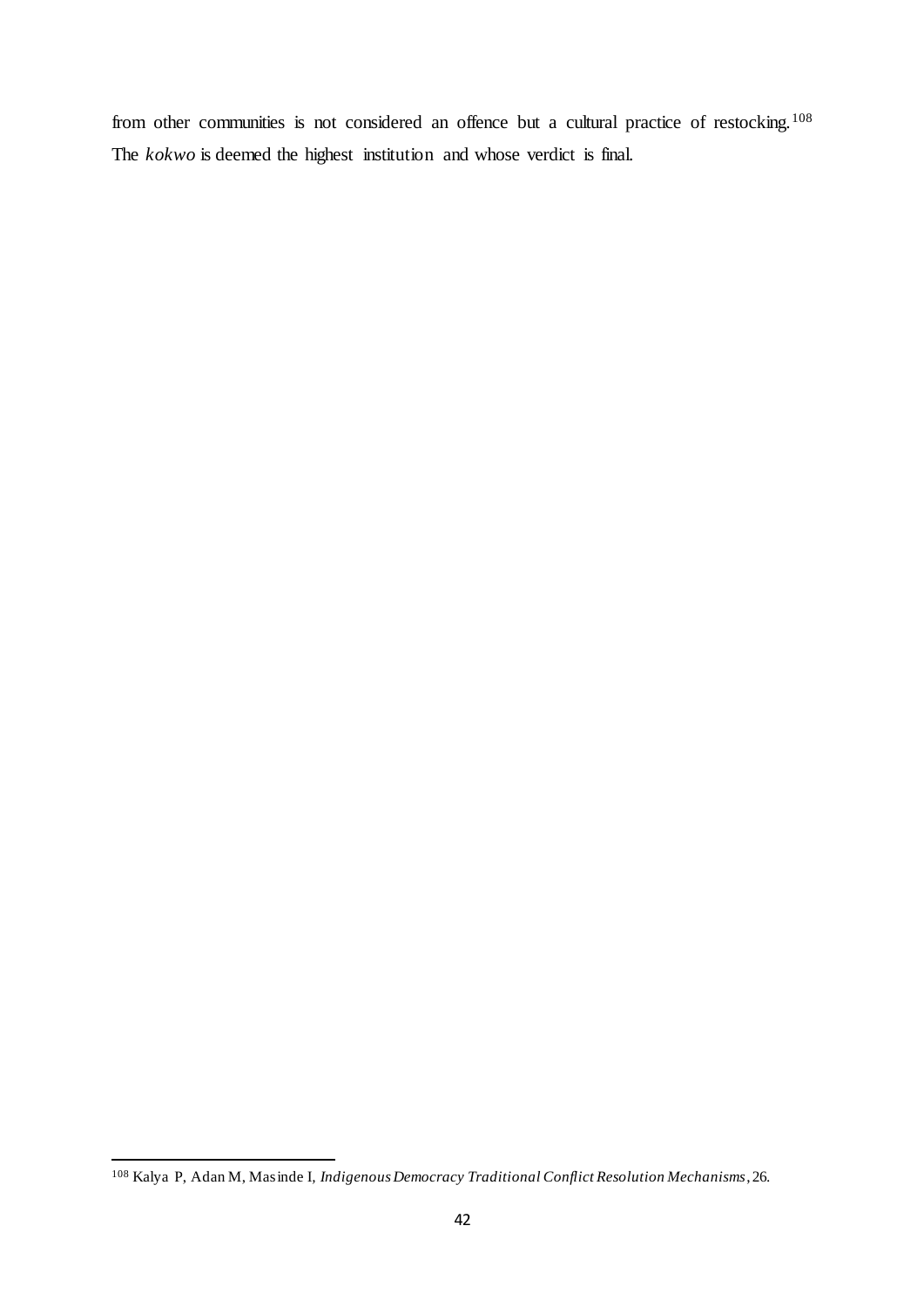from other communities is not considered an offence but a cultural practice of restocking.[108] The *kokwo* is deemed the highest institution and whose verdict is final.

[108] Kalya P, Adan M, Masinde I, *Indigenous Democracy Traditional Conflict Resolution Mechanisms*, 26.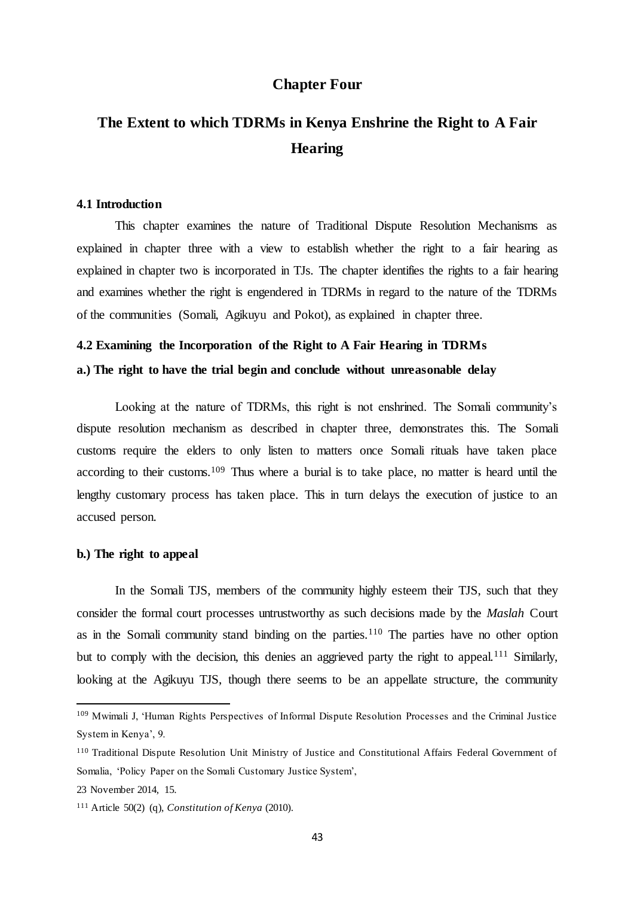# Chapter Four

# The Extent to which TDRMs in Kenya Enshrine the Right to A Fair Hearing

## 4.1 Introduction

This chapter examines the nature of Traditional Dispute Resolution Mechanisms as explained in chapter three with a view to establish whether the right to a fair hearing as explained in chapter two is incorporated in TJs. The chapter identifies the rights to a fair hearing and examines whether the right is engendered in TDRMs in regard to the nature of the TDRMs of the communities (Somali, Agikuyu and Pokot), as explained in chapter three.

## 4.2 Examining the Incorporation of the Right to A Fair Hearing in TDRMs

### a.) The right to have the trial begin and conclude without unreasonable delay

Looking at the nature of TDRMs, this right is not enshrined. The Somali community's dispute resolution mechanism as described in chapter three, demonstrates this. The Somali customs require the elders to only listen to matters once Somali rituals have taken place according to their customs.[109] Thus where a burial is to take place, no matter is heard until the lengthy customary process has taken place. This in turn delays the execution of justice to an accused person.

### b.) The right to appeal

In the Somali TJS, members of the community highly esteem their TJS, such that they consider the formal court processes untrustworthy as such decisions made by the *Maslah* Court as in the Somali community stand binding on the parties.[110] The parties have no other option but to comply with the decision, this denies an aggrieved party the right to appeal.[111] Similarly, looking at the Agikuyu TJS, though there seems to be an appellate structure, the community

---

[109] Mwimali J, 'Human Rights Perspectives of Informal Dispute Resolution Processes and the Criminal Justice System in Kenya', 9.

[110] Traditional Dispute Resolution Unit Ministry of Justice and Constitutional Affairs Federal Government of Somalia, 'Policy Paper on the Somali Customary Justice System',

23 November 2014, 15.

[111] Article 50(2) (q), *Constitution of Kenya* (2010).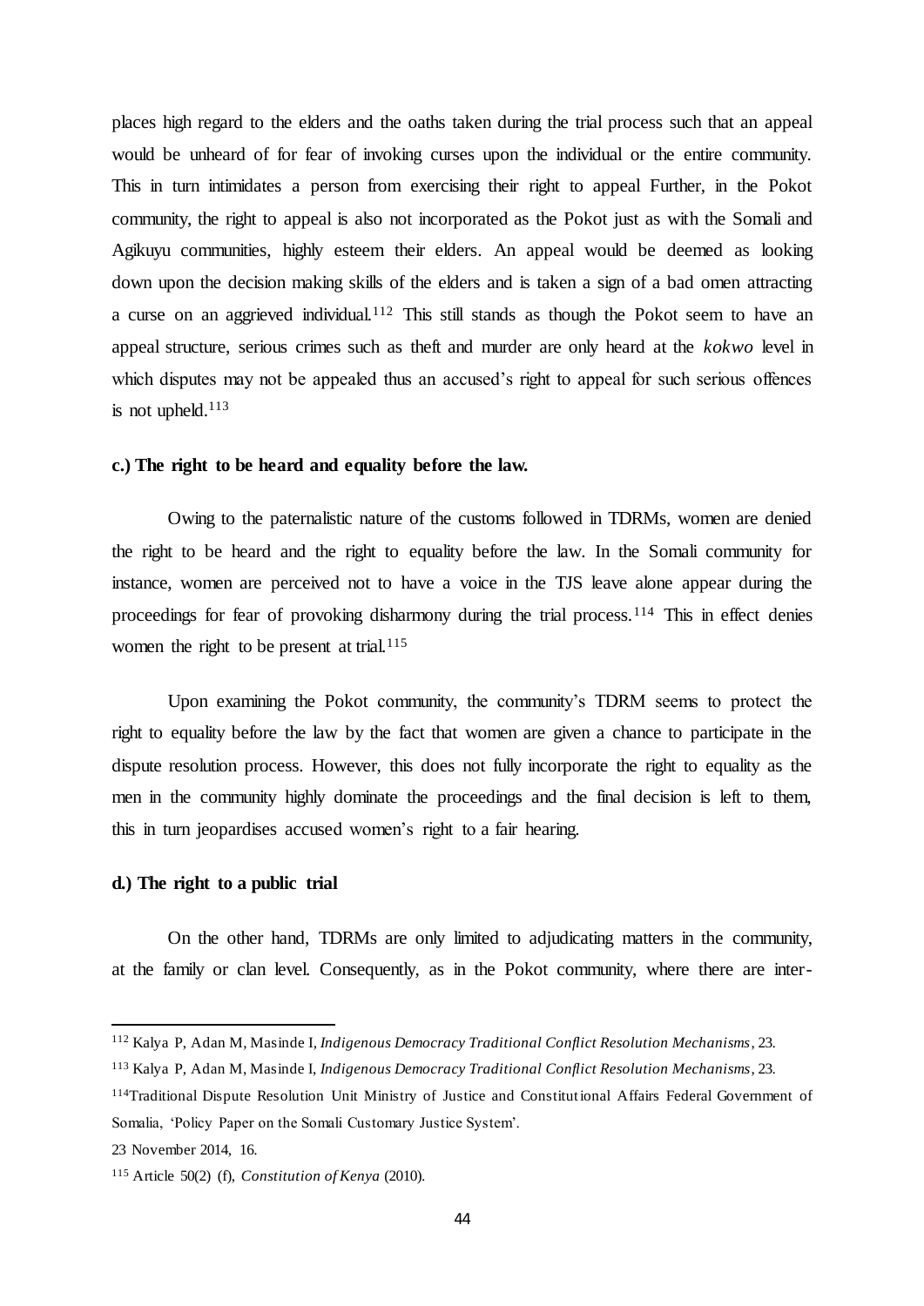places high regard to the elders and the oaths taken during the trial process such that an appeal would be unheard of for fear of invoking curses upon the individual or the entire community. This in turn intimidates a person from exercising their right to appeal Further, in the Pokot community, the right to appeal is also not incorporated as the Pokot just as with the Somali and Agikuyu communities, highly esteem their elders. An appeal would be deemed as looking down upon the decision making skills of the elders and is taken a sign of a bad omen attracting a curse on an aggrieved individual.[112] This still stands as though the Pokot seem to have an appeal structure, serious crimes such as theft and murder are only heard at the *kokwo* level in which disputes may not be appealed thus an accused's right to appeal for such serious offences is not upheld.[113]

**c.) The right to be heard and equality before the law.**

Owing to the paternalistic nature of the customs followed in TDRMs, women are denied the right to be heard and the right to equality before the law. In the Somali community for instance, women are perceived not to have a voice in the TJS leave alone appear during the proceedings for fear of provoking disharmony during the trial process.[114] This in effect denies women the right to be present at trial.[115]

Upon examining the Pokot community, the community's TDRM seems to protect the right to equality before the law by the fact that women are given a chance to participate in the dispute resolution process. However, this does not fully incorporate the right to equality as the men in the community highly dominate the proceedings and the final decision is left to them, this in turn jeopardises accused women's right to a fair hearing.

**d.) The right to a public trial**

On the other hand, TDRMs are only limited to adjudicating matters in the community, at the family or clan level. Consequently, as in the Pokot community, where there are inter-

---

[112] Kalya P, Adan M, Masinde I, *Indigenous Democracy Traditional Conflict Resolution Mechanisms*, 23.

[113] Kalya P, Adan M, Masinde I, *Indigenous Democracy Traditional Conflict Resolution Mechanisms*, 23.

[114] Traditional Dispute Resolution Unit Ministry of Justice and Constitutional Affairs Federal Government of Somalia, 'Policy Paper on the Somali Customary Justice System'.

23 November 2014, 16.

[115] Article 50(2) (f), *Constitution of Kenya* (2010).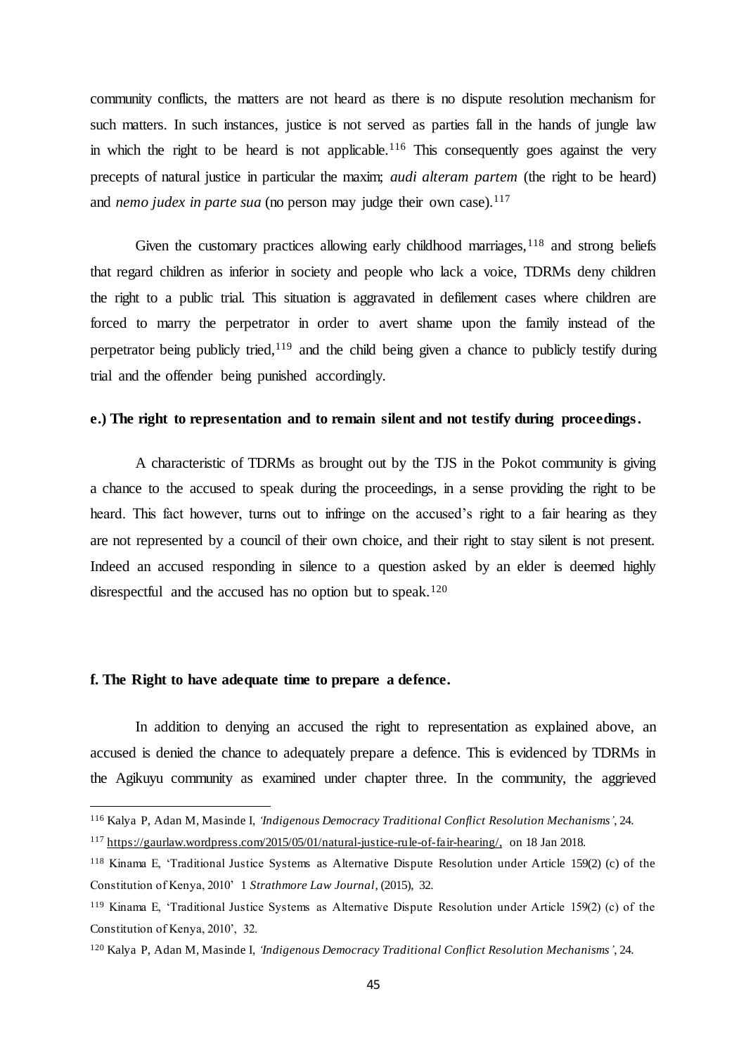community conflicts, the matters are not heard as there is no dispute resolution mechanism for such matters. In such instances, justice is not served as parties fall in the hands of jungle law in which the right to be heard is not applicable.[116] This consequently goes against the very precepts of natural justice in particular the maxim; *audi alteram partem* (the right to be heard) and *nemo judex in parte sua* (no person may judge their own case).[117]

Given the customary practices allowing early childhood marriages,[118] and strong beliefs that regard children as inferior in society and people who lack a voice, TDRMs deny children the right to a public trial. This situation is aggravated in defilement cases where children are forced to marry the perpetrator in order to avert shame upon the family instead of the perpetrator being publicly tried,[119] and the child being given a chance to publicly testify during trial and the offender being punished accordingly.

**e.) The right to representation and to remain silent and not testify during proceedings.**

A characteristic of TDRMs as brought out by the TJS in the Pokot community is giving a chance to the accused to speak during the proceedings, in a sense providing the right to be heard. This fact however, turns out to infringe on the accused's right to a fair hearing as they are not represented by a council of their own choice, and their right to stay silent is not present. Indeed an accused responding in silence to a question asked by an elder is deemed highly disrespectful and the accused has no option but to speak.[120]

**f. The Right to have adequate time to prepare a defence.**

In addition to denying an accused the right to representation as explained above, an accused is denied the chance to adequately prepare a defence. This is evidenced by TDRMs in the Agikuyu community as examined under chapter three. In the community, the aggrieved

---

[116] Kalya P, Adan M, Masinde I, *'Indigenous Democracy Traditional Conflict Resolution Mechanisms'*, 24.

[117] https://gaurlaw.wordpress.com/2015/05/01/natural-justice-rule-of-fair-hearing/, on 18 Jan 2018.

[118] Kinama E, 'Traditional Justice Systems as Alternative Dispute Resolution under Article 159(2) (c) of the Constitution of Kenya, 2010' 1 *Strathmore Law Journal*, (2015), 32.

[119] Kinama E, 'Traditional Justice Systems as Alternative Dispute Resolution under Article 159(2) (c) of the Constitution of Kenya, 2010', 32.

[120] Kalya P, Adan M, Masinde I, *'Indigenous Democracy Traditional Conflict Resolution Mechanisms'*, 24.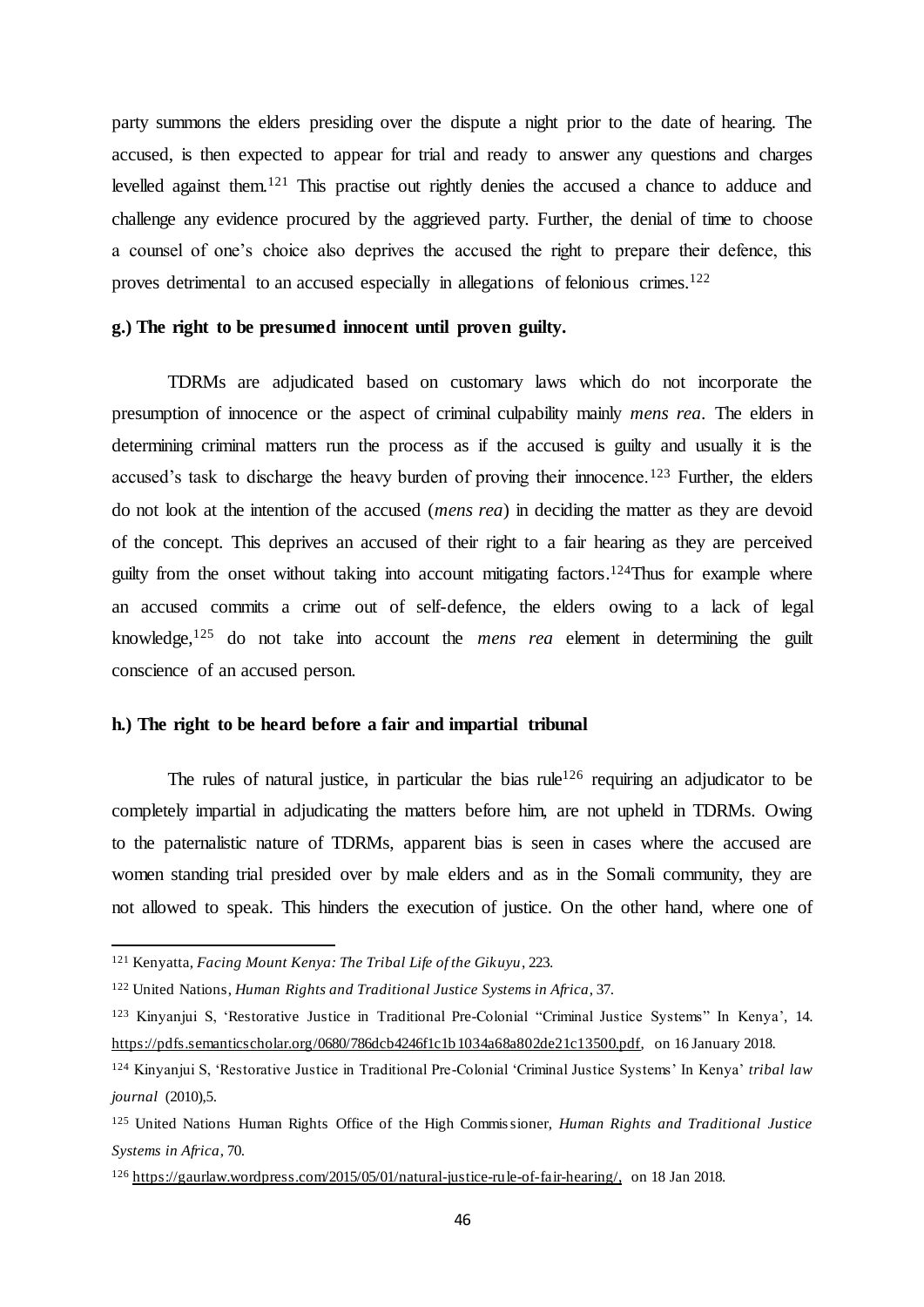party summons the elders presiding over the dispute a night prior to the date of hearing. The accused, is then expected to appear for trial and ready to answer any questions and charges levelled against them.[121] This practise out rightly denies the accused a chance to adduce and challenge any evidence procured by the aggrieved party. Further, the denial of time to choose a counsel of one's choice also deprives the accused the right to prepare their defence, this proves detrimental to an accused especially in allegations of felonious crimes.[122]

#### g.) The right to be presumed innocent until proven guilty.

TDRMs are adjudicated based on customary laws which do not incorporate the presumption of innocence or the aspect of criminal culpability mainly *mens rea*. The elders in determining criminal matters run the process as if the accused is guilty and usually it is the accused's task to discharge the heavy burden of proving their innocence.[123] Further, the elders do not look at the intention of the accused (*mens rea*) in deciding the matter as they are devoid of the concept. This deprives an accused of their right to a fair hearing as they are perceived guilty from the onset without taking into account mitigating factors.[124]Thus for example where an accused commits a crime out of self-defence, the elders owing to a lack of legal knowledge,[125] do not take into account the *mens rea* element in determining the guilt conscience of an accused person.

#### h.) The right to be heard before a fair and impartial tribunal

The rules of natural justice, in particular the bias rule[126] requiring an adjudicator to be completely impartial in adjudicating the matters before him, are not upheld in TDRMs. Owing to the paternalistic nature of TDRMs, apparent bias is seen in cases where the accused are women standing trial presided over by male elders and as in the Somali community, they are not allowed to speak. This hinders the execution of justice. On the other hand, where one of

---

[121] Kenyatta, *Facing Mount Kenya: The Tribal Life of the Gikuyu*, 223.

[122] United Nations, *Human Rights and Traditional Justice Systems in Africa*, 37.

[123] Kinyanjui S, 'Restorative Justice in Traditional Pre-Colonial "Criminal Justice Systems" In Kenya', 14. https://pdfs.semanticscholar.org/0680/786dcb4246f1c1b1034a68a802de21c13500.pdf, on 16 January 2018.

[124] Kinyanjui S, 'Restorative Justice in Traditional Pre-Colonial 'Criminal Justice Systems' In Kenya' *tribal law journal* (2010),5.

[125] United Nations Human Rights Office of the High Commissioner, *Human Rights and Traditional Justice Systems in Africa*, 70.

[126] https://gaurlaw.wordpress.com/2015/05/01/natural-justice-rule-of-fair-hearing/, on 18 Jan 2018.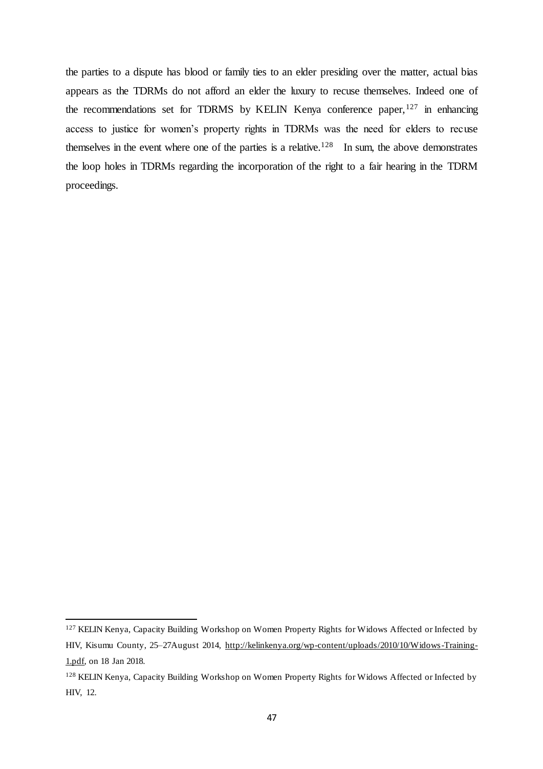the parties to a dispute has blood or family ties to an elder presiding over the matter, actual bias appears as the TDRMs do not afford an elder the luxury to recuse themselves. Indeed one of the recommendations set for TDRMS by KELIN Kenya conference paper,[127] in enhancing access to justice for women's property rights in TDRMs was the need for elders to recuse themselves in the event where one of the parties is a relative.[128] In sum, the above demonstrates the loop holes in TDRMs regarding the incorporation of the right to a fair hearing in the TDRM proceedings.

---

[127] KELIN Kenya, Capacity Building Workshop on Women Property Rights for Widows Affected or Infected by HIV, Kisumu County, 25–27August 2014, http://kelinkenya.org/wp-content/uploads/2010/10/Widows-Training-1.pdf, on 18 Jan 2018.

[128] KELIN Kenya, Capacity Building Workshop on Women Property Rights for Widows Affected or Infected by HIV, 12.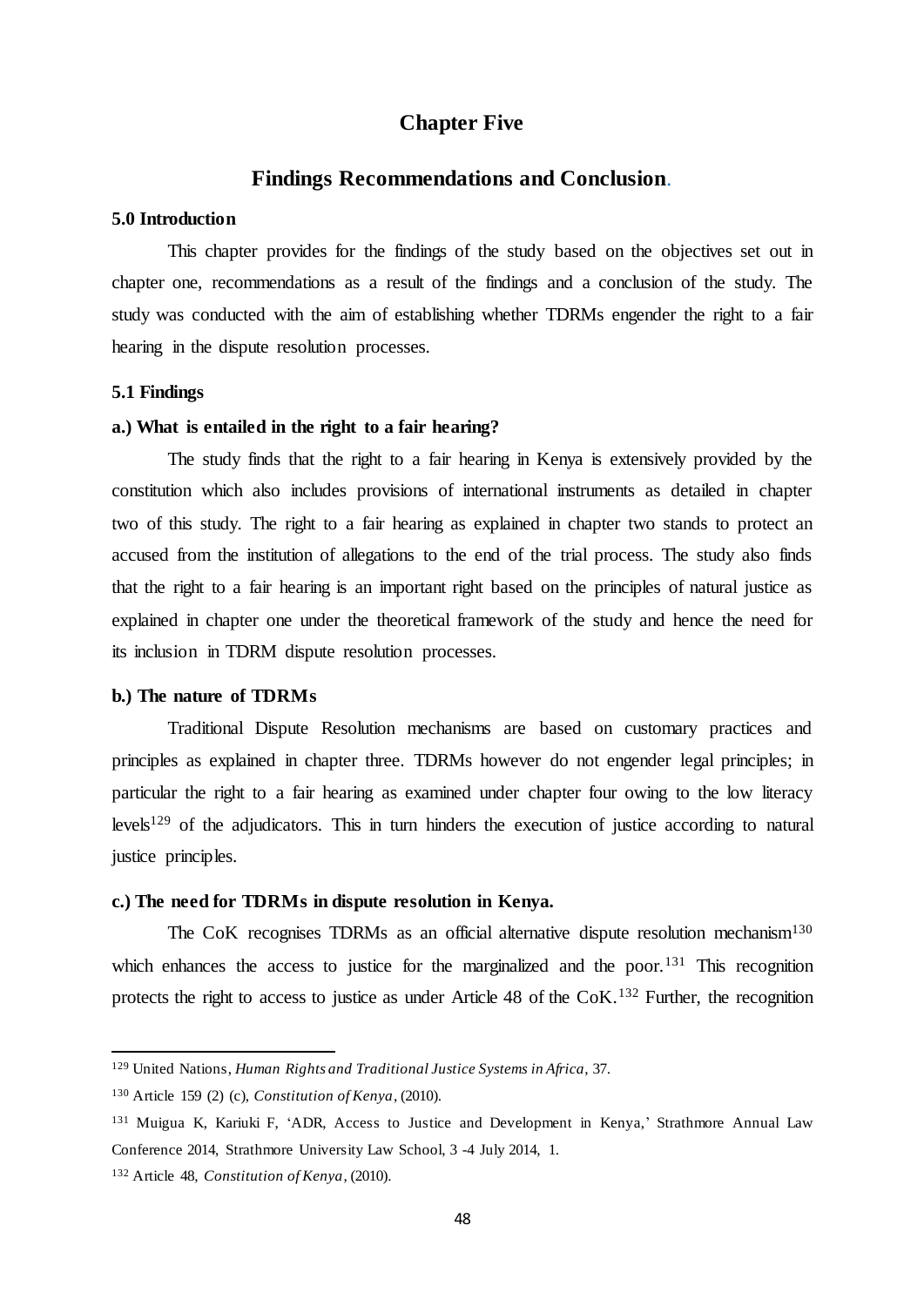# Chapter Five

## Findings Recommendations and Conclusion.

### 5.0 Introduction

This chapter provides for the findings of the study based on the objectives set out in chapter one, recommendations as a result of the findings and a conclusion of the study. The study was conducted with the aim of establishing whether TDRMs engender the right to a fair hearing in the dispute resolution processes.

### 5.1 Findings

#### a.) What is entailed in the right to a fair hearing?

The study finds that the right to a fair hearing in Kenya is extensively provided by the constitution which also includes provisions of international instruments as detailed in chapter two of this study. The right to a fair hearing as explained in chapter two stands to protect an accused from the institution of allegations to the end of the trial process. The study also finds that the right to a fair hearing is an important right based on the principles of natural justice as explained in chapter one under the theoretical framework of the study and hence the need for its inclusion in TDRM dispute resolution processes.

#### b.) The nature of TDRMs

Traditional Dispute Resolution mechanisms are based on customary practices and principles as explained in chapter three. TDRMs however do not engender legal principles; in particular the right to a fair hearing as examined under chapter four owing to the low literacy levels[129] of the adjudicators. This in turn hinders the execution of justice according to natural justice principles.

#### c.) The need for TDRMs in dispute resolution in Kenya.

The CoK recognises TDRMs as an official alternative dispute resolution mechanism[130] which enhances the access to justice for the marginalized and the poor.[131] This recognition protects the right to access to justice as under Article 48 of the CoK.[132] Further, the recognition

---

[129] United Nations, *Human Rights and Traditional Justice Systems in Africa*, 37.

[130] Article 159 (2) (c), *Constitution of Kenya*, (2010).

[131] Muigua K, Kariuki F, 'ADR, Access to Justice and Development in Kenya,' Strathmore Annual Law Conference 2014, Strathmore University Law School, 3 -4 July 2014, 1.

[132] Article 48, *Constitution of Kenya*, (2010).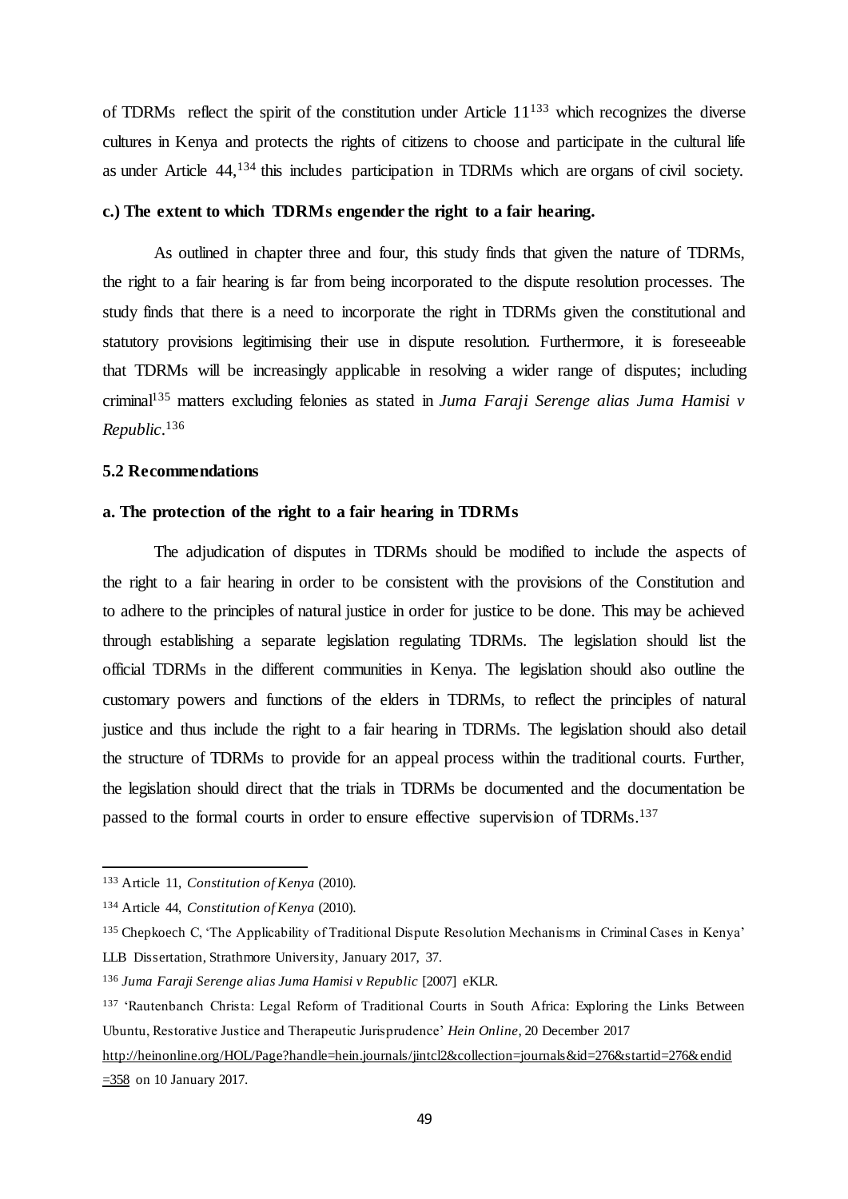of TDRMs reflect the spirit of the constitution under Article 11[133] which recognizes the diverse cultures in Kenya and protects the rights of citizens to choose and participate in the cultural life as under Article 44,[134] this includes participation in TDRMs which are organs of civil society.

**c.) The extent to which TDRMs engender the right to a fair hearing.**

As outlined in chapter three and four, this study finds that given the nature of TDRMs, the right to a fair hearing is far from being incorporated to the dispute resolution processes. The study finds that there is a need to incorporate the right in TDRMs given the constitutional and statutory provisions legitimising their use in dispute resolution. Furthermore, it is foreseeable that TDRMs will be increasingly applicable in resolving a wider range of disputes; including criminal[135] matters excluding felonies as stated in *Juma Faraji Serenge alias Juma Hamisi v Republic*.[136]

### 5.2 Recommendations

**a. The protection of the right to a fair hearing in TDRMs**

The adjudication of disputes in TDRMs should be modified to include the aspects of the right to a fair hearing in order to be consistent with the provisions of the Constitution and to adhere to the principles of natural justice in order for justice to be done. This may be achieved through establishing a separate legislation regulating TDRMs. The legislation should list the official TDRMs in the different communities in Kenya. The legislation should also outline the customary powers and functions of the elders in TDRMs, to reflect the principles of natural justice and thus include the right to a fair hearing in TDRMs. The legislation should also detail the structure of TDRMs to provide for an appeal process within the traditional courts. Further, the legislation should direct that the trials in TDRMs be documented and the documentation be passed to the formal courts in order to ensure effective supervision of TDRMs.[137]

---

[133] Article 11, *Constitution of Kenya* (2010).

[134] Article 44, *Constitution of Kenya* (2010).

[135] Chepkoech C, 'The Applicability of Traditional Dispute Resolution Mechanisms in Criminal Cases in Kenya' LLB Dissertation, Strathmore University, January 2017, 37.

[136] *Juma Faraji Serenge alias Juma Hamisi v Republic* [2007] eKLR.

[137] 'Rautenbanch Christa: Legal Reform of Traditional Courts in South Africa: Exploring the Links Between Ubuntu, Restorative Justice and Therapeutic Jurisprudence' *Hein Online*, 20 December 2017 http://heinonline.org/HOL/Page?handle=hein.journals/jintcl2&collection=journals&id=276&startid=276&endid=358 on 10 January 2017.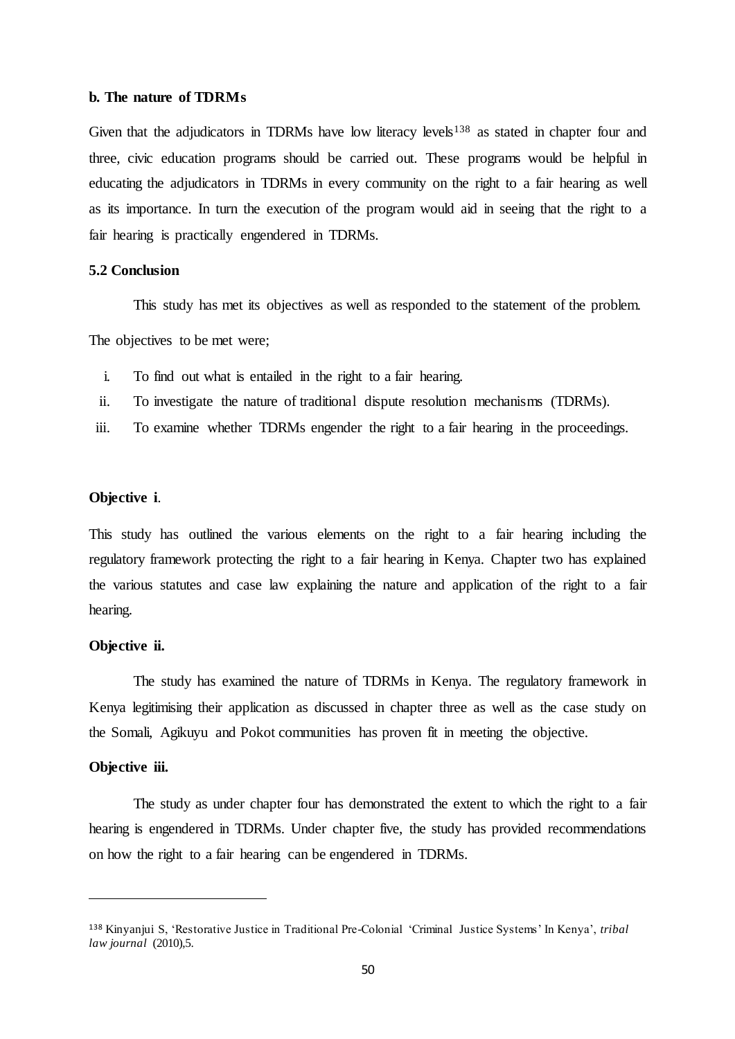**b. The nature of TDRMs**

Given that the adjudicators in TDRMs have low literacy levels[138] as stated in chapter four and three, civic education programs should be carried out. These programs would be helpful in educating the adjudicators in TDRMs in every community on the right to a fair hearing as well as its importance. In turn the execution of the program would aid in seeing that the right to a fair hearing is practically engendered in TDRMs.

**5.2 Conclusion**

This study has met its objectives as well as responded to the statement of the problem.

The objectives to be met were;

i. To find out what is entailed in the right to a fair hearing.
ii. To investigate the nature of traditional dispute resolution mechanisms (TDRMs).
iii. To examine whether TDRMs engender the right to a fair hearing in the proceedings.

**Objective i**.

This study has outlined the various elements on the right to a fair hearing including the regulatory framework protecting the right to a fair hearing in Kenya. Chapter two has explained the various statutes and case law explaining the nature and application of the right to a fair hearing.

**Objective ii.**

The study has examined the nature of TDRMs in Kenya. The regulatory framework in Kenya legitimising their application as discussed in chapter three as well as the case study on the Somali, Agikuyu and Pokot communities has proven fit in meeting the objective.

**Objective iii.**

The study as under chapter four has demonstrated the extent to which the right to a fair hearing is engendered in TDRMs. Under chapter five, the study has provided recommendations on how the right to a fair hearing can be engendered in TDRMs.

---

[138] Kinyanjui S, 'Restorative Justice in Traditional Pre-Colonial 'Criminal Justice Systems' In Kenya', *tribal law journal* (2010),5.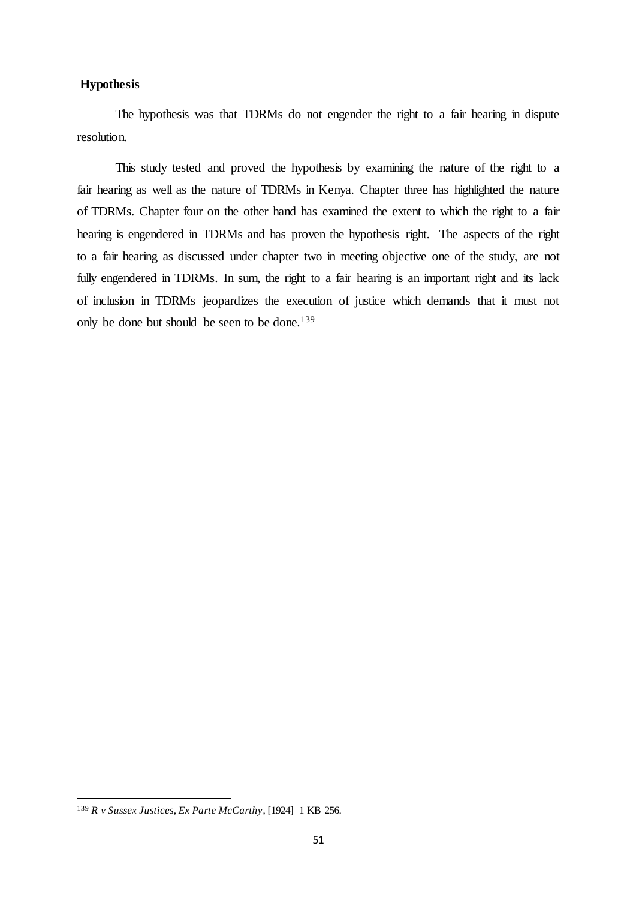## Hypothesis

The hypothesis was that TDRMs do not engender the right to a fair hearing in dispute resolution.

This study tested and proved the hypothesis by examining the nature of the right to a fair hearing as well as the nature of TDRMs in Kenya. Chapter three has highlighted the nature of TDRMs. Chapter four on the other hand has examined the extent to which the right to a fair hearing is engendered in TDRMs and has proven the hypothesis right. The aspects of the right to a fair hearing as discussed under chapter two in meeting objective one of the study, are not fully engendered in TDRMs. In sum, the right to a fair hearing is an important right and its lack of inclusion in TDRMs jeopardizes the execution of justice which demands that it must not only be done but should be seen to be done.[139]

---

[139] *R v Sussex Justices, Ex Parte McCarthy*, [1924] 1 KB 256.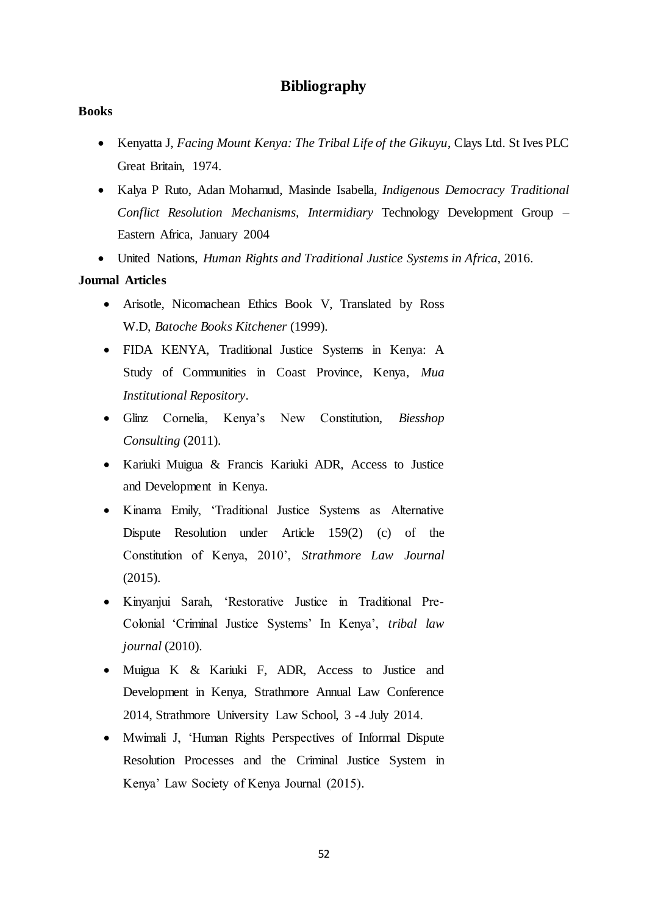# Bibliography

**Books**

- Kenyatta J, *Facing Mount Kenya: The Tribal Life of the Gikuyu*, Clays Ltd. St Ives PLC Great Britain, 1974.
- Kalya P Ruto, Adan Mohamud, Masinde Isabella, *Indigenous Democracy Traditional Conflict Resolution Mechanisms, Intermidiary* Technology Development Group – Eastern Africa, January 2004
- United Nations, *Human Rights and Traditional Justice Systems in Africa*, 2016.

**Journal Articles**

- Arisotle, Nicomachean Ethics Book V, Translated by Ross W.D, *Batoche Books Kitchener* (1999).
- FIDA KENYA, Traditional Justice Systems in Kenya: A Study of Communities in Coast Province, Kenya, *Mua Institutional Repository*.
- Glinz Cornelia, Kenya's New Constitution, *Biesshop Consulting* (2011).
- Kariuki Muigua & Francis Kariuki ADR, Access to Justice and Development in Kenya.
- Kinama Emily, 'Traditional Justice Systems as Alternative Dispute Resolution under Article 159(2) (c) of the Constitution of Kenya, 2010', *Strathmore Law Journal* (2015).
- Kinyanjui Sarah, 'Restorative Justice in Traditional Pre-Colonial 'Criminal Justice Systems' In Kenya', *tribal law journal* (2010).
- Muigua K & Kariuki F, ADR, Access to Justice and Development in Kenya, Strathmore Annual Law Conference 2014, Strathmore University Law School, 3 -4 July 2014.
- Mwimali J, 'Human Rights Perspectives of Informal Dispute Resolution Processes and the Criminal Justice System in Kenya' Law Society of Kenya Journal (2015).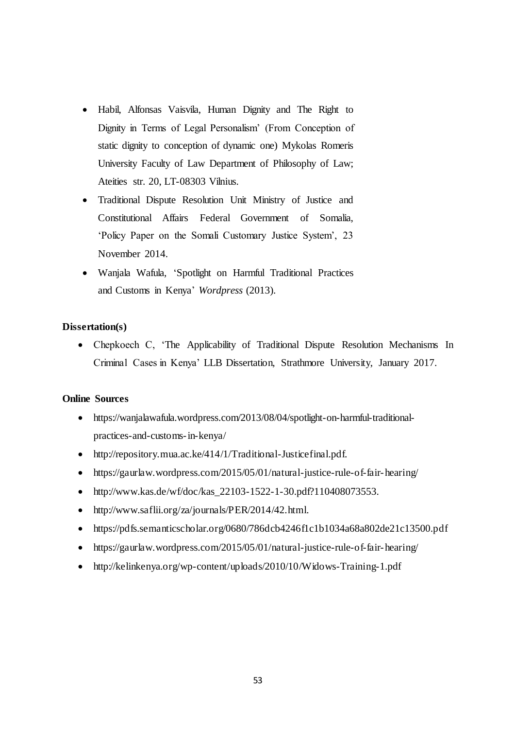- Habil, Alfonsas Vaisvila, Human Dignity and The Right to Dignity in Terms of Legal Personalism' (From Conception of static dignity to conception of dynamic one) Mykolas Romeris University Faculty of Law Department of Philosophy of Law; Ateities str. 20, LT-08303 Vilnius.
- Traditional Dispute Resolution Unit Ministry of Justice and Constitutional Affairs Federal Government of Somalia, 'Policy Paper on the Somali Customary Justice System', 23 November 2014.
- Wanjala Wafula, 'Spotlight on Harmful Traditional Practices and Customs in Kenya' *Wordpress* (2013).

**Dissertation(s)**

- Chepkoech C, 'The Applicability of Traditional Dispute Resolution Mechanisms In Criminal Cases in Kenya' LLB Dissertation, Strathmore University, January 2017.

**Online Sources**

- https://wanjalawafula.wordpress.com/2013/08/04/spotlight-on-harmful-traditional-practices-and-customs-in-kenya/
- http://repository.mua.ac.ke/414/1/Traditional-Justicefinal.pdf.
- https://gaurlaw.wordpress.com/2015/05/01/natural-justice-rule-of-fair-hearing/
- http://www.kas.de/wf/doc/kas_22103-1522-1-30.pdf?110408073553.
- http://www.saflii.org/za/journals/PER/2014/42.html.
- https://pdfs.semanticscholar.org/0680/786dcb4246f1c1b1034a68a802de21c13500.pdf
- https://gaurlaw.wordpress.com/2015/05/01/natural-justice-rule-of-fair-hearing/
- http://kelinkenya.org/wp-content/uploads/2010/10/Widows-Training-1.pdf